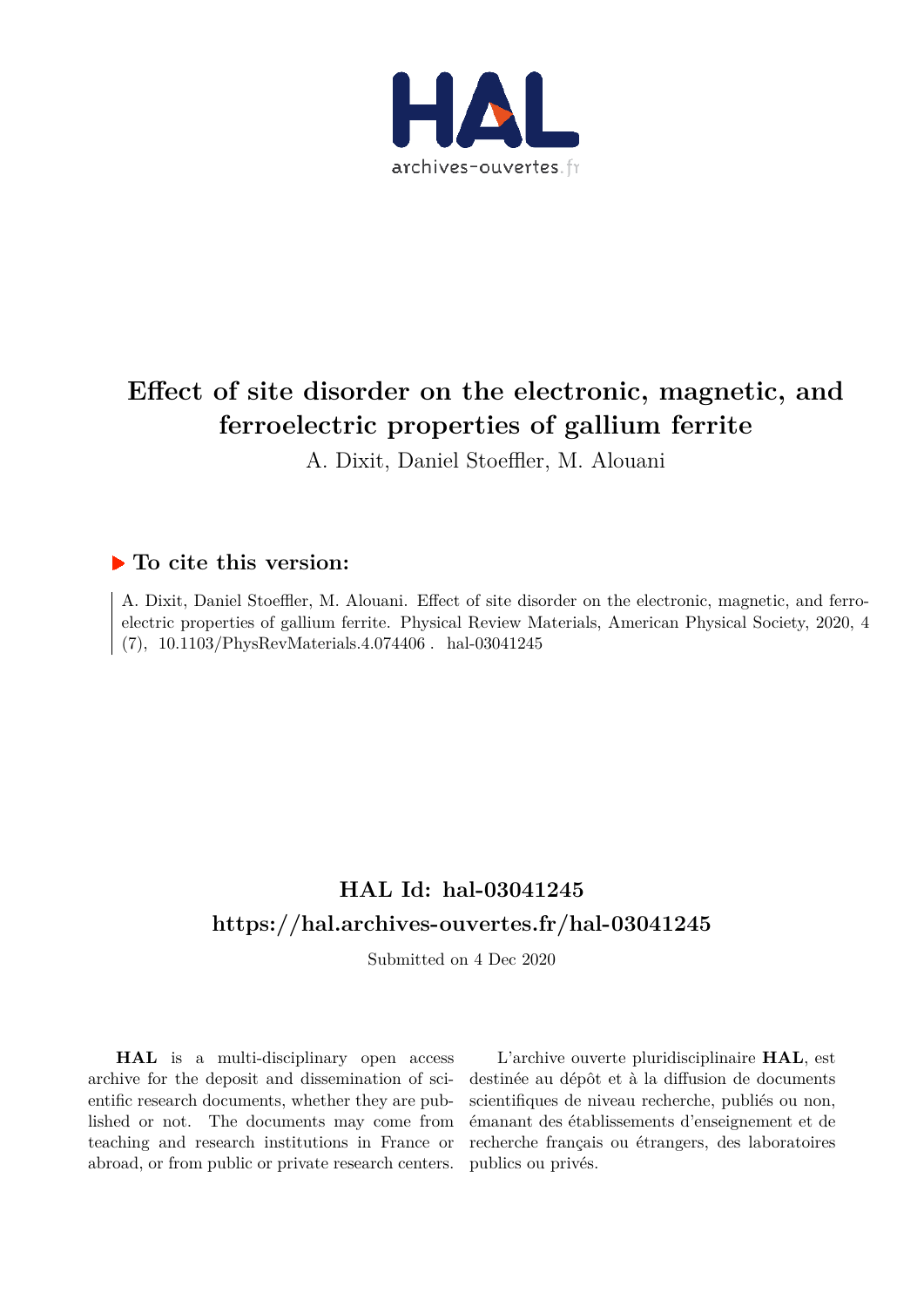# Effect of site disorder on the electronic, magnetic, and ferroelectric properties of gallium ferrite

A. Dixit, Daniel Stoeffler, M. Alouani

## To cite this version:

A. Dixit, Daniel Stoeffler, M. Alouani. Effect of site disorder on the electronic, magnetic, and ferroelectric properties of gallium ferrite. Physical Review Materials, American Physical Society, 2020, 4 (7), 10.1103/PhysRevMaterials.4.074406 . hal-03041245

## HAL Id: hal-03041245

## https://hal.archives-ouvertes.fr/hal-03041245

Submitted on 4 Dec 2020

**HAL** is a multi-disciplinary open access archive for the deposit and dissemination of scientific research documents, whether they are published or not. The documents may come from teaching and research institutions in France or abroad, or from public or private research centers.

L'archive ouverte pluridisciplinaire **HAL**, est destinée au dépôt et à la diffusion de documents scientifiques de niveau recherche, publiés ou non, émanant des établissements d'enseignement et de recherche français ou étrangers, des laboratoires publics ou privés.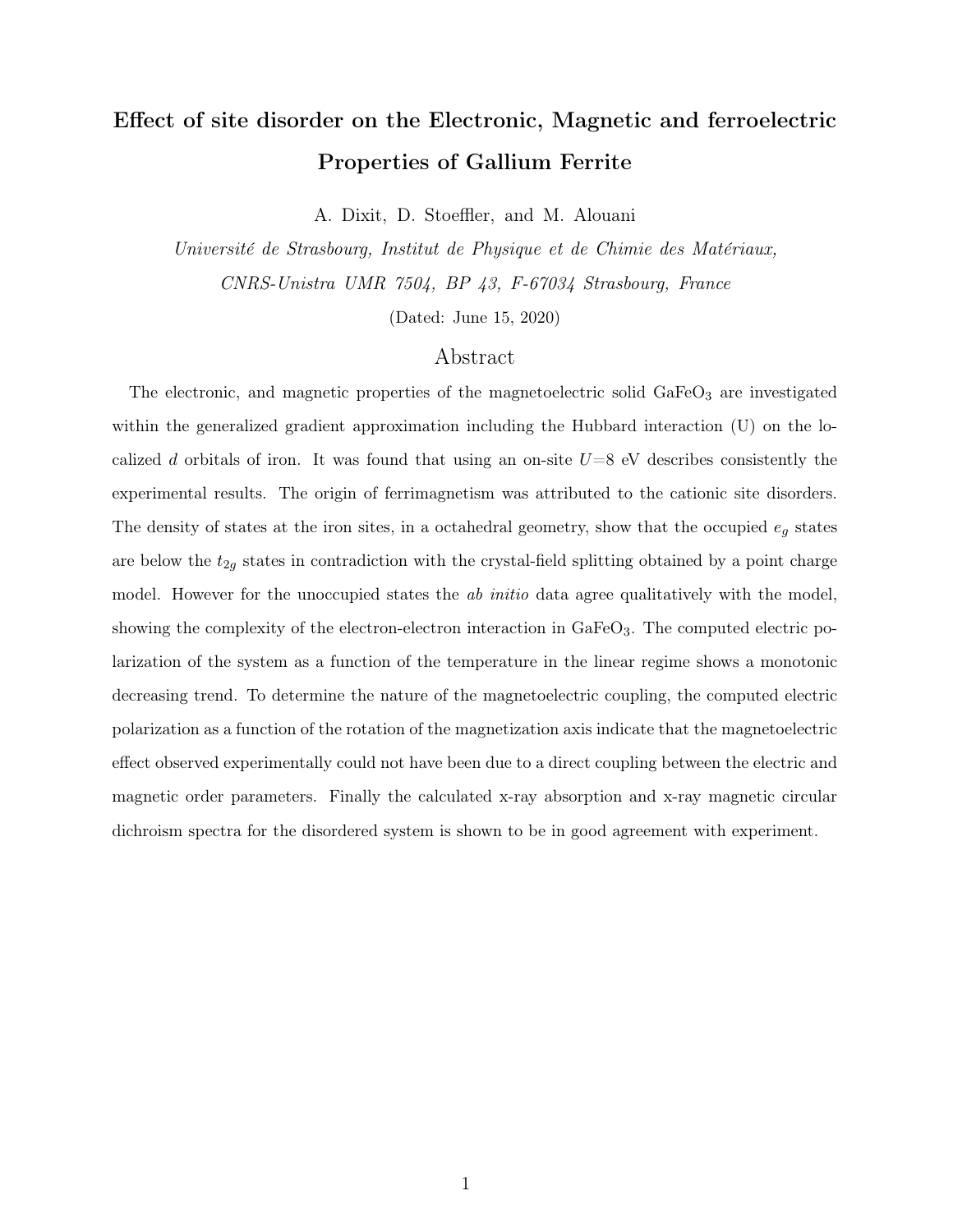# Effect of site disorder on the Electronic, Magnetic and ferroelectric Properties of Gallium Ferrite

A. Dixit, D. Stoeffler, and M. Alouani

*Université de Strasbourg, Institut de Physique et de Chimie des Matériaux, CNRS-Unistra UMR 7504, BP 43, F-67034 Strasbourg, France*

(Dated: June 15, 2020)

## Abstract

The electronic, and magnetic properties of the magnetoelectric solid $GaFeO_3$ are investigated within the generalized gradient approximation including the Hubbard interaction (U) on the localized $d$ orbitals of iron. It was found that using an on-site $U$=8 eV describes consistently the experimental results. The origin of ferrimagnetism was attributed to the cationic site disorders. The density of states at the iron sites, in a octahedral geometry, show that the occupied $e_g$ states are below the $t_{2g}$ states in contradiction with the crystal-field splitting obtained by a point charge model. However for the unoccupied states the *ab initio* data agree qualitatively with the model, showing the complexity of the electron-electron interaction in $GaFeO_3$. The computed electric polarization of the system as a function of the temperature in the linear regime shows a monotonic decreasing trend. To determine the nature of the magnetoelectric coupling, the computed electric polarization as a function of the rotation of the magnetization axis indicate that the magnetoelectric effect observed experimentally could not have been due to a direct coupling between the electric and magnetic order parameters. Finally the calculated x-ray absorption and x-ray magnetic circular dichroism spectra for the disordered system is shown to be in good agreement with experiment.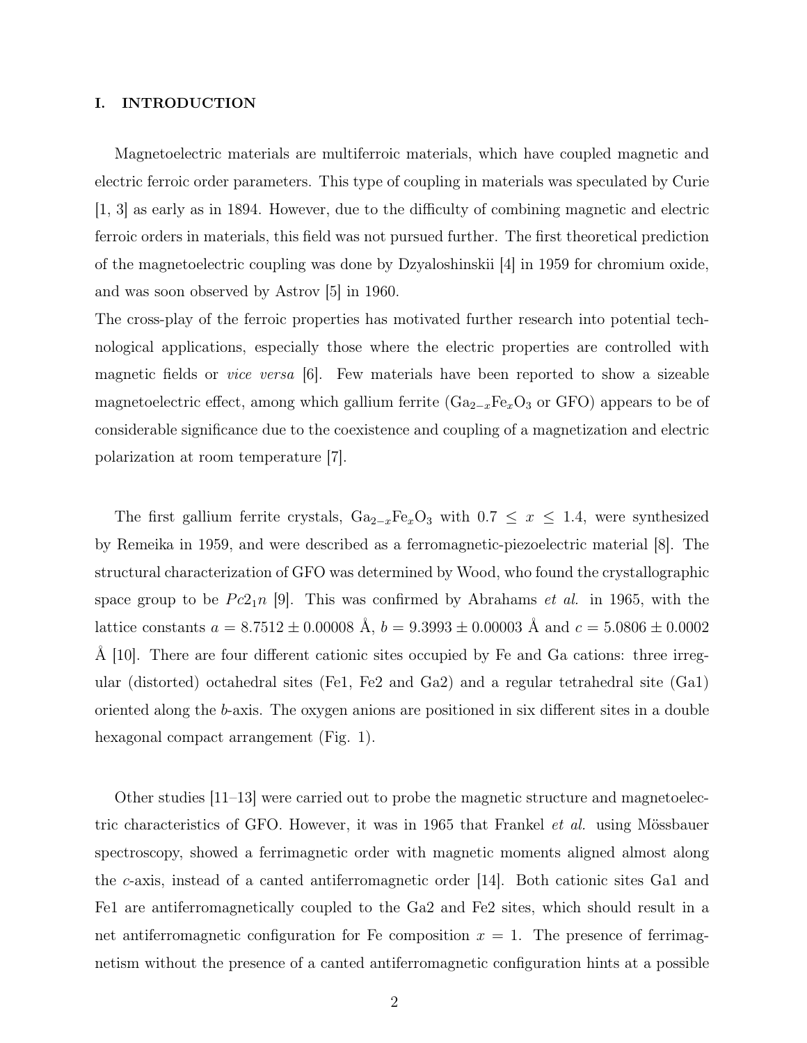## I. INTRODUCTION

Magnetoelectric materials are multiferroic materials, which have coupled magnetic and electric ferroic order parameters. This type of coupling in materials was speculated by Curie [1, 3] as early as in 1894. However, due to the difficulty of combining magnetic and electric ferroic orders in materials, this field was not pursued further. The first theoretical prediction of the magnetoelectric coupling was done by Dzyaloshinskii [4] in 1959 for chromium oxide, and was soon observed by Astrov [5] in 1960.

The cross-play of the ferroic properties has motivated further research into potential technological applications, especially those where the electric properties are controlled with magnetic fields or *vice versa* [6]. Few materials have been reported to show a sizeable magnetoelectric effect, among which gallium ferrite ($Ga_{2-x}Fe_xO_3$ or GFO) appears to be of considerable significance due to the coexistence and coupling of a magnetization and electric polarization at room temperature [7].

The first gallium ferrite crystals, $Ga_{2-x}Fe_xO_3$ with $0.7 \leq x \leq 1.4$, were synthesized by Remeika in 1959, and were described as a ferromagnetic-piezoelectric material [8]. The structural characterization of GFO was determined by Wood, who found the crystallographic space group to be $Pc2_1n$ [9]. This was confirmed by Abrahams *et al.* in 1965, with the lattice constants $a = 8.7512 \pm 0.00008$ Å, $b = 9.3993 \pm 0.00003$ Å and $c = 5.0806 \pm 0.0002$ Å [10]. There are four different cationic sites occupied by Fe and Ga cations: three irregular (distorted) octahedral sites (Fe1, Fe2 and Ga2) and a regular tetrahedral site (Ga1) oriented along the *b*-axis. The oxygen anions are positioned in six different sites in a double hexagonal compact arrangement (Fig. 1).

Other studies [11–13] were carried out to probe the magnetic structure and magnetoelectric characteristics of GFO. However, it was in 1965 that Frankel *et al.* using Mössbauer spectroscopy, showed a ferrimagnetic order with magnetic moments aligned almost along the *c*-axis, instead of a canted antiferromagnetic order [14]. Both cationic sites Ga1 and Fe1 are antiferromagnetically coupled to the Ga2 and Fe2 sites, which should result in a net antiferromagnetic configuration for Fe composition $x = 1$. The presence of ferrimagnetism without the presence of a canted antiferromagnetic configuration hints at a possible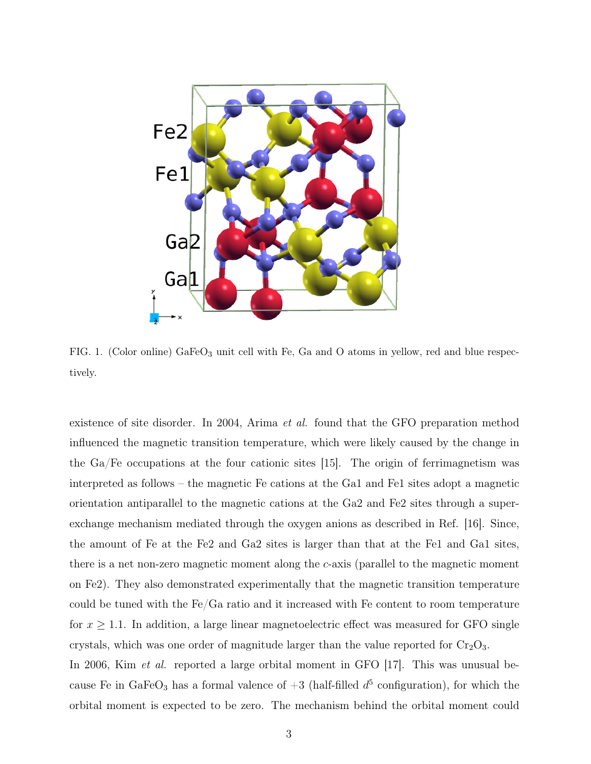FIG. 1. (Color online) $GaFeO_3$ unit cell with Fe, Ga and O atoms in yellow, red and blue respectively.

existence of site disorder. In 2004, Arima *et al.* found that the GFO preparation method influenced the magnetic transition temperature, which were likely caused by the change in the Ga/Fe occupations at the four cationic sites [15]. The origin of ferrimagnetism was interpreted as follows – the magnetic Fe cations at the Ga1 and Fe1 sites adopt a magnetic orientation antiparallel to the magnetic cations at the Ga2 and Fe2 sites through a super-exchange mechanism mediated through the oxygen anions as described in Ref. [16]. Since, the amount of Fe at the Fe2 and Ga2 sites is larger than that at the Fe1 and Ga1 sites, there is a net non-zero magnetic moment along the $c$-axis (parallel to the magnetic moment on Fe2). They also demonstrated experimentally that the magnetic transition temperature could be tuned with the Fe/Ga ratio and it increased with Fe content to room temperature for $x \geq 1.1$. In addition, a large linear magnetoelectric effect was measured for GFO single crystals, which was one order of magnitude larger than the value reported for $Cr_2O_3$.

In 2006, Kim *et al.* reported a large orbital moment in GFO [17]. This was unusual because Fe in $GaFeO_3$ has a formal valence of +3 (half-filled $d^5$ configuration), for which the orbital moment is expected to be zero. The mechanism behind the orbital moment could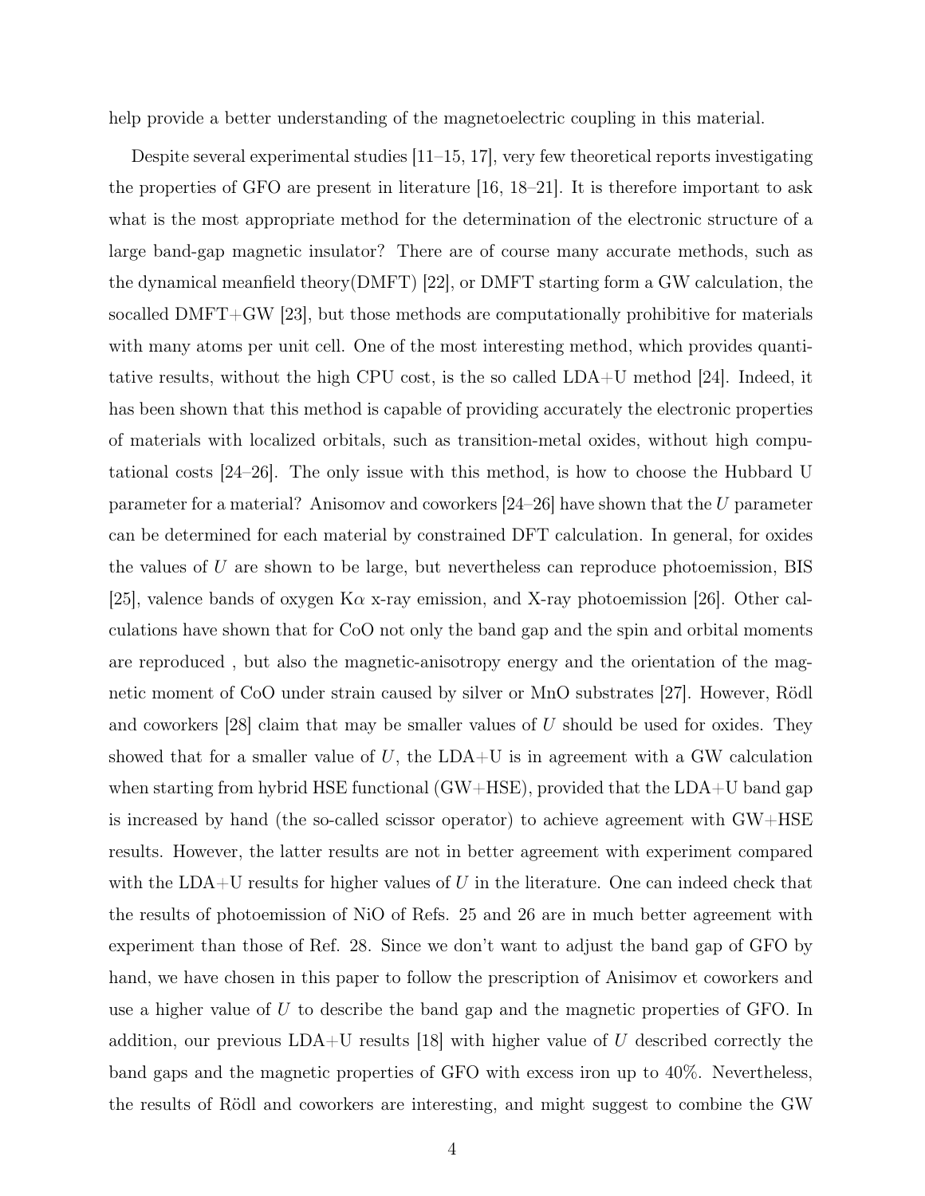help provide a better understanding of the magnetoelectric coupling in this material.

Despite several experimental studies [11–15, 17], very few theoretical reports investigating the properties of GFO are present in literature [16, 18–21]. It is therefore important to ask what is the most appropriate method for the determination of the electronic structure of a large band-gap magnetic insulator? There are of course many accurate methods, such as the dynamical meanfield theory(DMFT) [22], or DMFT starting form a GW calculation, the socalled DMFT+GW [23], but those methods are computationally prohibitive for materials with many atoms per unit cell. One of the most interesting method, which provides quantitative results, without the high CPU cost, is the so called LDA+U method [24]. Indeed, it has been shown that this method is capable of providing accurately the electronic properties of materials with localized orbitals, such as transition-metal oxides, without high computational costs [24–26]. The only issue with this method, is how to choose the Hubbard U parameter for a material? Anisomov and coworkers [24–26] have shown that the $U$ parameter can be determined for each material by constrained DFT calculation. In general, for oxides the values of $U$ are shown to be large, but nevertheless can reproduce photoemission, BIS [25], valence bands of oxygen K$\alpha$ x-ray emission, and X-ray photoemission [26]. Other calculations have shown that for CoO not only the band gap and the spin and orbital moments are reproduced , but also the magnetic-anisotropy energy and the orientation of the magnetic moment of CoO under strain caused by silver or MnO substrates [27]. However, Rödl and coworkers [28] claim that may be smaller values of $U$ should be used for oxides. They showed that for a smaller value of $U$, the LDA+U is in agreement with a GW calculation when starting from hybrid HSE functional (GW+HSE), provided that the LDA+U band gap is increased by hand (the so-called scissor operator) to achieve agreement with GW+HSE results. However, the latter results are not in better agreement with experiment compared with the LDA+U results for higher values of $U$ in the literature. One can indeed check that the results of photoemission of NiO of Refs. 25 and 26 are in much better agreement with experiment than those of Ref. 28. Since we don't want to adjust the band gap of GFO by hand, we have chosen in this paper to follow the prescription of Anisimov et coworkers and use a higher value of $U$ to describe the band gap and the magnetic properties of GFO. In addition, our previous LDA+U results [18] with higher value of $U$ described correctly the band gaps and the magnetic properties of GFO with excess iron up to 40%. Nevertheless, the results of Rödl and coworkers are interesting, and might suggest to combine the GW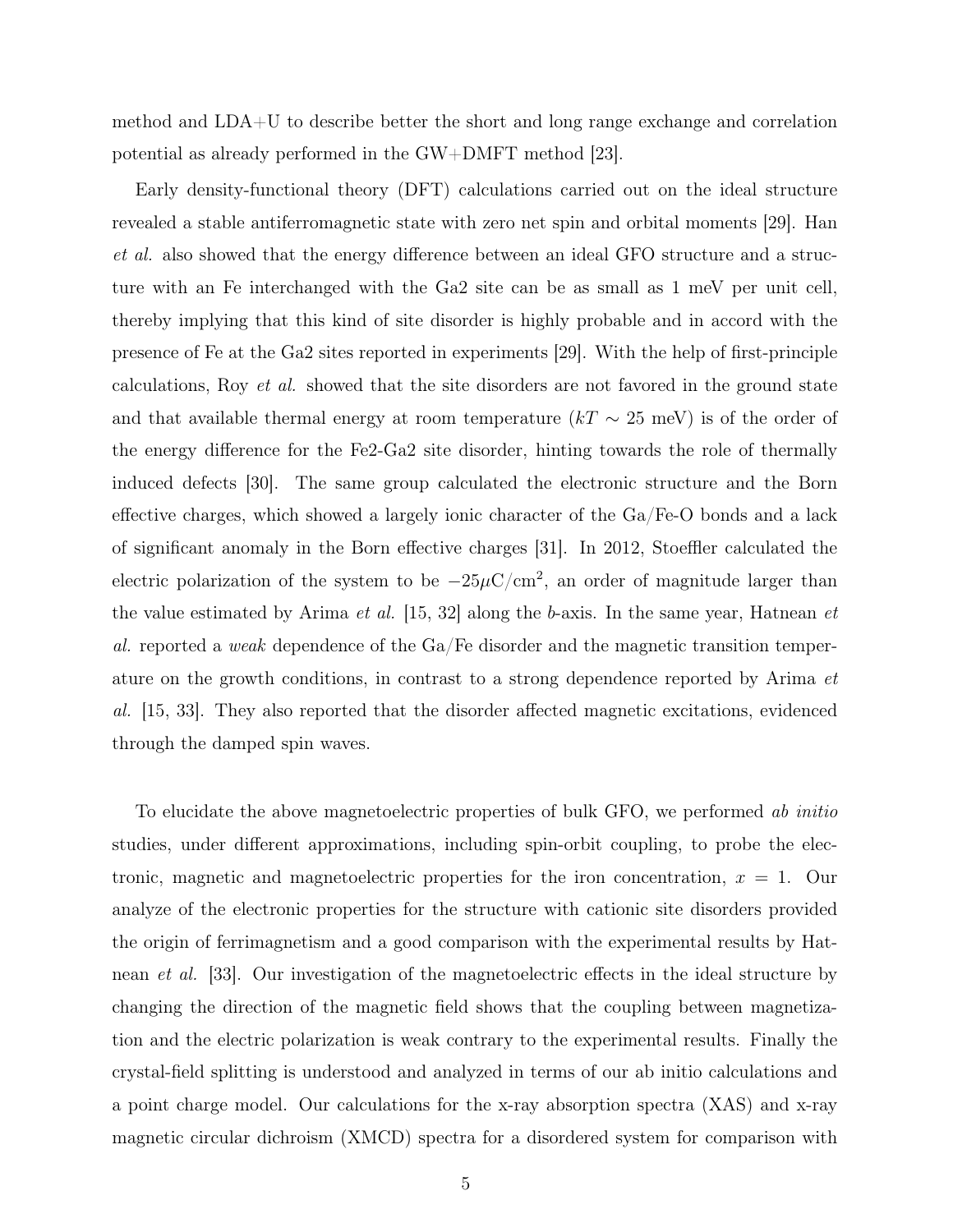method and LDA+U to describe better the short and long range exchange and correlation potential as already performed in the GW+DMFT method [23].

Early density-functional theory (DFT) calculations carried out on the ideal structure revealed a stable antiferromagnetic state with zero net spin and orbital moments [29]. Han *et al.* also showed that the energy difference between an ideal GFO structure and a structure with an Fe interchanged with the Ga2 site can be as small as 1 meV per unit cell, thereby implying that this kind of site disorder is highly probable and in accord with the presence of Fe at the Ga2 sites reported in experiments [29]. With the help of first-principle calculations, Roy *et al.* showed that the site disorders are not favored in the ground state and that available thermal energy at room temperature ($kT \sim 25$ meV) is of the order of the energy difference for the Fe2-Ga2 site disorder, hinting towards the role of thermally induced defects [30]. The same group calculated the electronic structure and the Born effective charges, which showed a largely ionic character of the Ga/Fe-O bonds and a lack of significant anomaly in the Born effective charges [31]. In 2012, Stoeffler calculated the electric polarization of the system to be $-25\mu\text{C/cm}^2$, an order of magnitude larger than the value estimated by Arima *et al.* [15, 32] along the *b*-axis. In the same year, Hatnean *et al.* reported a *weak* dependence of the Ga/Fe disorder and the magnetic transition temperature on the growth conditions, in contrast to a strong dependence reported by Arima *et al.* [15, 33]. They also reported that the disorder affected magnetic excitations, evidenced through the damped spin waves.

To elucidate the above magnetoelectric properties of bulk GFO, we performed *ab initio* studies, under different approximations, including spin-orbit coupling, to probe the electronic, magnetic and magnetoelectric properties for the iron concentration, $x = 1$. Our analyze of the electronic properties for the structure with cationic site disorders provided the origin of ferrimagnetism and a good comparison with the experimental results by Hatnean *et al.* [33]. Our investigation of the magnetoelectric effects in the ideal structure by changing the direction of the magnetic field shows that the coupling between magnetization and the electric polarization is weak contrary to the experimental results. Finally the crystal-field splitting is understood and analyzed in terms of our ab initio calculations and a point charge model. Our calculations for the x-ray absorption spectra (XAS) and x-ray magnetic circular dichroism (XMCD) spectra for a disordered system for comparison with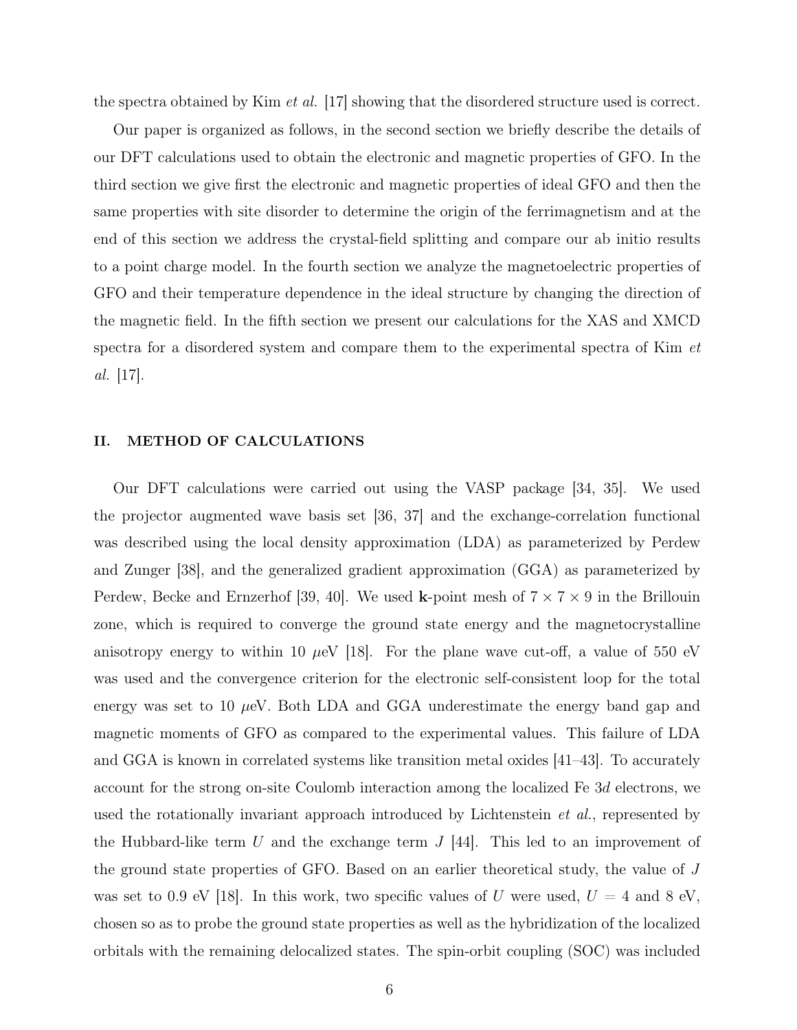the spectra obtained by Kim *et al.* [17] showing that the disordered structure used is correct.

Our paper is organized as follows, in the second section we briefly describe the details of our DFT calculations used to obtain the electronic and magnetic properties of GFO. In the third section we give first the electronic and magnetic properties of ideal GFO and then the same properties with site disorder to determine the origin of the ferrimagnetism and at the end of this section we address the crystal-field splitting and compare our ab initio results to a point charge model. In the fourth section we analyze the magnetoelectric properties of GFO and their temperature dependence in the ideal structure by changing the direction of the magnetic field. In the fifth section we present our calculations for the XAS and XMCD spectra for a disordered system and compare them to the experimental spectra of Kim *et al.* [17].

## II. METHOD OF CALCULATIONS

Our DFT calculations were carried out using the VASP package [34, 35]. We used the projector augmented wave basis set [36, 37] and the exchange-correlation functional was described using the local density approximation (LDA) as parameterized by Perdew and Zunger [38], and the generalized gradient approximation (GGA) as parameterized by Perdew, Becke and Ernzerhof [39, 40]. We used **k**-point mesh of $7 \times 7 \times 9$ in the Brillouin zone, which is required to converge the ground state energy and the magnetocrystalline anisotropy energy to within 10 $\mu$eV [18]. For the plane wave cut-off, a value of 550 eV was used and the convergence criterion for the electronic self-consistent loop for the total energy was set to 10 $\mu$eV. Both LDA and GGA underestimate the energy band gap and magnetic moments of GFO as compared to the experimental values. This failure of LDA and GGA is known in correlated systems like transition metal oxides [41–43]. To accurately account for the strong on-site Coulomb interaction among the localized Fe 3*d* electrons, we used the rotationally invariant approach introduced by Lichtenstein *et al.*, represented by the Hubbard-like term $U$ and the exchange term $J$ [44]. This led to an improvement of the ground state properties of GFO. Based on an earlier theoretical study, the value of $J$ was set to 0.9 eV [18]. In this work, two specific values of $U$ were used, $U$ = 4 and 8 eV, chosen so as to probe the ground state properties as well as the hybridization of the localized orbitals with the remaining delocalized states. The spin-orbit coupling (SOC) was included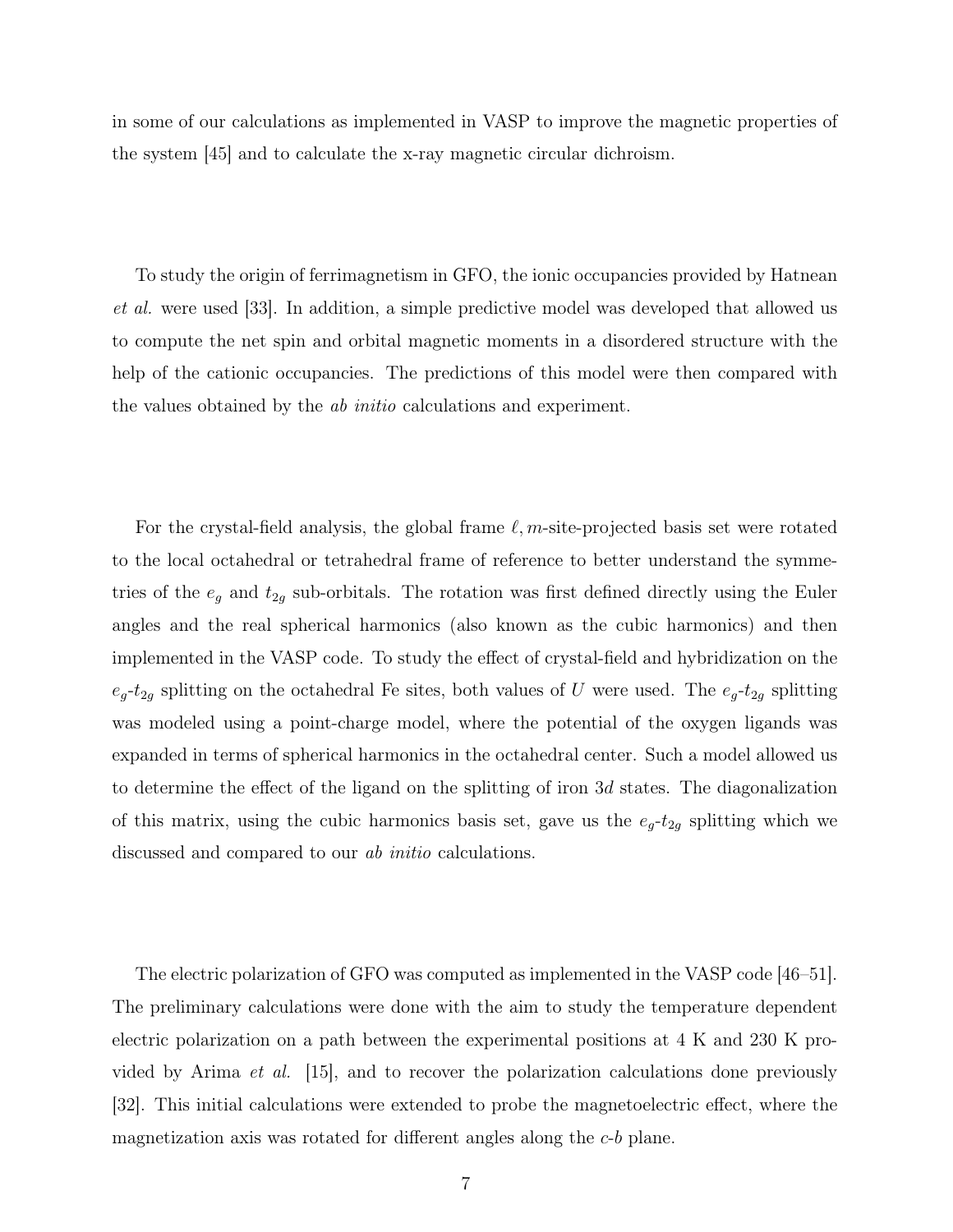in some of our calculations as implemented in VASP to improve the magnetic properties of the system [45] and to calculate the x-ray magnetic circular dichroism.

To study the origin of ferrimagnetism in GFO, the ionic occupancies provided by Hatnean *et al.* were used [33]. In addition, a simple predictive model was developed that allowed us to compute the net spin and orbital magnetic moments in a disordered structure with the help of the cationic occupancies. The predictions of this model were then compared with the values obtained by the *ab initio* calculations and experiment.

For the crystal-field analysis, the global frame $\ell, m$-site-projected basis set were rotated to the local octahedral or tetrahedral frame of reference to better understand the symmetries of the $e_g$ and $t_{2g}$ sub-orbitals. The rotation was first defined directly using the Euler angles and the real spherical harmonics (also known as the cubic harmonics) and then implemented in the VASP code. To study the effect of crystal-field and hybridization on the $e_g$-$t_{2g}$ splitting on the octahedral Fe sites, both values of $U$ were used. The $e_g$-$t_{2g}$ splitting was modeled using a point-charge model, where the potential of the oxygen ligands was expanded in terms of spherical harmonics in the octahedral center. Such a model allowed us to determine the effect of the ligand on the splitting of iron $3d$ states. The diagonalization of this matrix, using the cubic harmonics basis set, gave us the $e_g$-$t_{2g}$ splitting which we discussed and compared to our *ab initio* calculations.

The electric polarization of GFO was computed as implemented in the VASP code [46–51]. The preliminary calculations were done with the aim to study the temperature dependent electric polarization on a path between the experimental positions at 4 K and 230 K provided by Arima *et al.* [15], and to recover the polarization calculations done previously [32]. This initial calculations were extended to probe the magnetoelectric effect, where the magnetization axis was rotated for different angles along the $c$-$b$ plane.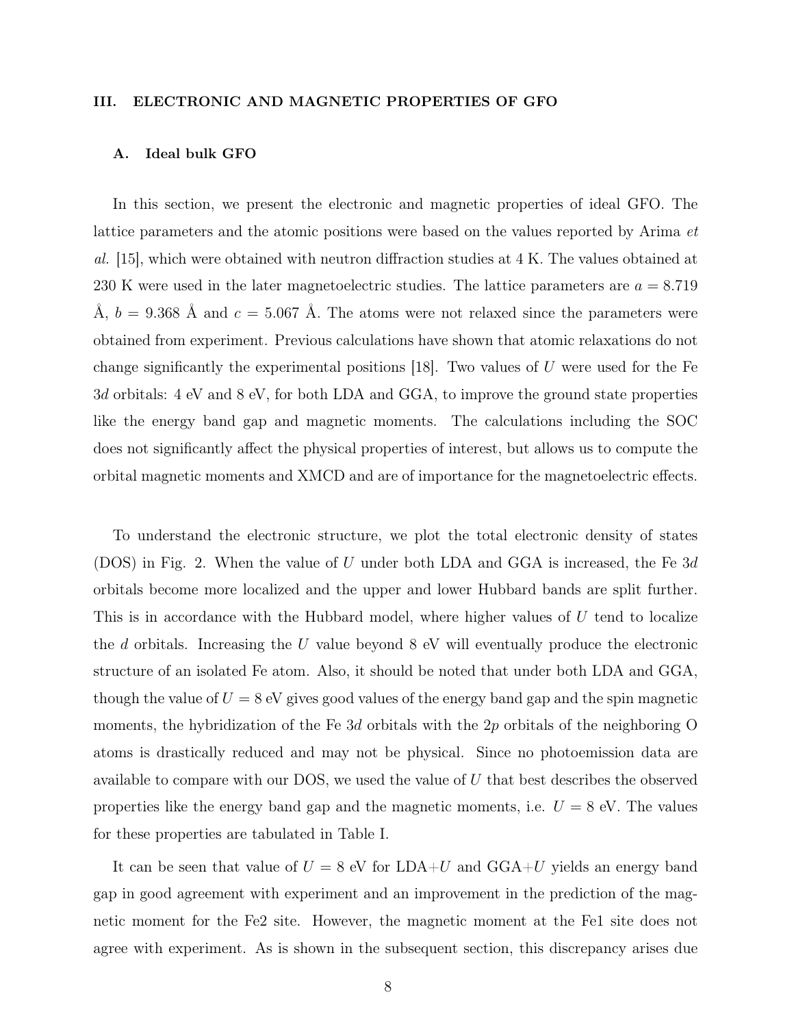## III. ELECTRONIC AND MAGNETIC PROPERTIES OF GFO

### A. Ideal bulk GFO

In this section, we present the electronic and magnetic properties of ideal GFO. The lattice parameters and the atomic positions were based on the values reported by Arima *et al.* [15], which were obtained with neutron diffraction studies at 4 K. The values obtained at 230 K were used in the later magnetoelectric studies. The lattice parameters are $a = 8.719$ Å, $b = 9.368$ Å and $c = 5.067$ Å. The atoms were not relaxed since the parameters were obtained from experiment. Previous calculations have shown that atomic relaxations do not change significantly the experimental positions [18]. Two values of $U$ were used for the Fe $3d$ orbitals: 4 eV and 8 eV, for both LDA and GGA, to improve the ground state properties like the energy band gap and magnetic moments. The calculations including the SOC does not significantly affect the physical properties of interest, but allows us to compute the orbital magnetic moments and XMCD and are of importance for the magnetoelectric effects.

To understand the electronic structure, we plot the total electronic density of states (DOS) in Fig. 2. When the value of $U$ under both LDA and GGA is increased, the Fe $3d$ orbitals become more localized and the upper and lower Hubbard bands are split further. This is in accordance with the Hubbard model, where higher values of $U$ tend to localize the $d$ orbitals. Increasing the $U$ value beyond 8 eV will eventually produce the electronic structure of an isolated Fe atom. Also, it should be noted that under both LDA and GGA, though the value of $U = 8$ eV gives good values of the energy band gap and the spin magnetic moments, the hybridization of the Fe $3d$ orbitals with the $2p$ orbitals of the neighboring O atoms is drastically reduced and may not be physical. Since no photoemission data are available to compare with our DOS, we used the value of $U$ that best describes the observed properties like the energy band gap and the magnetic moments, i.e. $U = 8$ eV. The values for these properties are tabulated in Table I.

It can be seen that value of $U = 8$ eV for LDA+$U$ and GGA+$U$ yields an energy band gap in good agreement with experiment and an improvement in the prediction of the magnetic moment for the Fe2 site. However, the magnetic moment at the Fe1 site does not agree with experiment. As is shown in the subsequent section, this discrepancy arises due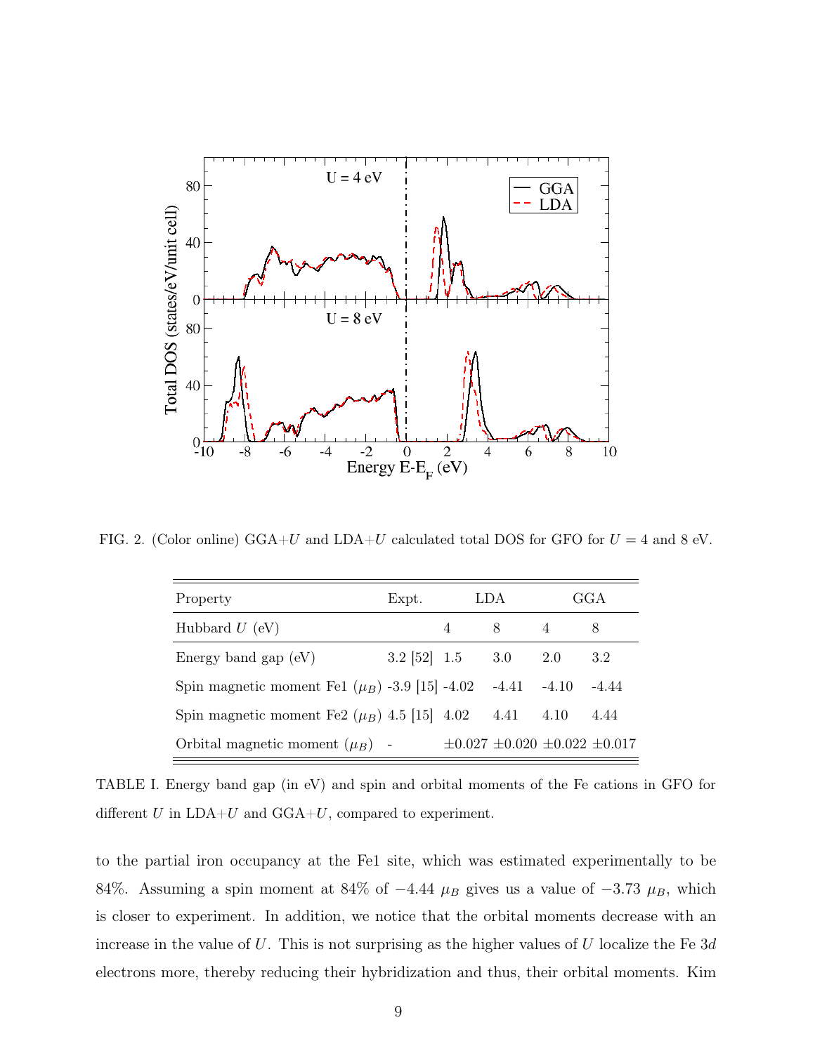FIG. 2. (Color online) GGA+$U$ and LDA+$U$ calculated total DOS for GFO for $U = 4$ and 8 eV.

| Property | Expt. | LDA | | GGA | |
|---|---|---|---|---|---|
| Hubbard $U$ (eV) | | 4 | 8 | 4 | 8 |
| Energy band gap (eV) | 3.2 [52] | 1.5 | 3.0 | 2.0 | 3.2 |
| Spin magnetic moment Fe1 ($\mu_B$) | -3.9 [15] | -4.02 | -4.41 | -4.10 | -4.44 |
| Spin magnetic moment Fe2 ($\mu_B$) | 4.5 [15] | 4.02 | 4.41 | 4.10 | 4.44 |
| Orbital magnetic moment ($\mu_B$) | - | $\pm$0.027 | $\pm$0.020 | $\pm$0.022 | $\pm$0.017 |

TABLE I. Energy band gap (in eV) and spin and orbital moments of the Fe cations in GFO for different $U$ in LDA+$U$ and GGA+$U$, compared to experiment.

to the partial iron occupancy at the Fe1 site, which was estimated experimentally to be 84%. Assuming a spin moment at 84% of $-4.44$ $\mu_B$ gives us a value of $-3.73$ $\mu_B$, which is closer to experiment. In addition, we notice that the orbital moments decrease with an increase in the value of $U$. This is not surprising as the higher values of $U$ localize the Fe $3d$ electrons more, thereby reducing their hybridization and thus, their orbital moments. Kim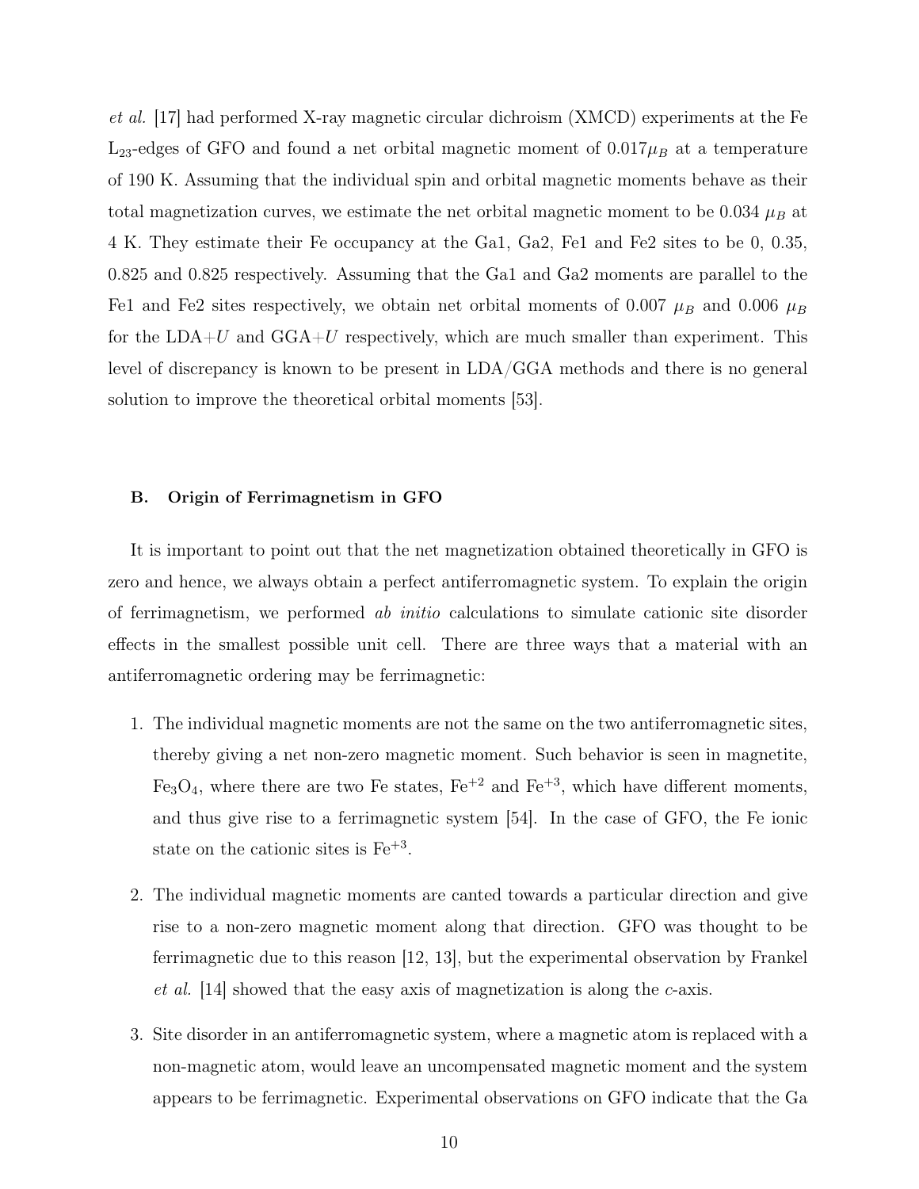*et al.* [17] had performed X-ray magnetic circular dichroism (XMCD) experiments at the Fe $L_{23}$-edges of GFO and found a net orbital magnetic moment of $0.017\mu_B$ at a temperature of 190 K. Assuming that the individual spin and orbital magnetic moments behave as their total magnetization curves, we estimate the net orbital magnetic moment to be 0.034 $\mu_B$ at 4 K. They estimate their Fe occupancy at the Ga1, Ga2, Fe1 and Fe2 sites to be 0, 0.35, 0.825 and 0.825 respectively. Assuming that the Ga1 and Ga2 moments are parallel to the Fe1 and Fe2 sites respectively, we obtain net orbital moments of 0.007 $\mu_B$ and 0.006 $\mu_B$ for the LDA+$U$ and GGA+$U$ respectively, which are much smaller than experiment. This level of discrepancy is known to be present in LDA/GGA methods and there is no general solution to improve the theoretical orbital moments [53].

### B. Origin of Ferrimagnetism in GFO

It is important to point out that the net magnetization obtained theoretically in GFO is zero and hence, we always obtain a perfect antiferromagnetic system. To explain the origin of ferrimagnetism, we performed *ab initio* calculations to simulate cationic site disorder effects in the smallest possible unit cell. There are three ways that a material with an antiferromagnetic ordering may be ferrimagnetic:

1. The individual magnetic moments are not the same on the two antiferromagnetic sites, thereby giving a net non-zero magnetic moment. Such behavior is seen in magnetite, $Fe_3O_4$, where there are two Fe states, $Fe^{+2}$ and $Fe^{+3}$, which have different moments, and thus give rise to a ferrimagnetic system [54]. In the case of GFO, the Fe ionic state on the cationic sites is $Fe^{+3}$.

2. The individual magnetic moments are canted towards a particular direction and give rise to a non-zero magnetic moment along that direction. GFO was thought to be ferrimagnetic due to this reason [12, 13], but the experimental observation by Frankel *et al.* [14] showed that the easy axis of magnetization is along the $c$-axis.

3. Site disorder in an antiferromagnetic system, where a magnetic atom is replaced with a non-magnetic atom, would leave an uncompensated magnetic moment and the system appears to be ferrimagnetic. Experimental observations on GFO indicate that the Ga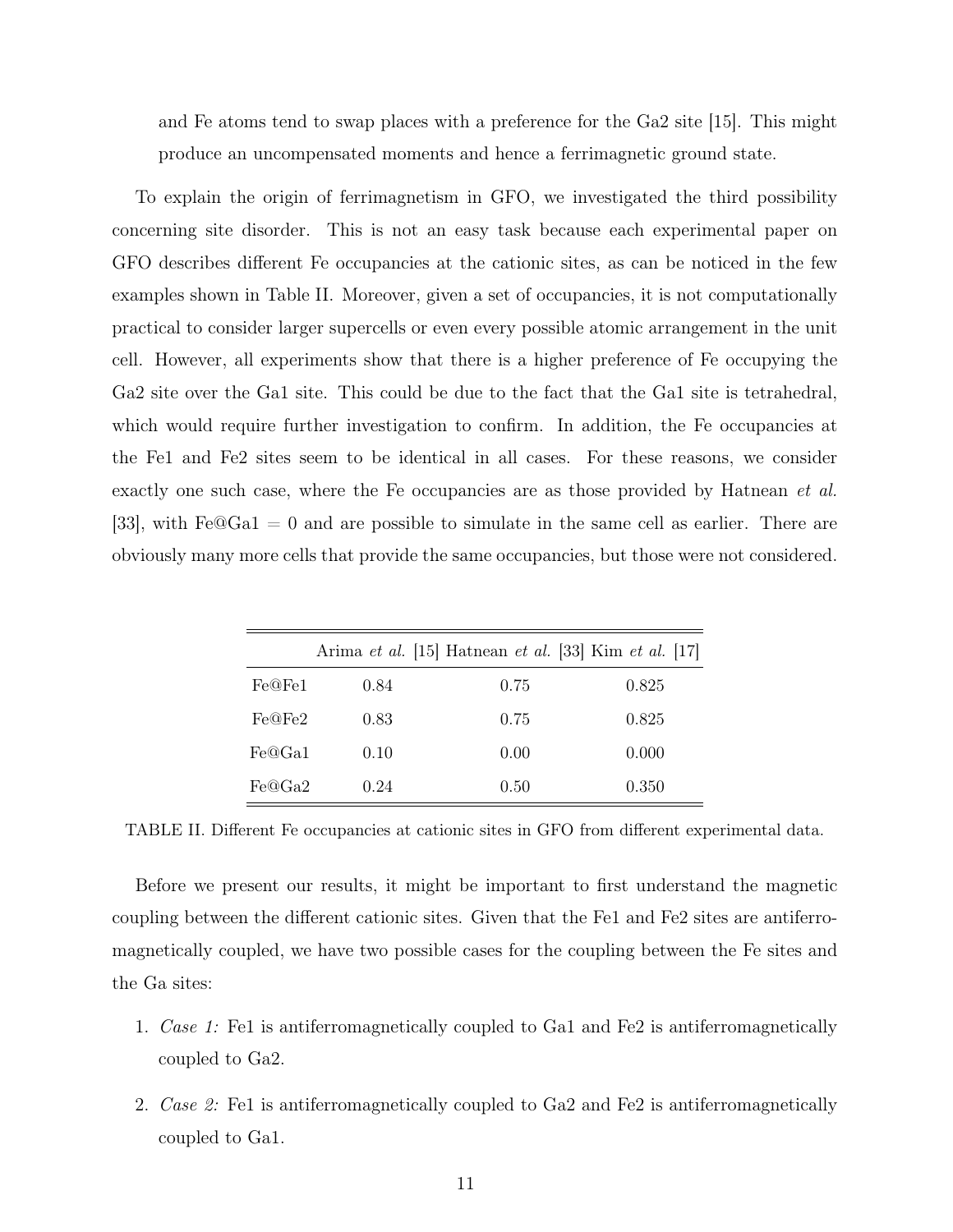and Fe atoms tend to swap places with a preference for the Ga2 site [15]. This might produce an uncompensated moments and hence a ferrimagnetic ground state.

To explain the origin of ferrimagnetism in GFO, we investigated the third possibility concerning site disorder. This is not an easy task because each experimental paper on GFO describes different Fe occupancies at the cationic sites, as can be noticed in the few examples shown in Table II. Moreover, given a set of occupancies, it is not computationally practical to consider larger supercells or even every possible atomic arrangement in the unit cell. However, all experiments show that there is a higher preference of Fe occupying the Ga2 site over the Ga1 site. This could be due to the fact that the Ga1 site is tetrahedral, which would require further investigation to confirm. In addition, the Fe occupancies at the Fe1 and Fe2 sites seem to be identical in all cases. For these reasons, we consider exactly one such case, where the Fe occupancies are as those provided by Hatnean *et al.* [33], with Fe@Ga1 = 0 and are possible to simulate in the same cell as earlier. There are obviously many more cells that provide the same occupancies, but those were not considered.

| | Arima *et al.* [15] | Hatnean *et al.* [33] | Kim *et al.* [17] |
|---|---|---|---|
| Fe@Fe1 | 0.84 | 0.75 | 0.825 |
| Fe@Fe2 | 0.83 | 0.75 | 0.825 |
| Fe@Ga1 | 0.10 | 0.00 | 0.000 |
| Fe@Ga2 | 0.24 | 0.50 | 0.350 |

TABLE II. Different Fe occupancies at cationic sites in GFO from different experimental data.

Before we present our results, it might be important to first understand the magnetic coupling between the different cationic sites. Given that the Fe1 and Fe2 sites are antiferromagnetically coupled, we have two possible cases for the coupling between the Fe sites and the Ga sites:

1. *Case 1:* Fe1 is antiferromagnetically coupled to Ga1 and Fe2 is antiferromagnetically coupled to Ga2.
2. *Case 2:* Fe1 is antiferromagnetically coupled to Ga2 and Fe2 is antiferromagnetically coupled to Ga1.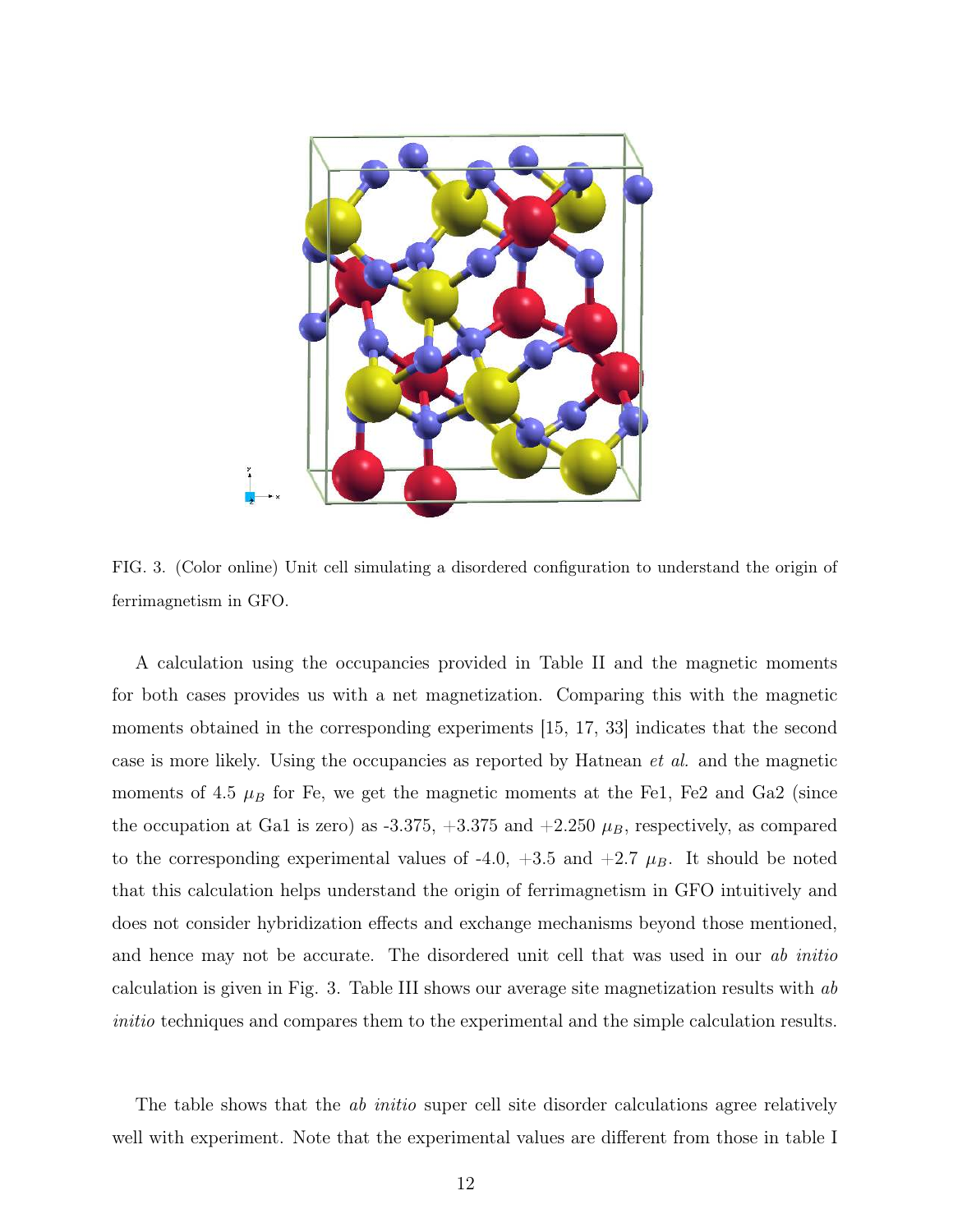FIG. 3. (Color online) Unit cell simulating a disordered configuration to understand the origin of ferrimagnetism in GFO.

A calculation using the occupancies provided in Table II and the magnetic moments for both cases provides us with a net magnetization. Comparing this with the magnetic moments obtained in the corresponding experiments [15, 17, 33] indicates that the second case is more likely. Using the occupancies as reported by Hatnean *et al.* and the magnetic moments of 4.5 $\mu_B$ for Fe, we get the magnetic moments at the Fe1, Fe2 and Ga2 (since the occupation at Ga1 is zero) as -3.375, +3.375 and +2.250 $\mu_B$, respectively, as compared to the corresponding experimental values of -4.0, +3.5 and +2.7 $\mu_B$. It should be noted that this calculation helps understand the origin of ferrimagnetism in GFO intuitively and does not consider hybridization effects and exchange mechanisms beyond those mentioned, and hence may not be accurate. The disordered unit cell that was used in our *ab initio* calculation is given in Fig. 3. Table III shows our average site magnetization results with *ab initio* techniques and compares them to the experimental and the simple calculation results.

The table shows that the *ab initio* super cell site disorder calculations agree relatively well with experiment. Note that the experimental values are different from those in table I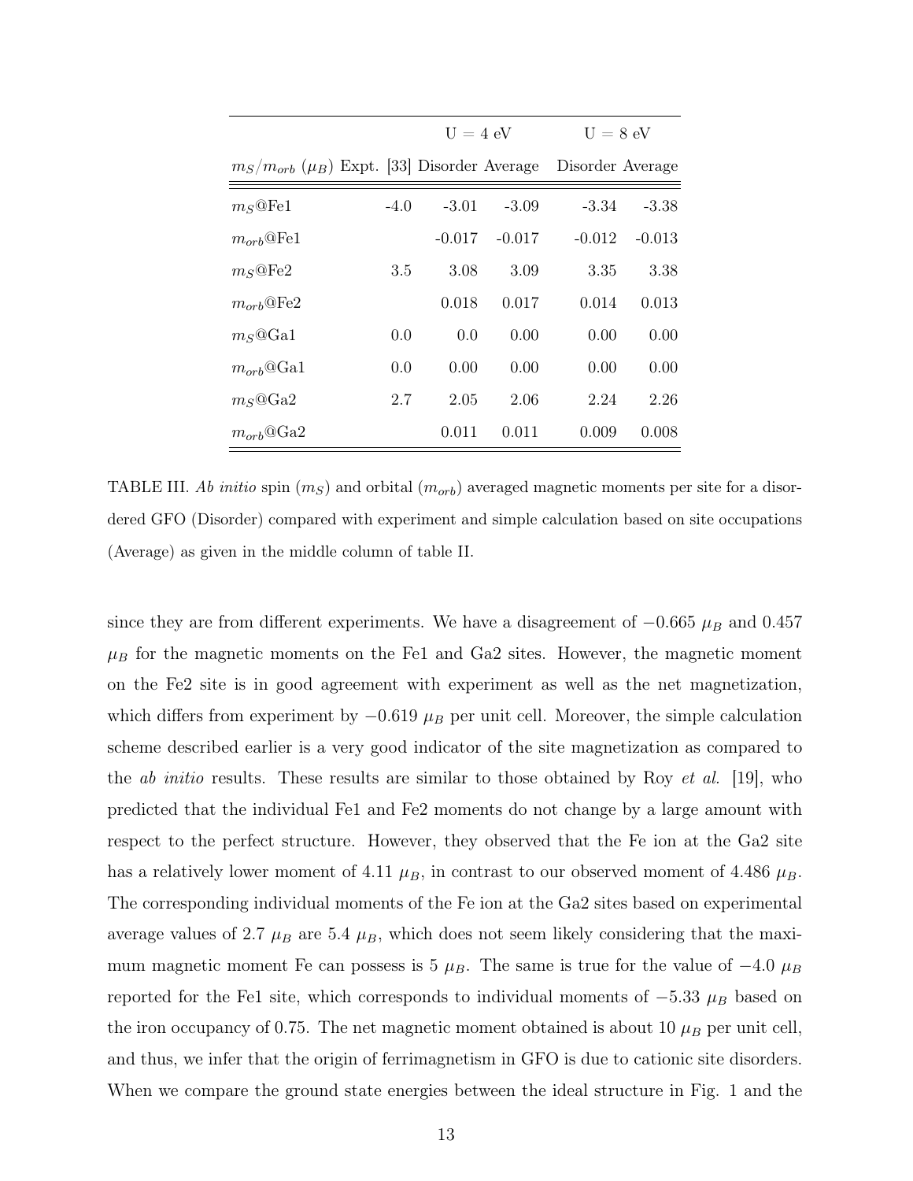| $m_S/m_{orb}$ ($\mu_B$) | Expt. [33] | U = 4 eV Disorder | U = 4 eV Average | U = 8 eV Disorder | U = 8 eV Average |
|---|---|---|---|---|---|
| $m_S$@Fe1 | -4.0 | -3.01 | -3.09 | -3.34 | -3.38 |
| $m_{orb}$@Fe1 | | -0.017 | -0.017 | -0.012 | -0.013 |
| $m_S$@Fe2 | 3.5 | 3.08 | 3.09 | 3.35 | 3.38 |
| $m_{orb}$@Fe2 | | 0.018 | 0.017 | 0.014 | 0.013 |
| $m_S$@Ga1 | 0.0 | 0.0 | 0.00 | 0.00 | 0.00 |
| $m_{orb}$@Ga1 | 0.0 | 0.00 | 0.00 | 0.00 | 0.00 |
| $m_S$@Ga2 | 2.7 | 2.05 | 2.06 | 2.24 | 2.26 |
| $m_{orb}$@Ga2 | | 0.011 | 0.011 | 0.009 | 0.008 |

TABLE III. *Ab initio* spin ($m_S$) and orbital ($m_{orb}$) averaged magnetic moments per site for a disordered GFO (Disorder) compared with experiment and simple calculation based on site occupations (Average) as given in the middle column of table II.

since they are from different experiments. We have a disagreement of $-0.665$ $\mu_B$ and 0.457 $\mu_B$ for the magnetic moments on the Fe1 and Ga2 sites. However, the magnetic moment on the Fe2 site is in good agreement with experiment as well as the net magnetization, which differs from experiment by $-0.619$ $\mu_B$ per unit cell. Moreover, the simple calculation scheme described earlier is a very good indicator of the site magnetization as compared to the *ab initio* results. These results are similar to those obtained by Roy *et al.* [19], who predicted that the individual Fe1 and Fe2 moments do not change by a large amount with respect to the perfect structure. However, they observed that the Fe ion at the Ga2 site has a relatively lower moment of 4.11 $\mu_B$, in contrast to our observed moment of 4.486 $\mu_B$. The corresponding individual moments of the Fe ion at the Ga2 sites based on experimental average values of 2.7 $\mu_B$ are 5.4 $\mu_B$, which does not seem likely considering that the maximum magnetic moment Fe can possess is 5 $\mu_B$. The same is true for the value of $-4.0$ $\mu_B$ reported for the Fe1 site, which corresponds to individual moments of $-5.33$ $\mu_B$ based on the iron occupancy of 0.75. The net magnetic moment obtained is about 10 $\mu_B$ per unit cell, and thus, we infer that the origin of ferrimagnetism in GFO is due to cationic site disorders. When we compare the ground state energies between the ideal structure in Fig. 1 and the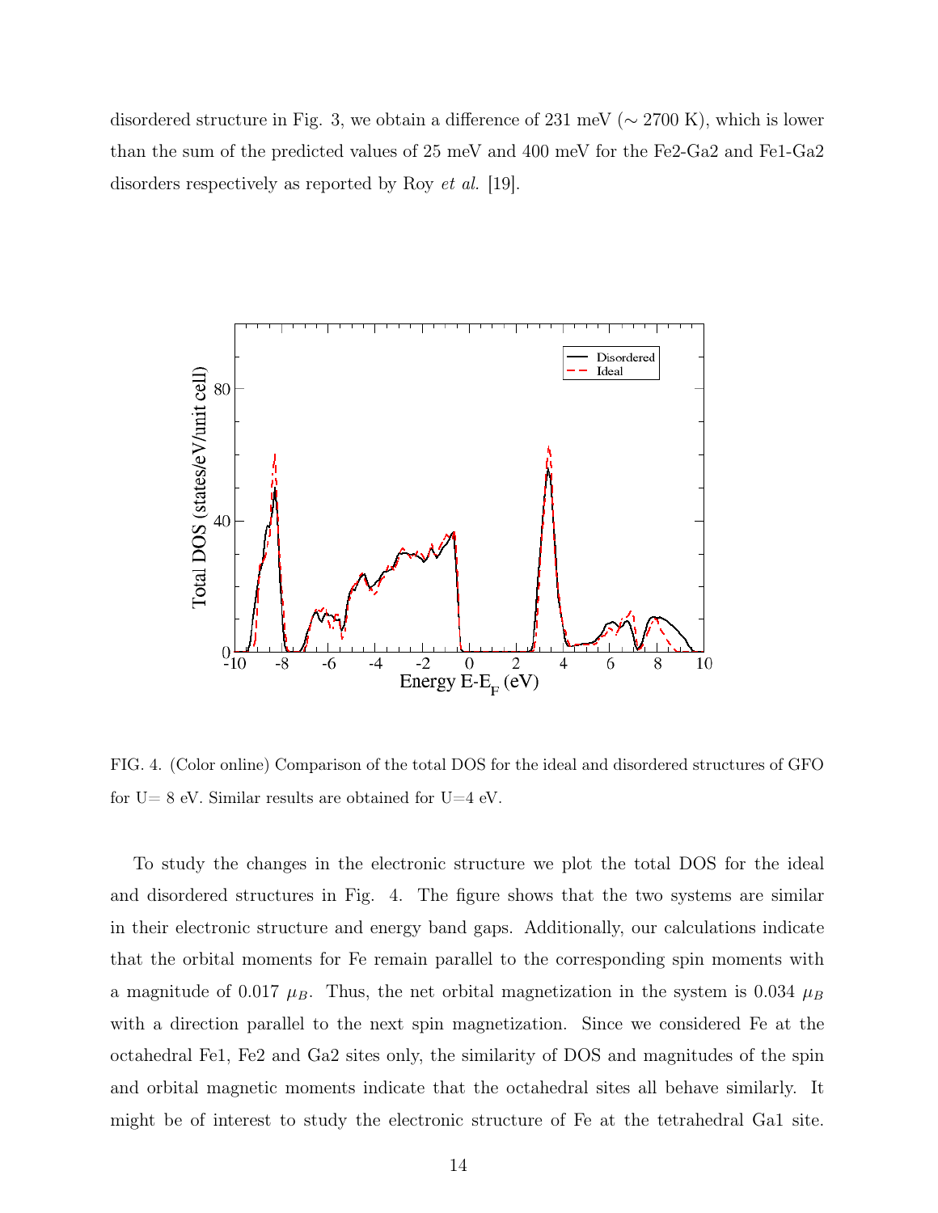disordered structure in Fig. 3, we obtain a difference of 231 meV ($\sim$ 2700 K), which is lower than the sum of the predicted values of 25 meV and 400 meV for the Fe2-Ga2 and Fe1-Ga2 disorders respectively as reported by Roy *et al.* [19].

FIG. 4. (Color online) Comparison of the total DOS for the ideal and disordered structures of GFO for U= 8 eV. Similar results are obtained for U=4 eV.

To study the changes in the electronic structure we plot the total DOS for the ideal and disordered structures in Fig. 4. The figure shows that the two systems are similar in their electronic structure and energy band gaps. Additionally, our calculations indicate that the orbital moments for Fe remain parallel to the corresponding spin moments with a magnitude of 0.017 $\mu_B$. Thus, the net orbital magnetization in the system is 0.034 $\mu_B$ with a direction parallel to the next spin magnetization. Since we considered Fe at the octahedral Fe1, Fe2 and Ga2 sites only, the similarity of DOS and magnitudes of the spin and orbital magnetic moments indicate that the octahedral sites all behave similarly. It might be of interest to study the electronic structure of Fe at the tetrahedral Ga1 site.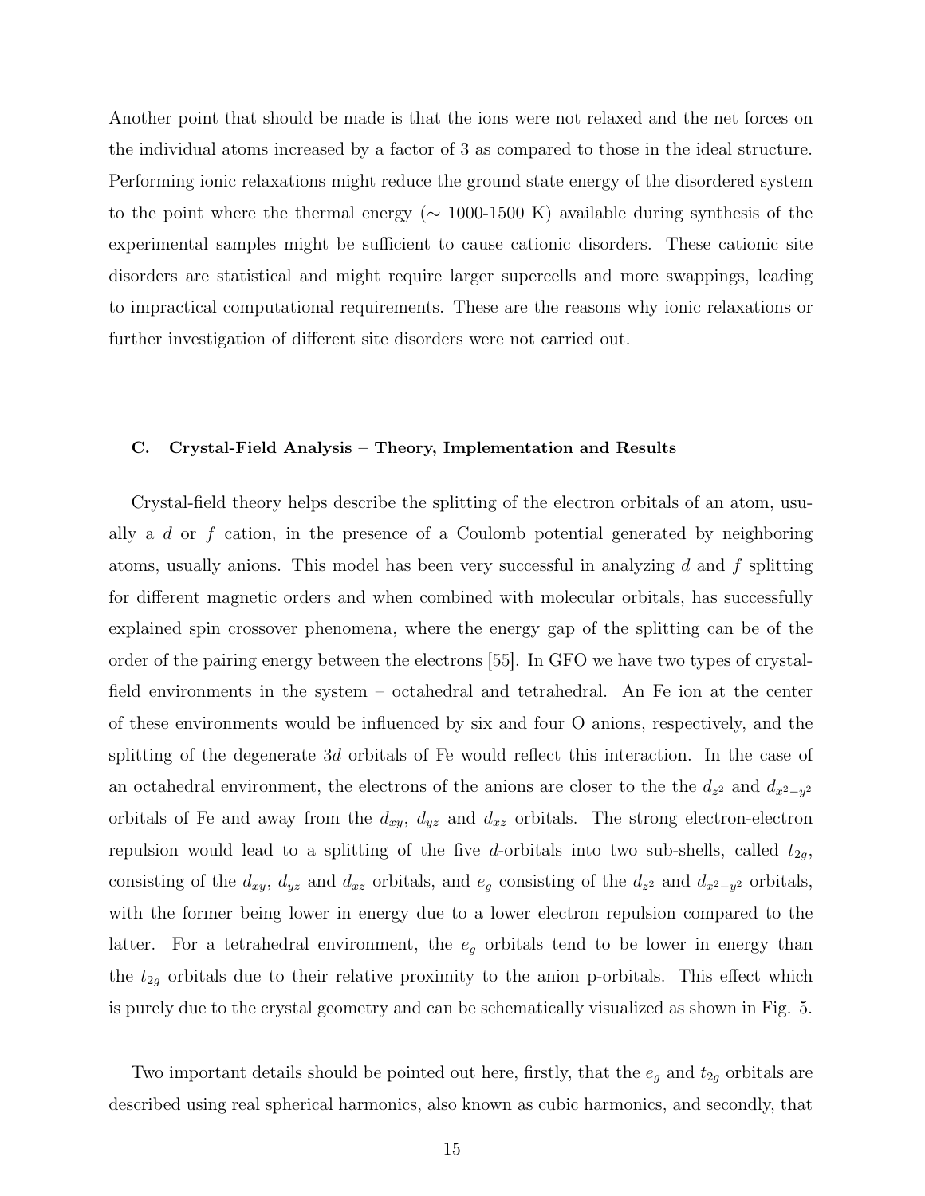Another point that should be made is that the ions were not relaxed and the net forces on the individual atoms increased by a factor of 3 as compared to those in the ideal structure. Performing ionic relaxations might reduce the ground state energy of the disordered system to the point where the thermal energy ($\sim$ 1000-1500 K) available during synthesis of the experimental samples might be sufficient to cause cationic disorders. These cationic site disorders are statistical and might require larger supercells and more swappings, leading to impractical computational requirements. These are the reasons why ionic relaxations or further investigation of different site disorders were not carried out.

### C. Crystal-Field Analysis – Theory, Implementation and Results

Crystal-field theory helps describe the splitting of the electron orbitals of an atom, usually a $d$ or $f$ cation, in the presence of a Coulomb potential generated by neighboring atoms, usually anions. This model has been very successful in analyzing $d$ and $f$ splitting for different magnetic orders and when combined with molecular orbitals, has successfully explained spin crossover phenomena, where the energy gap of the splitting can be of the order of the pairing energy between the electrons [55]. In GFO we have two types of crystal-field environments in the system – octahedral and tetrahedral. An Fe ion at the center of these environments would be influenced by six and four O anions, respectively, and the splitting of the degenerate $3d$ orbitals of Fe would reflect this interaction. In the case of an octahedral environment, the electrons of the anions are closer to the the $d_{z^2}$ and $d_{x^2-y^2}$ orbitals of Fe and away from the $d_{xy}$, $d_{yz}$ and $d_{xz}$ orbitals. The strong electron-electron repulsion would lead to a splitting of the five $d$-orbitals into two sub-shells, called $t_{2g}$, consisting of the $d_{xy}$, $d_{yz}$ and $d_{xz}$ orbitals, and $e_g$ consisting of the $d_{z^2}$ and $d_{x^2-y^2}$ orbitals, with the former being lower in energy due to a lower electron repulsion compared to the latter. For a tetrahedral environment, the $e_g$ orbitals tend to be lower in energy than the $t_{2g}$ orbitals due to their relative proximity to the anion p-orbitals. This effect which is purely due to the crystal geometry and can be schematically visualized as shown in Fig. 5.

Two important details should be pointed out here, firstly, that the $e_g$ and $t_{2g}$ orbitals are described using real spherical harmonics, also known as cubic harmonics, and secondly, that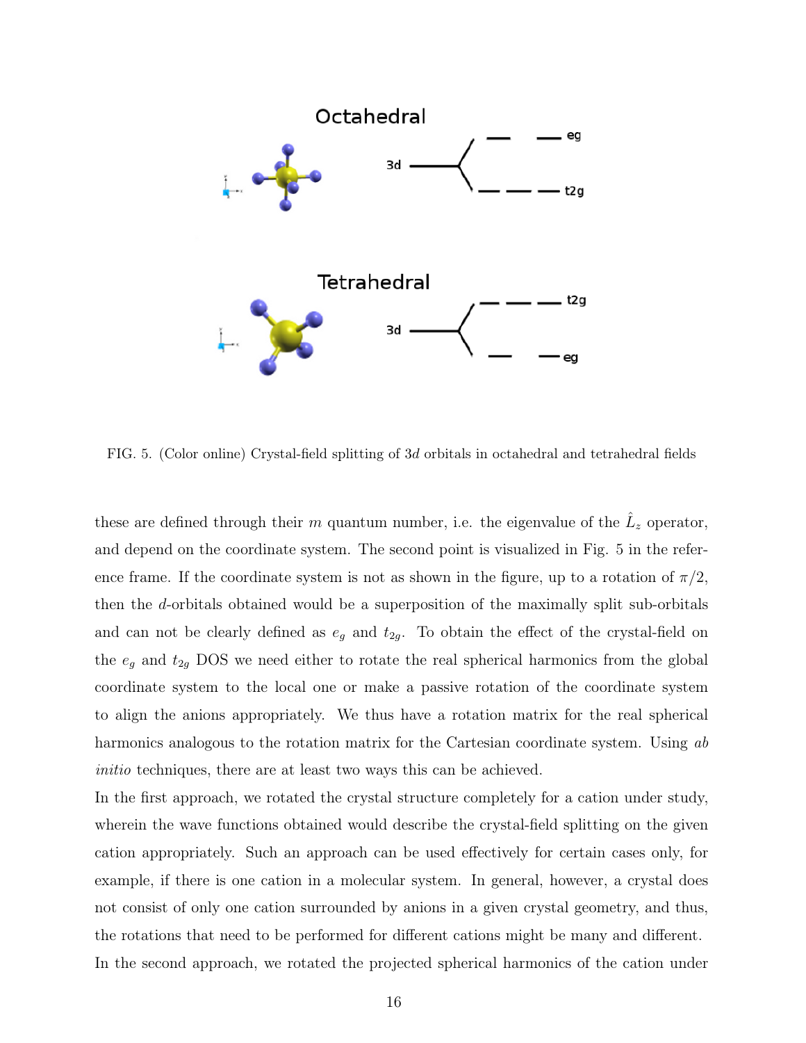FIG. 5. (Color online) Crystal-field splitting of $3d$ orbitals in octahedral and tetrahedral fields

these are defined through their $m$ quantum number, i.e. the eigenvalue of the $\hat{L}_z$ operator, and depend on the coordinate system. The second point is visualized in Fig. 5 in the reference frame. If the coordinate system is not as shown in the figure, up to a rotation of $\pi/2$, then the $d$-orbitals obtained would be a superposition of the maximally split sub-orbitals and can not be clearly defined as $e_g$ and $t_{2g}$. To obtain the effect of the crystal-field on the $e_g$ and $t_{2g}$ DOS we need either to rotate the real spherical harmonics from the global coordinate system to the local one or make a passive rotation of the coordinate system to align the anions appropriately. We thus have a rotation matrix for the real spherical harmonics analogous to the rotation matrix for the Cartesian coordinate system. Using *ab initio* techniques, there are at least two ways this can be achieved.

In the first approach, we rotated the crystal structure completely for a cation under study, wherein the wave functions obtained would describe the crystal-field splitting on the given cation appropriately. Such an approach can be used effectively for certain cases only, for example, if there is one cation in a molecular system. In general, however, a crystal does not consist of only one cation surrounded by anions in a given crystal geometry, and thus, the rotations that need to be performed for different cations might be many and different.

In the second approach, we rotated the projected spherical harmonics of the cation under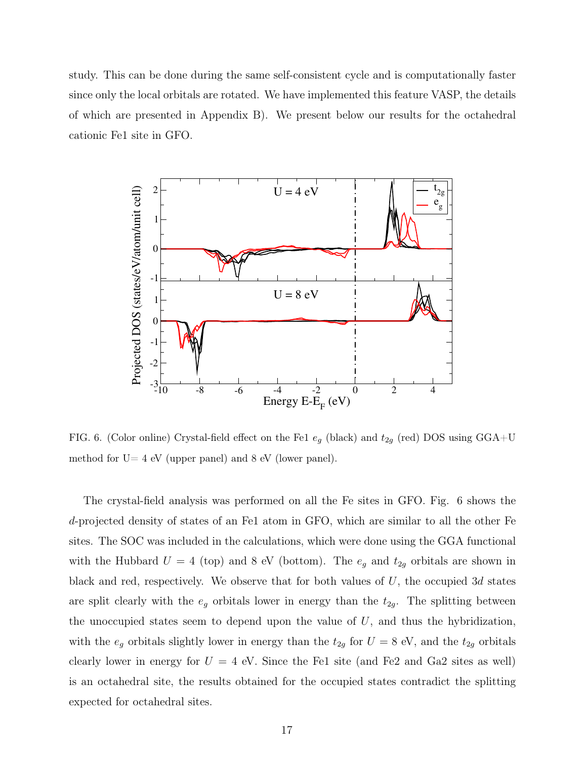study. This can be done during the same self-consistent cycle and is computationally faster since only the local orbitals are rotated. We have implemented this feature VASP, the details of which are presented in Appendix B). We present below our results for the octahedral cationic Fe1 site in GFO.

FIG. 6. (Color online) Crystal-field effect on the Fe1 $e_g$ (black) and $t_{2g}$ (red) DOS using GGA+U method for U= 4 eV (upper panel) and 8 eV (lower panel).

The crystal-field analysis was performed on all the Fe sites in GFO. Fig. 6 shows the $d$-projected density of states of an Fe1 atom in GFO, which are similar to all the other Fe sites. The SOC was included in the calculations, which were done using the GGA functional with the Hubbard $U = 4$ (top) and 8 eV (bottom). The $e_g$ and $t_{2g}$ orbitals are shown in black and red, respectively. We observe that for both values of $U$, the occupied $3d$ states are split clearly with the $e_g$ orbitals lower in energy than the $t_{2g}$. The splitting between the unoccupied states seem to depend upon the value of $U$, and thus the hybridization, with the $e_g$ orbitals slightly lower in energy than the $t_{2g}$ for $U = 8$ eV, and the $t_{2g}$ orbitals clearly lower in energy for $U = 4$ eV. Since the Fe1 site (and Fe2 and Ga2 sites as well) is an octahedral site, the results obtained for the occupied states contradict the splitting expected for octahedral sites.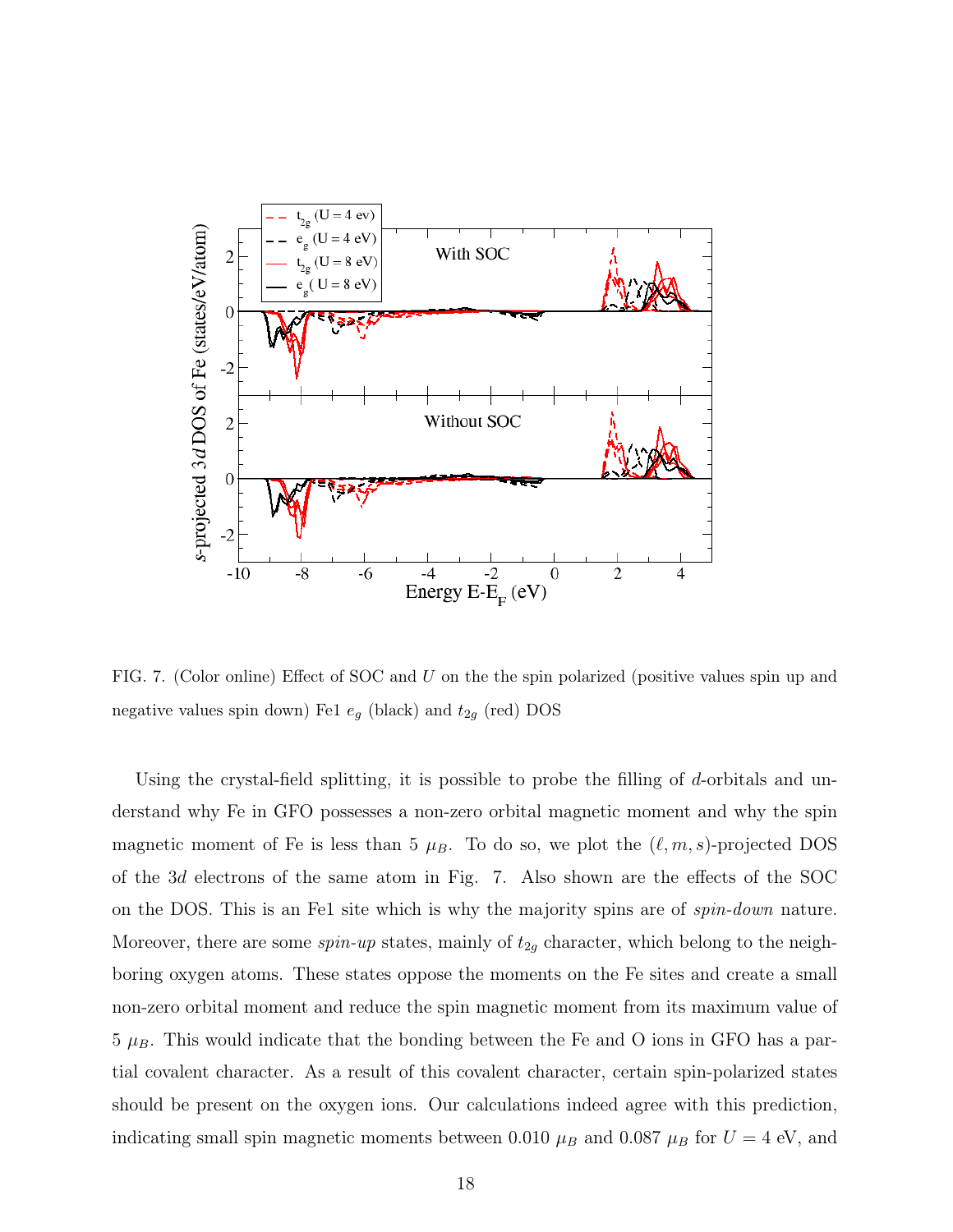FIG. 7. (Color online) Effect of SOC and $U$ on the the spin polarized (positive values spin up and negative values spin down) Fe1 $e_g$ (black) and $t_{2g}$ (red) DOS

Using the crystal-field splitting, it is possible to probe the filling of $d$-orbitals and understand why Fe in GFO possesses a non-zero orbital magnetic moment and why the spin magnetic moment of Fe is less than 5 $\mu_B$. To do so, we plot the $(\ell, m, s)$-projected DOS of the 3$d$ electrons of the same atom in Fig. 7. Also shown are the effects of the SOC on the DOS. This is an Fe1 site which is why the majority spins are of *spin-down* nature. Moreover, there are some *spin-up* states, mainly of $t_{2g}$ character, which belong to the neighboring oxygen atoms. These states oppose the moments on the Fe sites and create a small non-zero orbital moment and reduce the spin magnetic moment from its maximum value of 5 $\mu_B$. This would indicate that the bonding between the Fe and O ions in GFO has a partial covalent character. As a result of this covalent character, certain spin-polarized states should be present on the oxygen ions. Our calculations indeed agree with this prediction, indicating small spin magnetic moments between 0.010 $\mu_B$ and 0.087 $\mu_B$ for $U = 4$ eV, and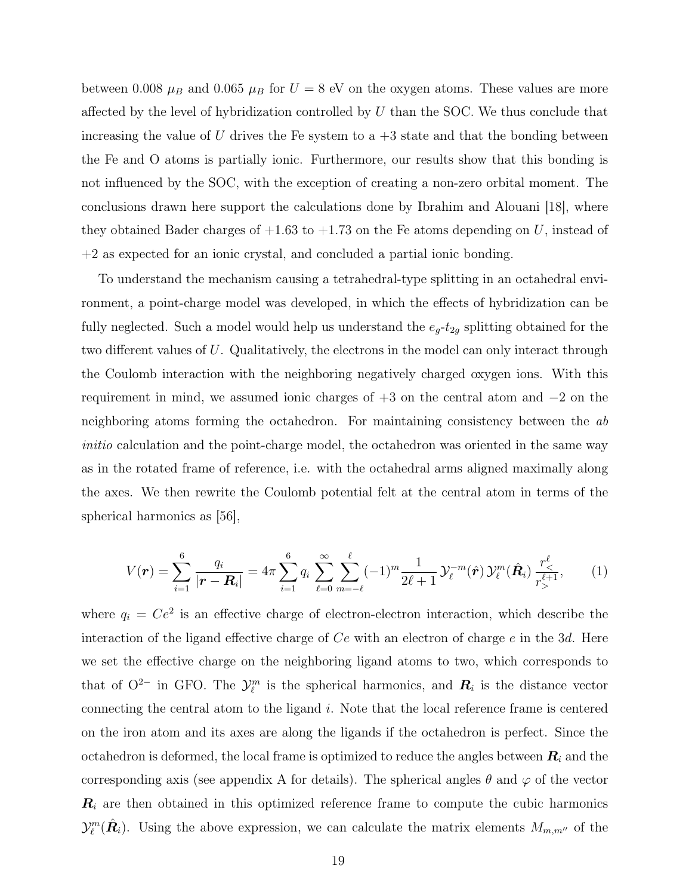between 0.008 $\mu_B$ and 0.065 $\mu_B$ for $U = 8$ eV on the oxygen atoms. These values are more affected by the level of hybridization controlled by $U$ than the SOC. We thus conclude that increasing the value of $U$ drives the Fe system to a +3 state and that the bonding between the Fe and O atoms is partially ionic. Furthermore, our results show that this bonding is not influenced by the SOC, with the exception of creating a non-zero orbital moment. The conclusions drawn here support the calculations done by Ibrahim and Alouani [18], where they obtained Bader charges of +1.63 to +1.73 on the Fe atoms depending on $U$, instead of +2 as expected for an ionic crystal, and concluded a partial ionic bonding.

To understand the mechanism causing a tetrahedral-type splitting in an octahedral environment, a point-charge model was developed, in which the effects of hybridization can be fully neglected. Such a model would help us understand the $e_g$-$t_{2g}$ splitting obtained for the two different values of $U$. Qualitatively, the electrons in the model can only interact through the Coulomb interaction with the neighboring negatively charged oxygen ions. With this requirement in mind, we assumed ionic charges of +3 on the central atom and −2 on the neighboring atoms forming the octahedron. For maintaining consistency between the *ab initio* calculation and the point-charge model, the octahedron was oriented in the same way as in the rotated frame of reference, i.e. with the octahedral arms aligned maximally along the axes. We then rewrite the Coulomb potential felt at the central atom in terms of the spherical harmonics as [56],

$$V(\boldsymbol{r}) = \sum_{i=1}^{6} \frac{q_i}{|\boldsymbol{r} - \boldsymbol{R}_i|} = 4\pi \sum_{i=1}^{6} q_i \sum_{\ell=0}^{\infty} \sum_{m=-\ell}^{\ell} (-1)^m \frac{1}{2\ell + 1} \mathcal{Y}_\ell^{-m}(\hat{\boldsymbol{r}})\, \mathcal{Y}_\ell^{m}(\hat{\boldsymbol{R}}_i)\, \frac{r_<^\ell}{r_>^{\ell+1}}, \tag{1}$$

where $q_i = Ce^2$ is an effective charge of electron-electron interaction, which describe the interaction of the ligand effective charge of $Ce$ with an electron of charge $e$ in the $3d$. Here we set the effective charge on the neighboring ligand atoms to two, which corresponds to that of $O^{2-}$ in GFO. The $\mathcal{Y}_\ell^m$ is the spherical harmonics, and $\boldsymbol{R}_i$ is the distance vector connecting the central atom to the ligand $i$. Note that the local reference frame is centered on the iron atom and its axes are along the ligands if the octahedron is perfect. Since the octahedron is deformed, the local frame is optimized to reduce the angles between $\boldsymbol{R}_i$ and the corresponding axis (see appendix A for details). The spherical angles $\theta$ and $\varphi$ of the vector $\boldsymbol{R}_i$ are then obtained in this optimized reference frame to compute the cubic harmonics $\mathcal{Y}_\ell^m(\hat{\boldsymbol{R}}_i)$. Using the above expression, we can calculate the matrix elements $M_{m,m''}$ of the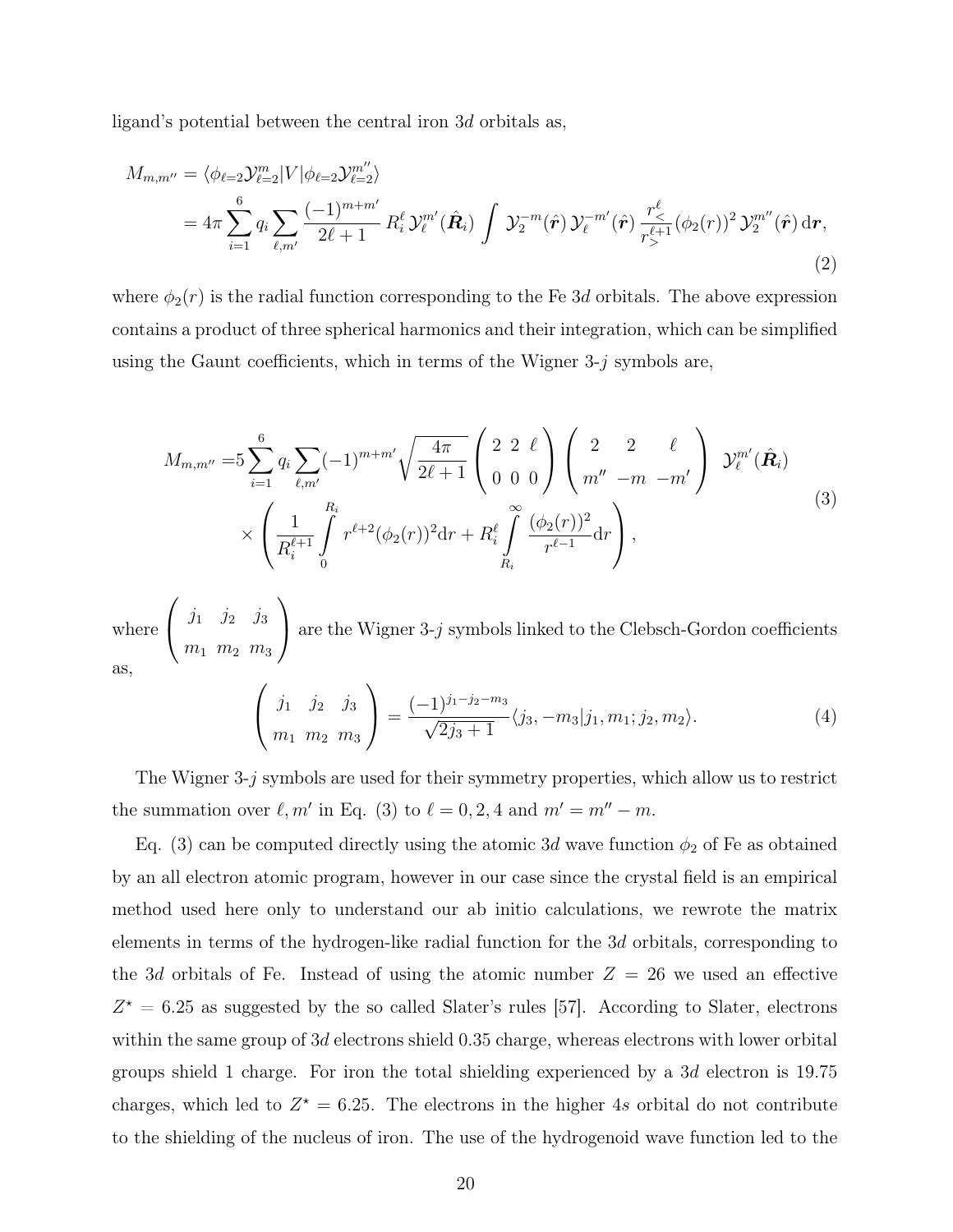ligand's potential between the central iron $3d$ orbitals as,

$$
\begin{aligned}
M_{m,m''} &= \langle \phi_{\ell=2} \mathcal{Y}^{m}_{\ell=2} | V | \phi_{\ell=2} \mathcal{Y}^{m''}_{\ell=2} \rangle \\
&= 4\pi \sum_{i=1}^{6} q_i \sum_{\ell,m'} \frac{(-1)^{m+m'}}{2\ell+1} R_i^{\ell} \, \mathcal{Y}^{m'}_{\ell}(\hat{\boldsymbol{R}}_i) \int \mathcal{Y}^{-m}_{2}(\hat{\boldsymbol{r}}) \, \mathcal{Y}^{-m'}_{\ell}(\hat{\boldsymbol{r}}) \, \frac{r_<^{\ell}}{r_>^{\ell+1}} (\phi_2(r))^2 \, \mathcal{Y}^{m''}_{2}(\hat{\boldsymbol{r}}) \, \mathrm{d}\boldsymbol{r},
\end{aligned}
\tag{2}
$$

where $\phi_2(r)$ is the radial function corresponding to the Fe $3d$ orbitals. The above expression contains a product of three spherical harmonics and their integration, which can be simplified using the Gaunt coefficients, which in terms of the Wigner 3-$j$ symbols are,

$$
\begin{aligned}
M_{m,m''} =& 5 \sum_{i=1}^{6} q_i \sum_{\ell,m'} (-1)^{m+m'} \sqrt{\frac{4\pi}{2\ell+1}} \begin{pmatrix} 2 & 2 & \ell \\ 0 & 0 & 0 \end{pmatrix} \begin{pmatrix} 2 & 2 & \ell \\ m'' & -m & -m' \end{pmatrix} \mathcal{Y}^{m'}_{\ell}(\hat{\boldsymbol{R}}_i) \\
& \times \left( \frac{1}{R_i^{\ell+1}} \int_0^{R_i} r^{\ell+2} (\phi_2(r))^2 \mathrm{d}r + R_i^{\ell} \int_{R_i}^{\infty} \frac{(\phi_2(r))^2}{r^{\ell-1}} \mathrm{d}r \right),
\end{aligned}
\tag{3}
$$

where $\begin{pmatrix} j_1 & j_2 & j_3 \\ m_1 & m_2 & m_3 \end{pmatrix}$ are the Wigner 3-$j$ symbols linked to the Clebsch-Gordon coefficients as,

$$
\begin{pmatrix} j_1 & j_2 & j_3 \\ m_1 & m_2 & m_3 \end{pmatrix} = \frac{(-1)^{j_1 - j_2 - m_3}}{\sqrt{2j_3+1}} \langle j_3, -m_3 | j_1, m_1; j_2, m_2 \rangle.
\tag{4}
$$

The Wigner 3-$j$ symbols are used for their symmetry properties, which allow us to restrict the summation over $\ell, m'$ in Eq. (3) to $\ell = 0, 2, 4$ and $m' = m'' - m$.

Eq. (3) can be computed directly using the atomic $3d$ wave function $\phi_2$ of Fe as obtained by an all electron atomic program, however in our case since the crystal field is an empirical method used here only to understand our ab initio calculations, we rewrote the matrix elements in terms of the hydrogen-like radial function for the $3d$ orbitals, corresponding to the $3d$ orbitals of Fe. Instead of using the atomic number $Z = 26$ we used an effective $Z^{\star} = 6.25$ as suggested by the so called Slater's rules [57]. According to Slater, electrons within the same group of $3d$ electrons shield 0.35 charge, whereas electrons with lower orbital groups shield 1 charge. For iron the total shielding experienced by a $3d$ electron is 19.75 charges, which led to $Z^{\star} = 6.25$. The electrons in the higher $4s$ orbital do not contribute to the shielding of the nucleus of iron. The use of the hydrogenoid wave function led to the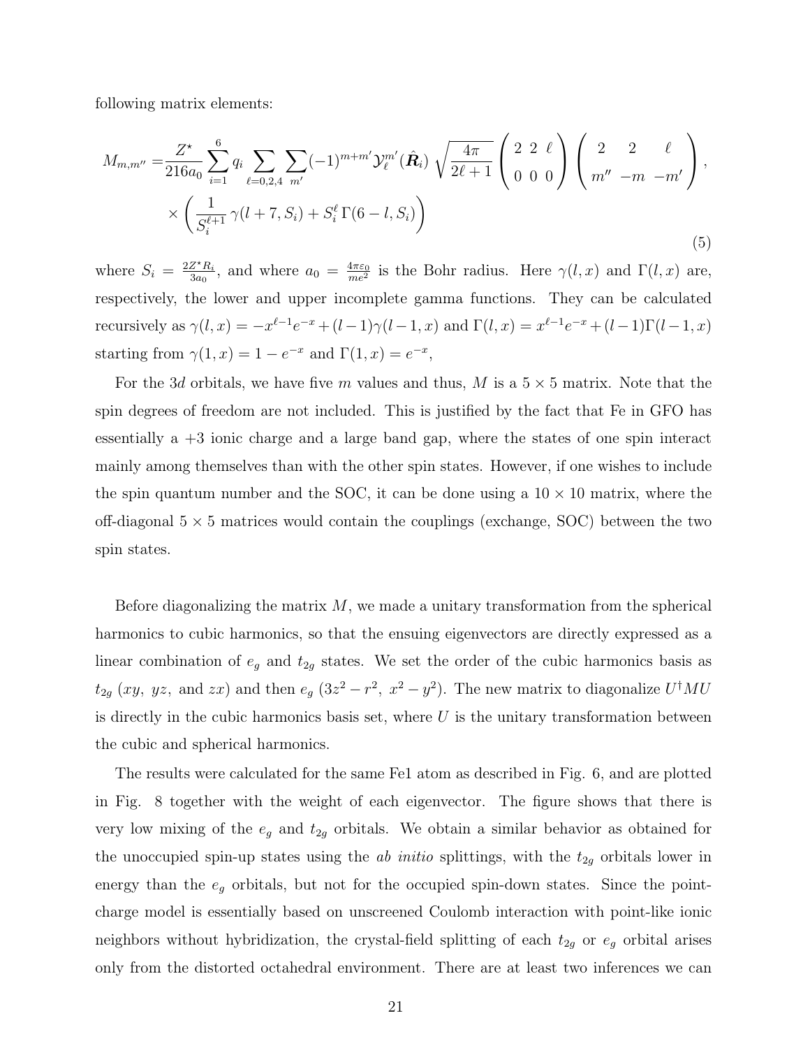following matrix elements:

$$
\begin{aligned}
M_{m,m''} =& \frac{Z^\star}{216 a_0} \sum_{i=1}^{6} q_i \sum_{\ell=0,2,4} \sum_{m'} (-1)^{m+m'} \mathcal{Y}_\ell^{m'}(\hat{\boldsymbol{R}}_i) \sqrt{\frac{4\pi}{2\ell+1}} \begin{pmatrix} 2 & 2 & \ell \\ 0 & 0 & 0 \end{pmatrix} \begin{pmatrix} 2 & 2 & \ell \\ m'' & -m & -m' \end{pmatrix}, \\
& \times \left( \frac{1}{S_i^{\ell+1}} \gamma(l+7, S_i) + S_i^\ell \, \Gamma(6-l, S_i) \right)
\end{aligned}
\tag{5}
$$

where $S_i = \frac{2Z^\star R_i}{3a_0}$, and where $a_0 = \frac{4\pi\varepsilon_0}{me^2}$ is the Bohr radius. Here $\gamma(l,x)$ and $\Gamma(l,x)$ are, respectively, the lower and upper incomplete gamma functions. They can be calculated recursively as $\gamma(l,x) = -x^{\ell-1}e^{-x} + (l-1)\gamma(l-1,x)$ and $\Gamma(l,x) = x^{\ell-1}e^{-x} + (l-1)\Gamma(l-1,x)$ starting from $\gamma(1,x) = 1 - e^{-x}$ and $\Gamma(1,x) = e^{-x}$,

For the 3$d$ orbitals, we have five $m$ values and thus, $M$ is a $5 \times 5$ matrix. Note that the spin degrees of freedom are not included. This is justified by the fact that Fe in GFO has essentially a +3 ionic charge and a large band gap, where the states of one spin interact mainly among themselves than with the other spin states. However, if one wishes to include the spin quantum number and the SOC, it can be done using a $10 \times 10$ matrix, where the off-diagonal $5 \times 5$ matrices would contain the couplings (exchange, SOC) between the two spin states.

Before diagonalizing the matrix $M$, we made a unitary transformation from the spherical harmonics to cubic harmonics, so that the ensuing eigenvectors are directly expressed as a linear combination of $e_g$ and $t_{2g}$ states. We set the order of the cubic harmonics basis as $t_{2g}$ ($xy$, $yz$, and $zx$) and then $e_g$ ($3z^2 - r^2$, $x^2 - y^2$). The new matrix to diagonalize $U^\dagger M U$ is directly in the cubic harmonics basis set, where $U$ is the unitary transformation between the cubic and spherical harmonics.

The results were calculated for the same Fe1 atom as described in Fig. 6, and are plotted in Fig. 8 together with the weight of each eigenvector. The figure shows that there is very low mixing of the $e_g$ and $t_{2g}$ orbitals. We obtain a similar behavior as obtained for the unoccupied spin-up states using the *ab initio* splittings, with the $t_{2g}$ orbitals lower in energy than the $e_g$ orbitals, but not for the occupied spin-down states. Since the point-charge model is essentially based on unscreened Coulomb interaction with point-like ionic neighbors without hybridization, the crystal-field splitting of each $t_{2g}$ or $e_g$ orbital arises only from the distorted octahedral environment. There are at least two inferences we can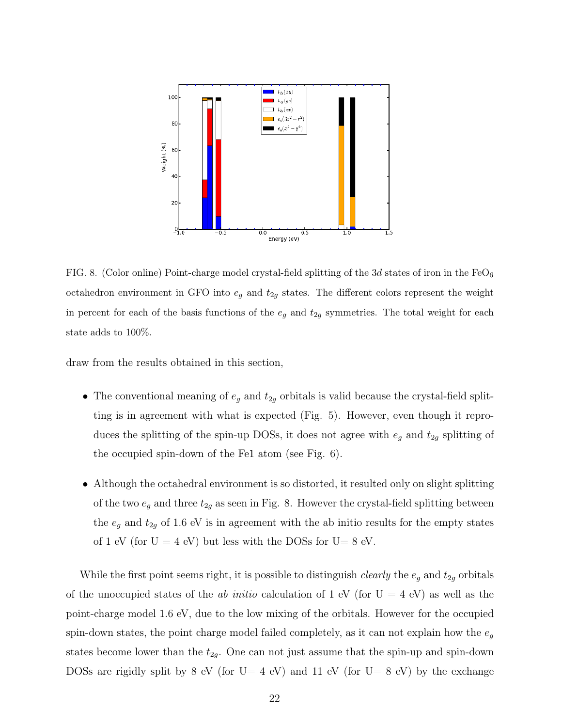FIG. 8. (Color online) Point-charge model crystal-field splitting of the $3d$ states of iron in the $FeO_6$ octahedron environment in GFO into $e_g$ and $t_{2g}$ states. The different colors represent the weight in percent for each of the basis functions of the $e_g$ and $t_{2g}$ symmetries. The total weight for each state adds to 100%.

draw from the results obtained in this section,

- The conventional meaning of $e_g$ and $t_{2g}$ orbitals is valid because the crystal-field splitting is in agreement with what is expected (Fig. 5). However, even though it reproduces the splitting of the spin-up DOSs, it does not agree with $e_g$ and $t_{2g}$ splitting of the occupied spin-down of the Fe1 atom (see Fig. 6).

- Although the octahedral environment is so distorted, it resulted only on slight splitting of the two $e_g$ and three $t_{2g}$ as seen in Fig. 8. However the crystal-field splitting between the $e_g$ and $t_{2g}$ of 1.6 eV is in agreement with the ab initio results for the empty states of 1 eV (for U = 4 eV) but less with the DOSs for U= 8 eV.

While the first point seems right, it is possible to distinguish *clearly* the $e_g$ and $t_{2g}$ orbitals of the unoccupied states of the *ab initio* calculation of 1 eV (for U = 4 eV) as well as the point-charge model 1.6 eV, due to the low mixing of the orbitals. However for the occupied spin-down states, the point charge model failed completely, as it can not explain how the $e_g$ states become lower than the $t_{2g}$. One can not just assume that the spin-up and spin-down DOSs are rigidly split by 8 eV (for U= 4 eV) and 11 eV (for U= 8 eV) by the exchange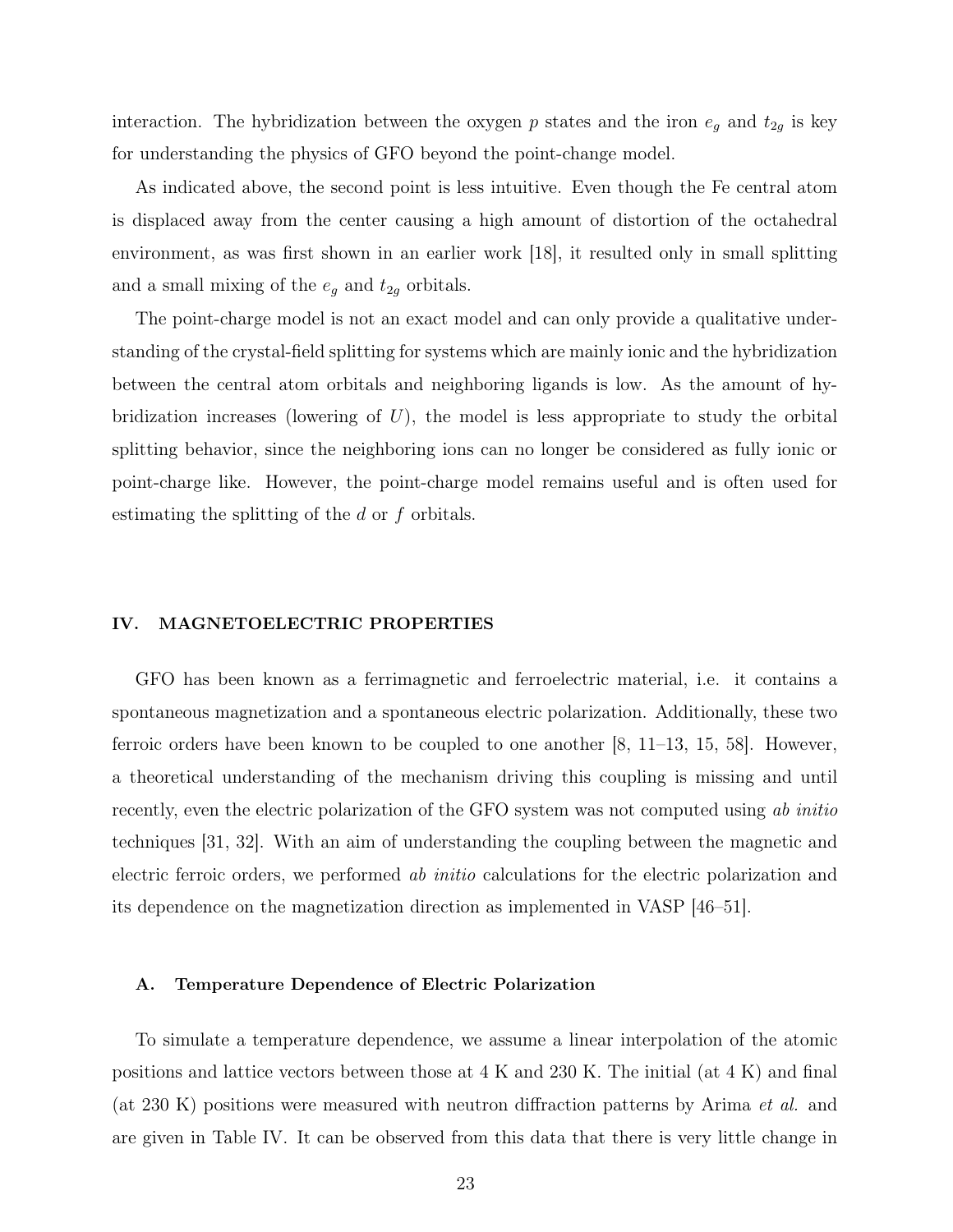interaction. The hybridization between the oxygen $p$ states and the iron $e_g$ and $t_{2g}$ is key for understanding the physics of GFO beyond the point-change model.

As indicated above, the second point is less intuitive. Even though the Fe central atom is displaced away from the center causing a high amount of distortion of the octahedral environment, as was first shown in an earlier work [18], it resulted only in small splitting and a small mixing of the $e_g$ and $t_{2g}$ orbitals.

The point-charge model is not an exact model and can only provide a qualitative understanding of the crystal-field splitting for systems which are mainly ionic and the hybridization between the central atom orbitals and neighboring ligands is low. As the amount of hybridization increases (lowering of $U$), the model is less appropriate to study the orbital splitting behavior, since the neighboring ions can no longer be considered as fully ionic or point-charge like. However, the point-charge model remains useful and is often used for estimating the splitting of the $d$ or $f$ orbitals.

## IV. MAGNETOELECTRIC PROPERTIES

GFO has been known as a ferrimagnetic and ferroelectric material, i.e. it contains a spontaneous magnetization and a spontaneous electric polarization. Additionally, these two ferroic orders have been known to be coupled to one another [8, 11–13, 15, 58]. However, a theoretical understanding of the mechanism driving this coupling is missing and until recently, even the electric polarization of the GFO system was not computed using *ab initio* techniques [31, 32]. With an aim of understanding the coupling between the magnetic and electric ferroic orders, we performed *ab initio* calculations for the electric polarization and its dependence on the magnetization direction as implemented in VASP [46–51].

### A. Temperature Dependence of Electric Polarization

To simulate a temperature dependence, we assume a linear interpolation of the atomic positions and lattice vectors between those at 4 K and 230 K. The initial (at 4 K) and final (at 230 K) positions were measured with neutron diffraction patterns by Arima *et al.* and are given in Table IV. It can be observed from this data that there is very little change in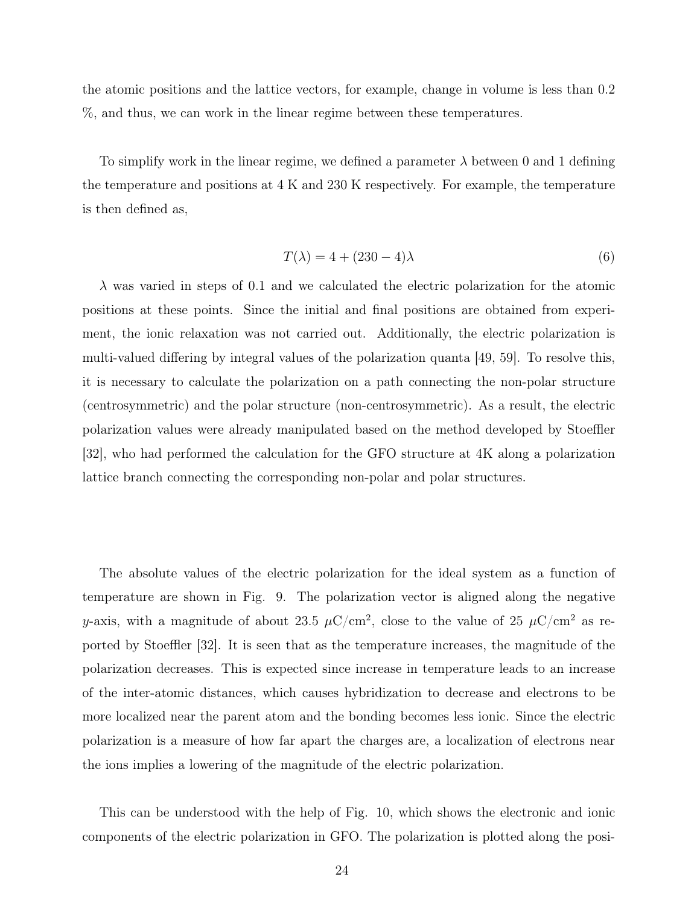the atomic positions and the lattice vectors, for example, change in volume is less than 0.2 %, and thus, we can work in the linear regime between these temperatures.

To simplify work in the linear regime, we defined a parameter $\lambda$ between 0 and 1 defining the temperature and positions at 4 K and 230 K respectively. For example, the temperature is then defined as,

$$T(\lambda) = 4 + (230 - 4)\lambda \tag{6}$$

$\lambda$ was varied in steps of 0.1 and we calculated the electric polarization for the atomic positions at these points. Since the initial and final positions are obtained from experiment, the ionic relaxation was not carried out. Additionally, the electric polarization is multi-valued differing by integral values of the polarization quanta [49, 59]. To resolve this, it is necessary to calculate the polarization on a path connecting the non-polar structure (centrosymmetric) and the polar structure (non-centrosymmetric). As a result, the electric polarization values were already manipulated based on the method developed by Stoeffler [32], who had performed the calculation for the GFO structure at 4K along a polarization lattice branch connecting the corresponding non-polar and polar structures.

The absolute values of the electric polarization for the ideal system as a function of temperature are shown in Fig. 9. The polarization vector is aligned along the negative $y$-axis, with a magnitude of about 23.5 $\mu$C/cm$^2$, close to the value of 25 $\mu$C/cm$^2$ as reported by Stoeffler [32]. It is seen that as the temperature increases, the magnitude of the polarization decreases. This is expected since increase in temperature leads to an increase of the inter-atomic distances, which causes hybridization to decrease and electrons to be more localized near the parent atom and the bonding becomes less ionic. Since the electric polarization is a measure of how far apart the charges are, a localization of electrons near the ions implies a lowering of the magnitude of the electric polarization.

This can be understood with the help of Fig. 10, which shows the electronic and ionic components of the electric polarization in GFO. The polarization is plotted along the posi-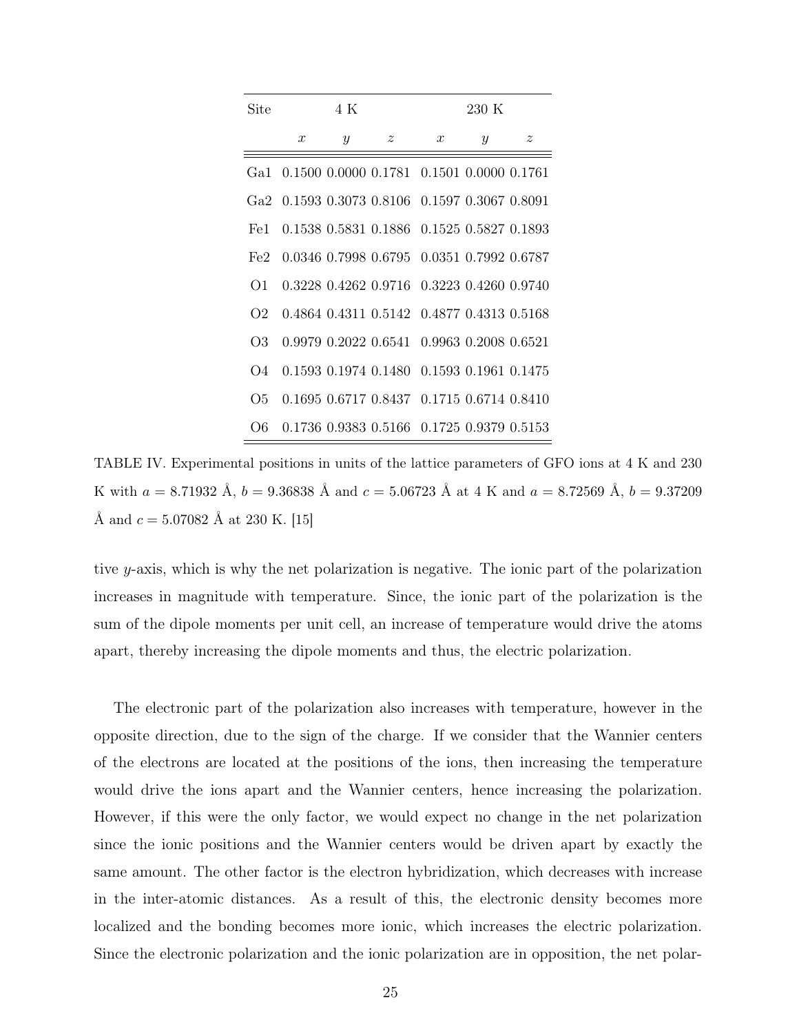| Site | 4 K | | | 230 K | | |
|---|---|---|---|---|---|---|
| | $x$ | $y$ | $z$ | $x$ | $y$ | $z$ |
| Ga1 | 0.1500 | 0.0000 | 0.1781 | 0.1501 | 0.0000 | 0.1761 |
| Ga2 | 0.1593 | 0.3073 | 0.8106 | 0.1597 | 0.3067 | 0.8091 |
| Fe1 | 0.1538 | 0.5831 | 0.1886 | 0.1525 | 0.5827 | 0.1893 |
| Fe2 | 0.0346 | 0.7998 | 0.6795 | 0.0351 | 0.7992 | 0.6787 |
| O1 | 0.3228 | 0.4262 | 0.9716 | 0.3223 | 0.4260 | 0.9740 |
| O2 | 0.4864 | 0.4311 | 0.5142 | 0.4877 | 0.4313 | 0.5168 |
| O3 | 0.9979 | 0.2022 | 0.6541 | 0.9963 | 0.2008 | 0.6521 |
| O4 | 0.1593 | 0.1974 | 0.1480 | 0.1593 | 0.1961 | 0.1475 |
| O5 | 0.1695 | 0.6717 | 0.8437 | 0.1715 | 0.6714 | 0.8410 |
| O6 | 0.1736 | 0.9383 | 0.5166 | 0.1725 | 0.9379 | 0.5153 |

TABLE IV. Experimental positions in units of the lattice parameters of GFO ions at 4 K and 230 K with $a = 8.71932$ Å, $b = 9.36838$ Å and $c = 5.06723$ Å at 4 K and $a = 8.72569$ Å, $b = 9.37209$ Å and $c = 5.07082$ Å at 230 K. [15]

tive $y$-axis, which is why the net polarization is negative. The ionic part of the polarization increases in magnitude with temperature. Since, the ionic part of the polarization is the sum of the dipole moments per unit cell, an increase of temperature would drive the atoms apart, thereby increasing the dipole moments and thus, the electric polarization.

The electronic part of the polarization also increases with temperature, however in the opposite direction, due to the sign of the charge. If we consider that the Wannier centers of the electrons are located at the positions of the ions, then increasing the temperature would drive the ions apart and the Wannier centers, hence increasing the polarization. However, if this were the only factor, we would expect no change in the net polarization since the ionic positions and the Wannier centers would be driven apart by exactly the same amount. The other factor is the electron hybridization, which decreases with increase in the inter-atomic distances. As a result of this, the electronic density becomes more localized and the bonding becomes more ionic, which increases the electric polarization. Since the electronic polarization and the ionic polarization are in opposition, the net polar-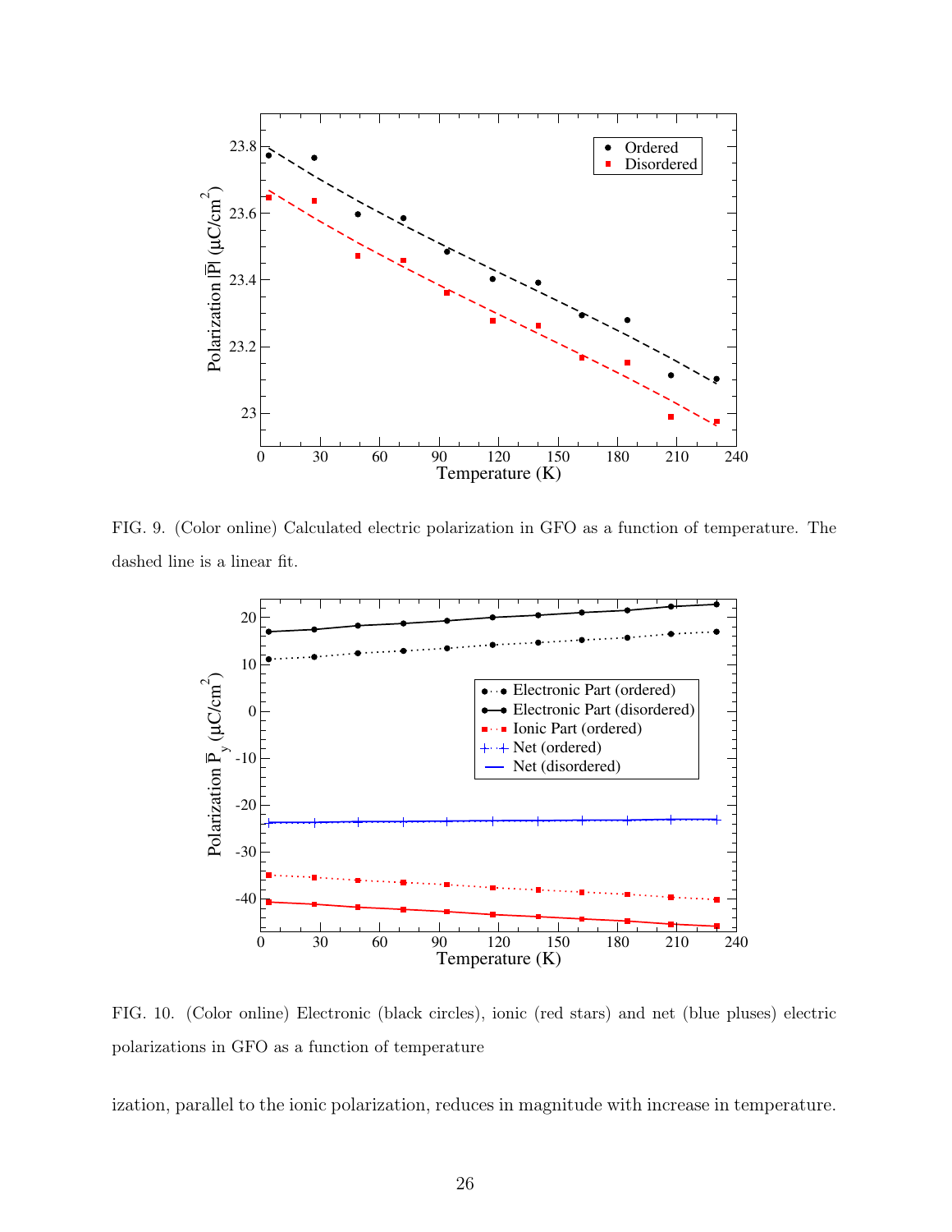FIG. 9. (Color online) Calculated electric polarization in GFO as a function of temperature. The dashed line is a linear fit.

FIG. 10. (Color online) Electronic (black circles), ionic (red stars) and net (blue pluses) electric polarizations in GFO as a function of temperature

ization, parallel to the ionic polarization, reduces in magnitude with increase in temperature.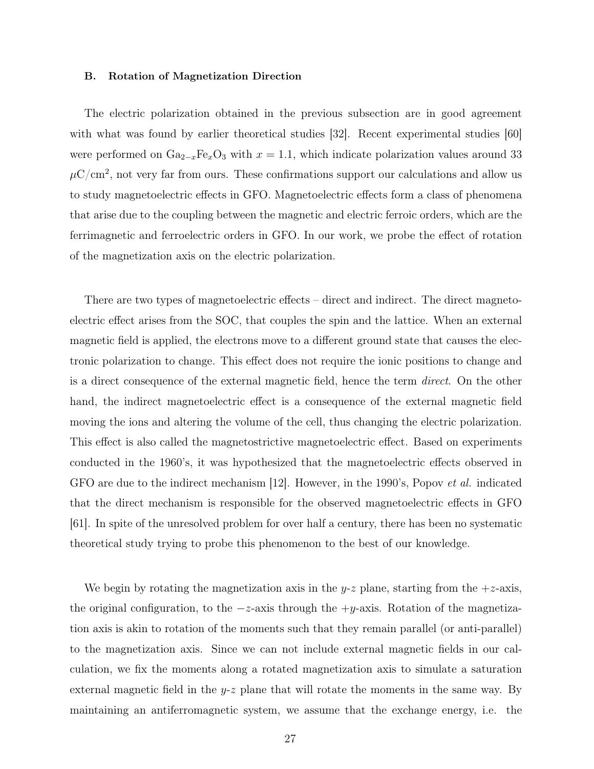### B. Rotation of Magnetization Direction

The electric polarization obtained in the previous subsection are in good agreement with what was found by earlier theoretical studies [32]. Recent experimental studies [60] were performed on $Ga_{2-x}Fe_xO_3$ with $x = 1.1$, which indicate polarization values around 33 $\mu C/cm^2$, not very far from ours. These confirmations support our calculations and allow us to study magnetoelectric effects in GFO. Magnetoelectric effects form a class of phenomena that arise due to the coupling between the magnetic and electric ferroic orders, which are the ferrimagnetic and ferroelectric orders in GFO. In our work, we probe the effect of rotation of the magnetization axis on the electric polarization.

There are two types of magnetoelectric effects – direct and indirect. The direct magnetoelectric effect arises from the SOC, that couples the spin and the lattice. When an external magnetic field is applied, the electrons move to a different ground state that causes the electronic polarization to change. This effect does not require the ionic positions to change and is a direct consequence of the external magnetic field, hence the term *direct*. On the other hand, the indirect magnetoelectric effect is a consequence of the external magnetic field moving the ions and altering the volume of the cell, thus changing the electric polarization. This effect is also called the magnetostrictive magnetoelectric effect. Based on experiments conducted in the 1960's, it was hypothesized that the magnetoelectric effects observed in GFO are due to the indirect mechanism [12]. However, in the 1990's, Popov *et al.* indicated that the direct mechanism is responsible for the observed magnetoelectric effects in GFO [61]. In spite of the unresolved problem for over half a century, there has been no systematic theoretical study trying to probe this phenomenon to the best of our knowledge.

We begin by rotating the magnetization axis in the $y$-$z$ plane, starting from the $+z$-axis, the original configuration, to the $-z$-axis through the $+y$-axis. Rotation of the magnetization axis is akin to rotation of the moments such that they remain parallel (or anti-parallel) to the magnetization axis. Since we can not include external magnetic fields in our calculation, we fix the moments along a rotated magnetization axis to simulate a saturation external magnetic field in the $y$-$z$ plane that will rotate the moments in the same way. By maintaining an antiferromagnetic system, we assume that the exchange energy, i.e. the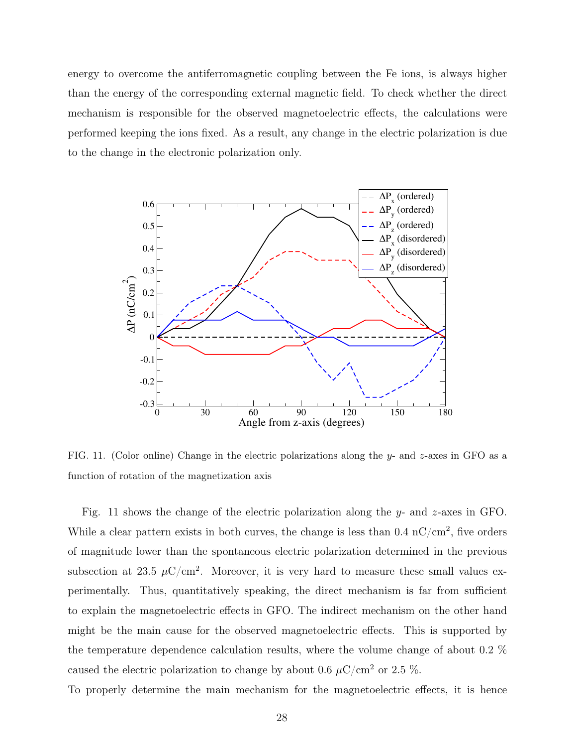energy to overcome the antiferromagnetic coupling between the Fe ions, is always higher than the energy of the corresponding external magnetic field. To check whether the direct mechanism is responsible for the observed magnetoelectric effects, the calculations were performed keeping the ions fixed. As a result, any change in the electric polarization is due to the change in the electronic polarization only.

FIG. 11. (Color online) Change in the electric polarizations along the $y$- and $z$-axes in GFO as a function of rotation of the magnetization axis

Fig. 11 shows the change of the electric polarization along the $y$- and $z$-axes in GFO. While a clear pattern exists in both curves, the change is less than 0.4 nC/cm$^2$, five orders of magnitude lower than the spontaneous electric polarization determined in the previous subsection at 23.5 $\mu$C/cm$^2$. Moreover, it is very hard to measure these small values experimentally. Thus, quantitatively speaking, the direct mechanism is far from sufficient to explain the magnetoelectric effects in GFO. The indirect mechanism on the other hand might be the main cause for the observed magnetoelectric effects. This is supported by the temperature dependence calculation results, where the volume change of about 0.2 % caused the electric polarization to change by about 0.6 $\mu$C/cm$^2$ or 2.5 %.

To properly determine the main mechanism for the magnetoelectric effects, it is hence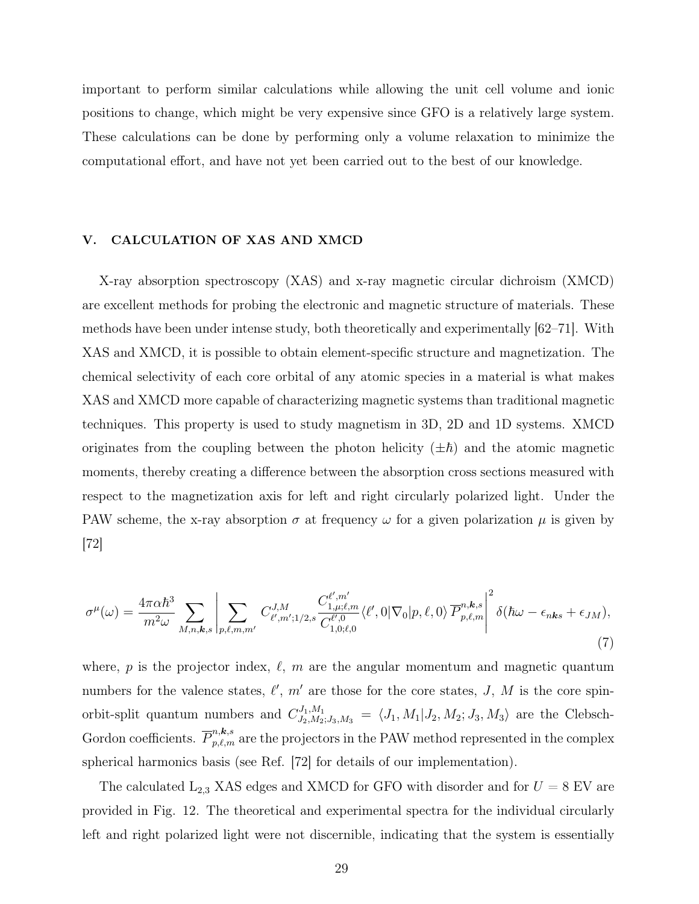important to perform similar calculations while allowing the unit cell volume and ionic positions to change, which might be very expensive since GFO is a relatively large system. These calculations can be done by performing only a volume relaxation to minimize the computational effort, and have not yet been carried out to the best of our knowledge.

## V. CALCULATION OF XAS AND XMCD

X-ray absorption spectroscopy (XAS) and x-ray magnetic circular dichroism (XMCD) are excellent methods for probing the electronic and magnetic structure of materials. These methods have been under intense study, both theoretically and experimentally [62–71]. With XAS and XMCD, it is possible to obtain element-specific structure and magnetization. The chemical selectivity of each core orbital of any atomic species in a material is what makes XAS and XMCD more capable of characterizing magnetic systems than traditional magnetic techniques. This property is used to study magnetism in 3D, 2D and 1D systems. XMCD originates from the coupling between the photon helicity ($\pm\hbar$) and the atomic magnetic moments, thereby creating a difference between the absorption cross sections measured with respect to the magnetization axis for left and right circularly polarized light. Under the PAW scheme, the x-ray absorption $\sigma$ at frequency $\omega$ for a given polarization $\mu$ is given by [72]

$$\sigma^{\mu}(\omega) = \frac{4\pi\alpha\hbar^3}{m^2\omega} \sum_{M,n,\boldsymbol{k},s} \left| \sum_{p,\ell,m,m'} C^{J,M}_{\ell',m';1/2,s} \frac{C^{\ell',m'}_{1,\mu;\ell,m}}{C^{\ell',0}_{1,0;\ell,0}} \langle \ell',0|\nabla_0|p,\ell,0\rangle\, \overline{P}^{n,\boldsymbol{k},s}_{p,\ell,m} \right|^2 \delta(\hbar\omega - \epsilon_{n\boldsymbol{k}s} + \epsilon_{JM}), \tag{7}$$

where, $p$ is the projector index, $\ell$, $m$ are the angular momentum and magnetic quantum numbers for the valence states, $\ell'$, $m'$ are those for the core states, $J$, $M$ is the core spin-orbit-split quantum numbers and $C^{J_1,M_1}_{J_2,M_2;J_3,M_3} = \langle J_1, M_1|J_2, M_2; J_3, M_3\rangle$ are the Clebsch-Gordon coefficients. $\overline{P}^{n,\boldsymbol{k},s}_{p,\ell,m}$ are the projectors in the PAW method represented in the complex spherical harmonics basis (see Ref. [72] for details of our implementation).

The calculated $L_{2,3}$ XAS edges and XMCD for GFO with disorder and for $U = 8$ EV are provided in Fig. 12. The theoretical and experimental spectra for the individual circularly left and right polarized light were not discernible, indicating that the system is essentially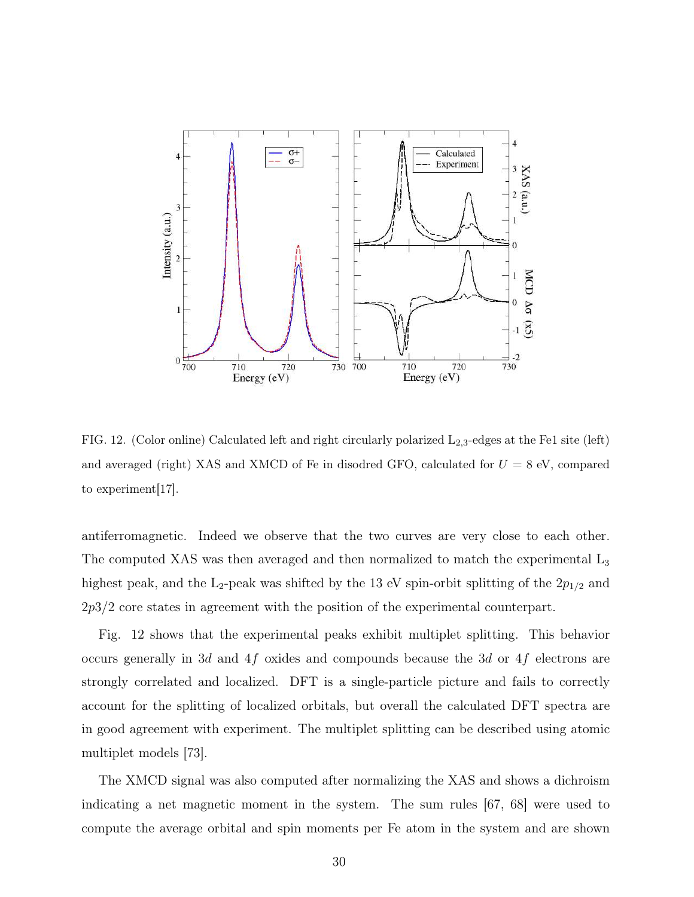FIG. 12. (Color online) Calculated left and right circularly polarized $L_{2,3}$-edges at the Fe1 site (left) and averaged (right) XAS and XMCD of Fe in disodred GFO, calculated for $U = 8$ eV, compared to experiment[17].

antiferromagnetic. Indeed we observe that the two curves are very close to each other. The computed XAS was then averaged and then normalized to match the experimental $L_3$ highest peak, and the $L_2$-peak was shifted by the 13 eV spin-orbit splitting of the $2p_{1/2}$ and $2p3/2$ core states in agreement with the position of the experimental counterpart.

Fig. 12 shows that the experimental peaks exhibit multiplet splitting. This behavior occurs generally in $3d$ and $4f$ oxides and compounds because the $3d$ or $4f$ electrons are strongly correlated and localized. DFT is a single-particle picture and fails to correctly account for the splitting of localized orbitals, but overall the calculated DFT spectra are in good agreement with experiment. The multiplet splitting can be described using atomic multiplet models [73].

The XMCD signal was also computed after normalizing the XAS and shows a dichroism indicating a net magnetic moment in the system. The sum rules [67, 68] were used to compute the average orbital and spin moments per Fe atom in the system and are shown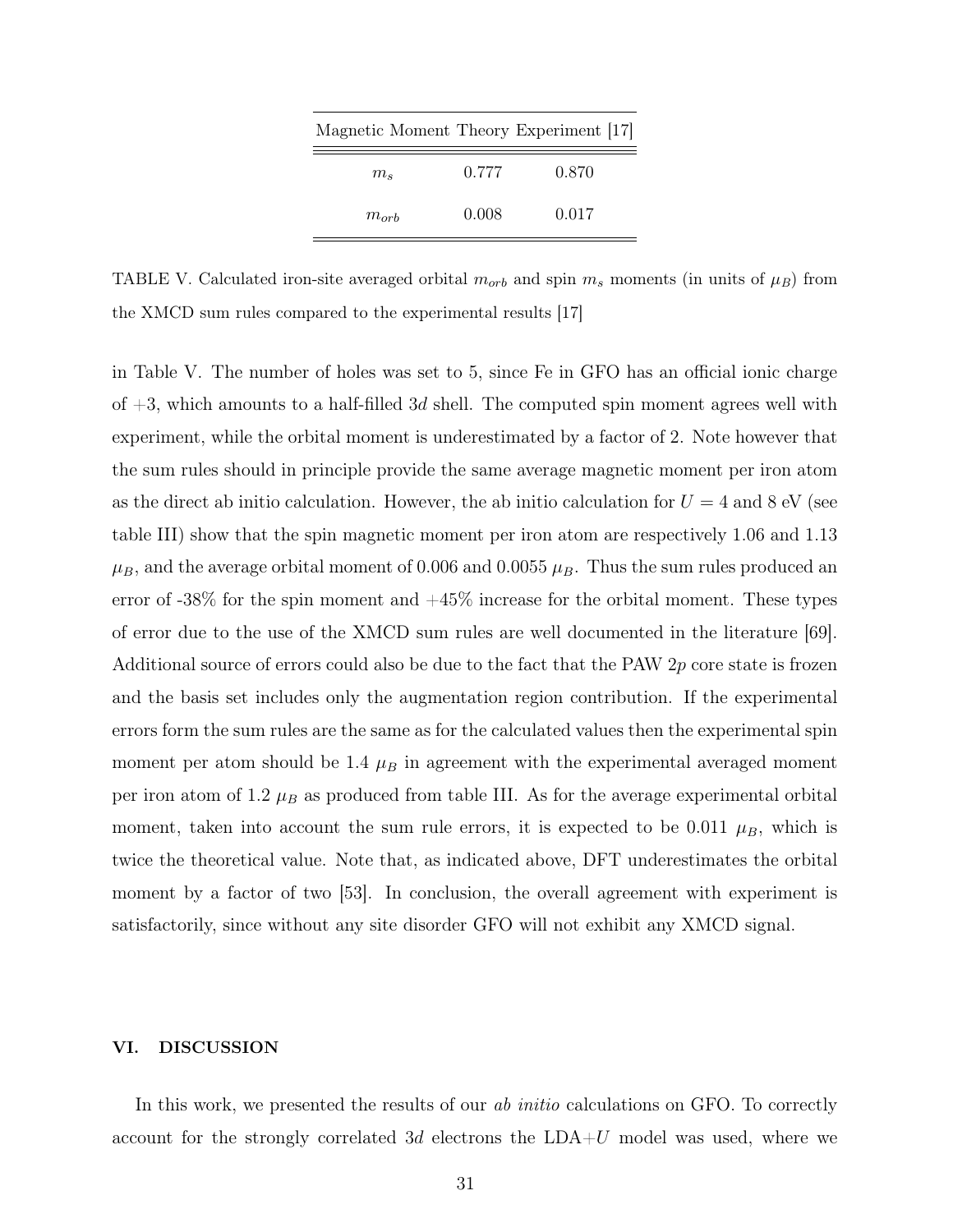| Magnetic Moment | Theory | Experiment [17] |
|---|---|---|
| $m_s$ | 0.777 | 0.870 |
| $m_{orb}$ | 0.008 | 0.017 |

TABLE V. Calculated iron-site averaged orbital $m_{orb}$ and spin $m_s$ moments (in units of $\mu_B$) from the XMCD sum rules compared to the experimental results [17]

in Table V. The number of holes was set to 5, since Fe in GFO has an official ionic charge of $+3$, which amounts to a half-filled $3d$ shell. The computed spin moment agrees well with experiment, while the orbital moment is underestimated by a factor of 2. Note however that the sum rules should in principle provide the same average magnetic moment per iron atom as the direct ab initio calculation. However, the ab initio calculation for $U = 4$ and 8 eV (see table III) show that the spin magnetic moment per iron atom are respectively 1.06 and 1.13 $\mu_B$, and the average orbital moment of 0.006 and 0.0055 $\mu_B$. Thus the sum rules produced an error of -38% for the spin moment and $+45$% increase for the orbital moment. These types of error due to the use of the XMCD sum rules are well documented in the literature [69]. Additional source of errors could also be due to the fact that the PAW $2p$ core state is frozen and the basis set includes only the augmentation region contribution. If the experimental errors form the sum rules are the same as for the calculated values then the experimental spin moment per atom should be 1.4 $\mu_B$ in agreement with the experimental averaged moment per iron atom of 1.2 $\mu_B$ as produced from table III. As for the average experimental orbital moment, taken into account the sum rule errors, it is expected to be 0.011 $\mu_B$, which is twice the theoretical value. Note that, as indicated above, DFT underestimates the orbital moment by a factor of two [53]. In conclusion, the overall agreement with experiment is satisfactorily, since without any site disorder GFO will not exhibit any XMCD signal.

## VI. DISCUSSION

In this work, we presented the results of our *ab initio* calculations on GFO. To correctly account for the strongly correlated $3d$ electrons the LDA+$U$ model was used, where we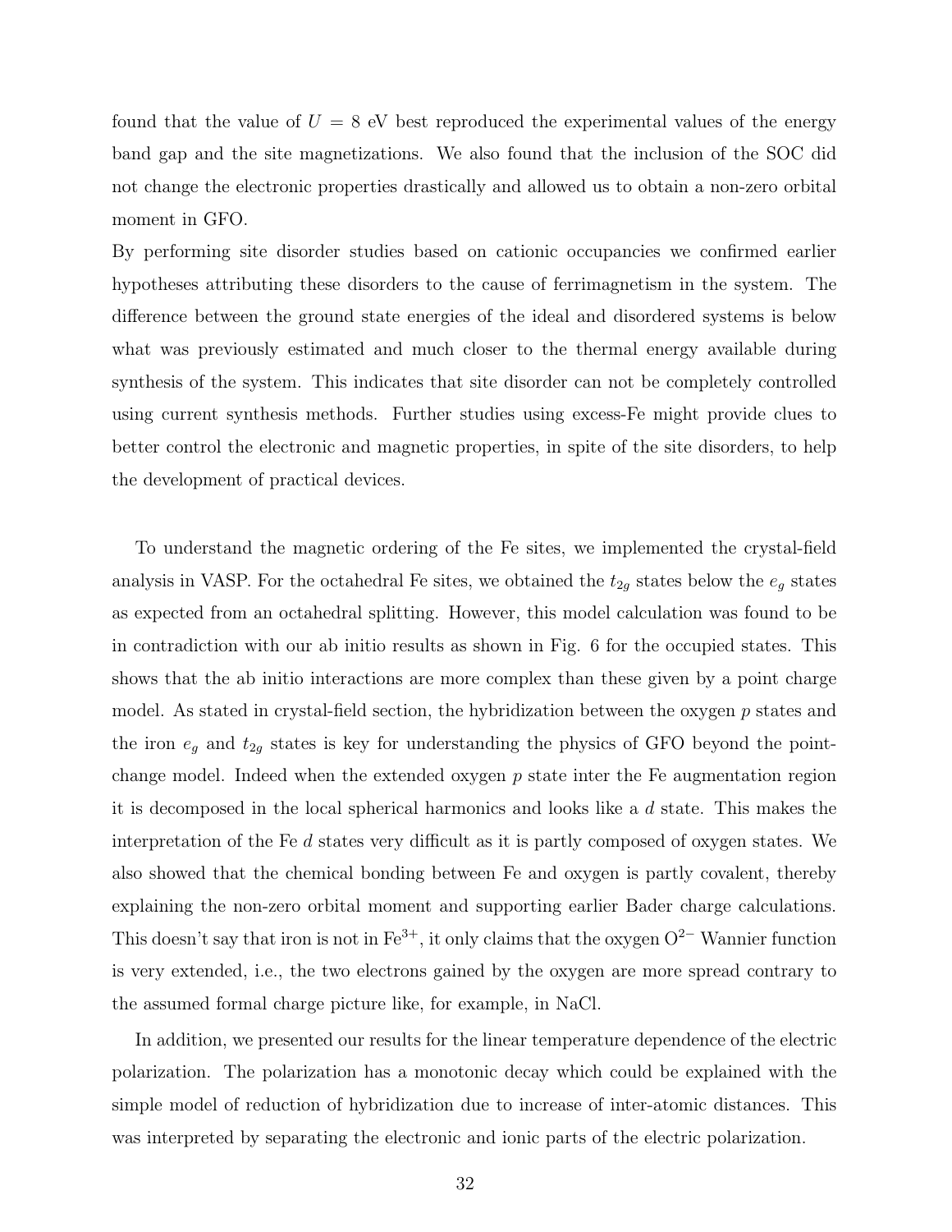found that the value of $U = 8$ eV best reproduced the experimental values of the energy band gap and the site magnetizations. We also found that the inclusion of the SOC did not change the electronic properties drastically and allowed us to obtain a non-zero orbital moment in GFO.
By performing site disorder studies based on cationic occupancies we confirmed earlier hypotheses attributing these disorders to the cause of ferrimagnetism in the system. The difference between the ground state energies of the ideal and disordered systems is below what was previously estimated and much closer to the thermal energy available during synthesis of the system. This indicates that site disorder can not be completely controlled using current synthesis methods. Further studies using excess-Fe might provide clues to better control the electronic and magnetic properties, in spite of the site disorders, to help the development of practical devices.

To understand the magnetic ordering of the Fe sites, we implemented the crystal-field analysis in VASP. For the octahedral Fe sites, we obtained the $t_{2g}$ states below the $e_g$ states as expected from an octahedral splitting. However, this model calculation was found to be in contradiction with our ab initio results as shown in Fig. 6 for the occupied states. This shows that the ab initio interactions are more complex than these given by a point charge model. As stated in crystal-field section, the hybridization between the oxygen $p$ states and the iron $e_g$ and $t_{2g}$ states is key for understanding the physics of GFO beyond the point-change model. Indeed when the extended oxygen $p$ state inter the Fe augmentation region it is decomposed in the local spherical harmonics and looks like a $d$ state. This makes the interpretation of the Fe $d$ states very difficult as it is partly composed of oxygen states. We also showed that the chemical bonding between Fe and oxygen is partly covalent, thereby explaining the non-zero orbital moment and supporting earlier Bader charge calculations. This doesn't say that iron is not in $Fe^{3+}$, it only claims that the oxygen $O^{2-}$ Wannier function is very extended, i.e., the two electrons gained by the oxygen are more spread contrary to the assumed formal charge picture like, for example, in NaCl.

In addition, we presented our results for the linear temperature dependence of the electric polarization. The polarization has a monotonic decay which could be explained with the simple model of reduction of hybridization due to increase of inter-atomic distances. This was interpreted by separating the electronic and ionic parts of the electric polarization.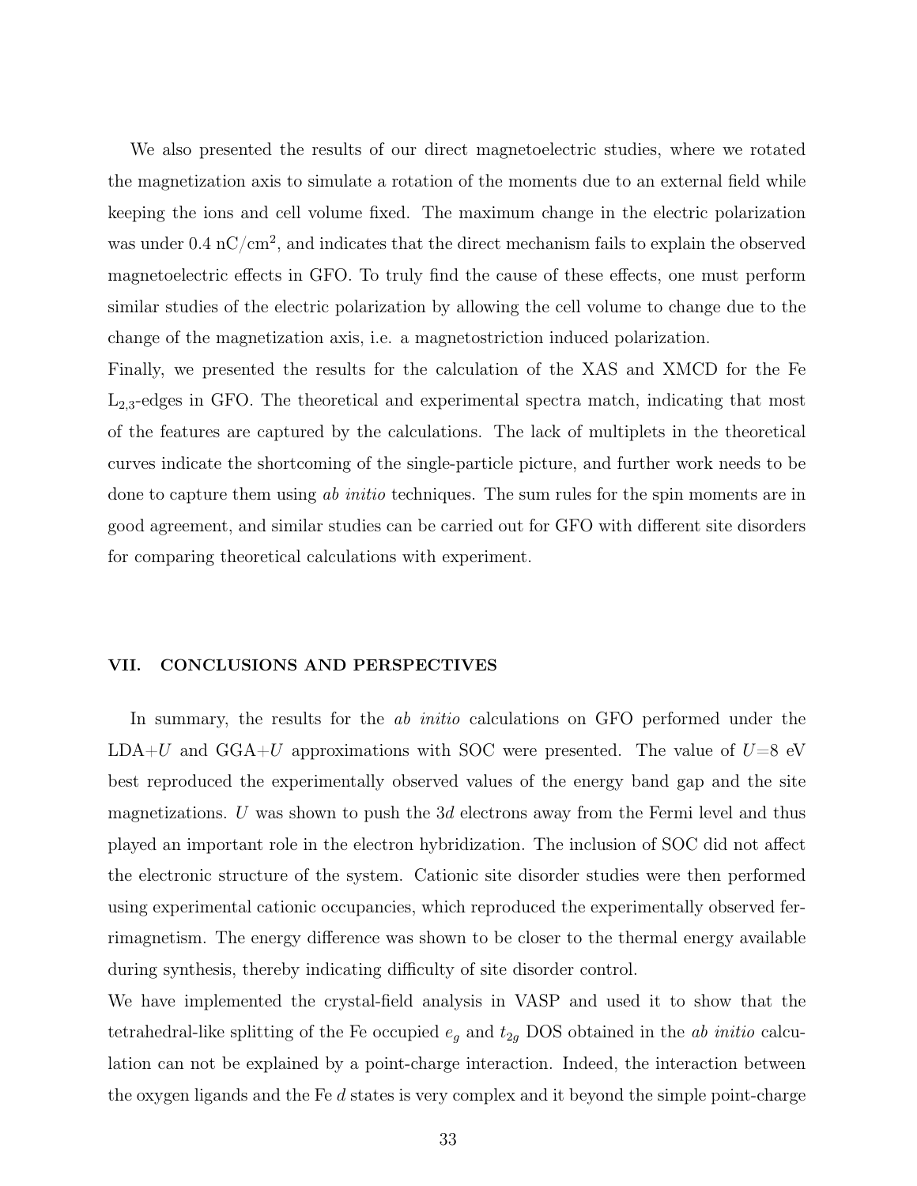We also presented the results of our direct magnetoelectric studies, where we rotated the magnetization axis to simulate a rotation of the moments due to an external field while keeping the ions and cell volume fixed. The maximum change in the electric polarization was under 0.4 nC/cm$^2$, and indicates that the direct mechanism fails to explain the observed magnetoelectric effects in GFO. To truly find the cause of these effects, one must perform similar studies of the electric polarization by allowing the cell volume to change due to the change of the magnetization axis, i.e. a magnetostriction induced polarization.

Finally, we presented the results for the calculation of the XAS and XMCD for the Fe $L_{2,3}$-edges in GFO. The theoretical and experimental spectra match, indicating that most of the features are captured by the calculations. The lack of multiplets in the theoretical curves indicate the shortcoming of the single-particle picture, and further work needs to be done to capture them using *ab initio* techniques. The sum rules for the spin moments are in good agreement, and similar studies can be carried out for GFO with different site disorders for comparing theoretical calculations with experiment.

## VII. CONCLUSIONS AND PERSPECTIVES

In summary, the results for the *ab initio* calculations on GFO performed under the LDA+$U$ and GGA+$U$ approximations with SOC were presented. The value of $U$=8 eV best reproduced the experimentally observed values of the energy band gap and the site magnetizations. $U$ was shown to push the 3$d$ electrons away from the Fermi level and thus played an important role in the electron hybridization. The inclusion of SOC did not affect the electronic structure of the system. Cationic site disorder studies were then performed using experimental cationic occupancies, which reproduced the experimentally observed ferrimagnetism. The energy difference was shown to be closer to the thermal energy available during synthesis, thereby indicating difficulty of site disorder control.

We have implemented the crystal-field analysis in VASP and used it to show that the tetrahedral-like splitting of the Fe occupied $e_g$ and $t_{2g}$ DOS obtained in the *ab initio* calculation can not be explained by a point-charge interaction. Indeed, the interaction between the oxygen ligands and the Fe $d$ states is very complex and it beyond the simple point-charge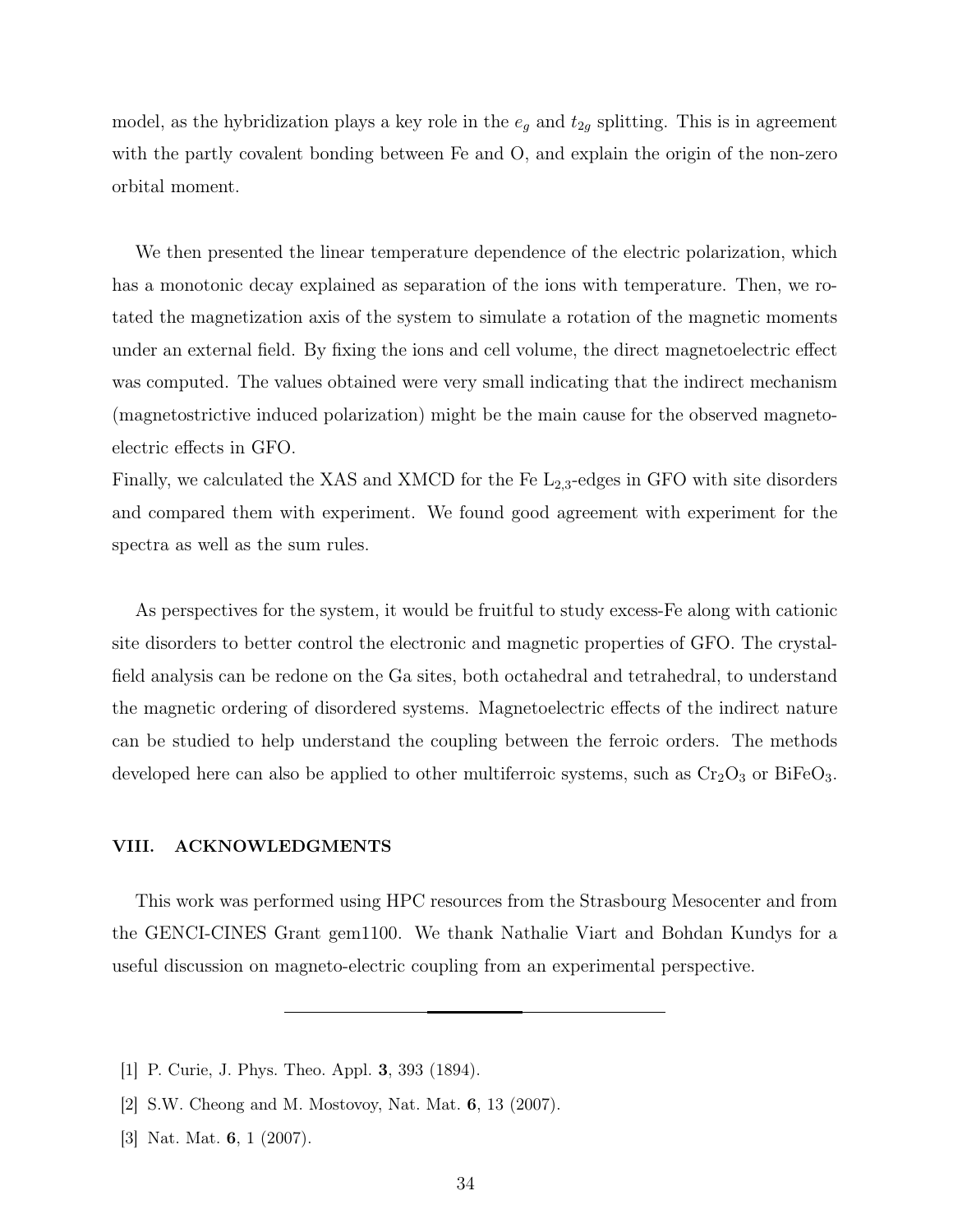model, as the hybridization plays a key role in the $e_g$ and $t_{2g}$ splitting. This is in agreement with the partly covalent bonding between Fe and O, and explain the origin of the non-zero orbital moment.

We then presented the linear temperature dependence of the electric polarization, which has a monotonic decay explained as separation of the ions with temperature. Then, we rotated the magnetization axis of the system to simulate a rotation of the magnetic moments under an external field. By fixing the ions and cell volume, the direct magnetoelectric effect was computed. The values obtained were very small indicating that the indirect mechanism (magnetostrictive induced polarization) might be the main cause for the observed magneto-electric effects in GFO.
Finally, we calculated the XAS and XMCD for the Fe $L_{2,3}$-edges in GFO with site disorders and compared them with experiment. We found good agreement with experiment for the spectra as well as the sum rules.

As perspectives for the system, it would be fruitful to study excess-Fe along with cationic site disorders to better control the electronic and magnetic properties of GFO. The crystal-field analysis can be redone on the Ga sites, both octahedral and tetrahedral, to understand the magnetic ordering of disordered systems. Magnetoelectric effects of the indirect nature can be studied to help understand the coupling between the ferroic orders. The methods developed here can also be applied to other multiferroic systems, such as $Cr_2O_3$ or $BiFeO_3$.

## VIII. ACKNOWLEDGMENTS

This work was performed using HPC resources from the Strasbourg Mesocenter and from the GENCI-CINES Grant gem1100. We thank Nathalie Viart and Bohdan Kundys for a useful discussion on magneto-electric coupling from an experimental perspective.

---

[1] P. Curie, J. Phys. Theo. Appl. **3**, 393 (1894).

[2] S.W. Cheong and M. Mostovoy, Nat. Mat. **6**, 13 (2007).

[3] Nat. Mat. **6**, 1 (2007).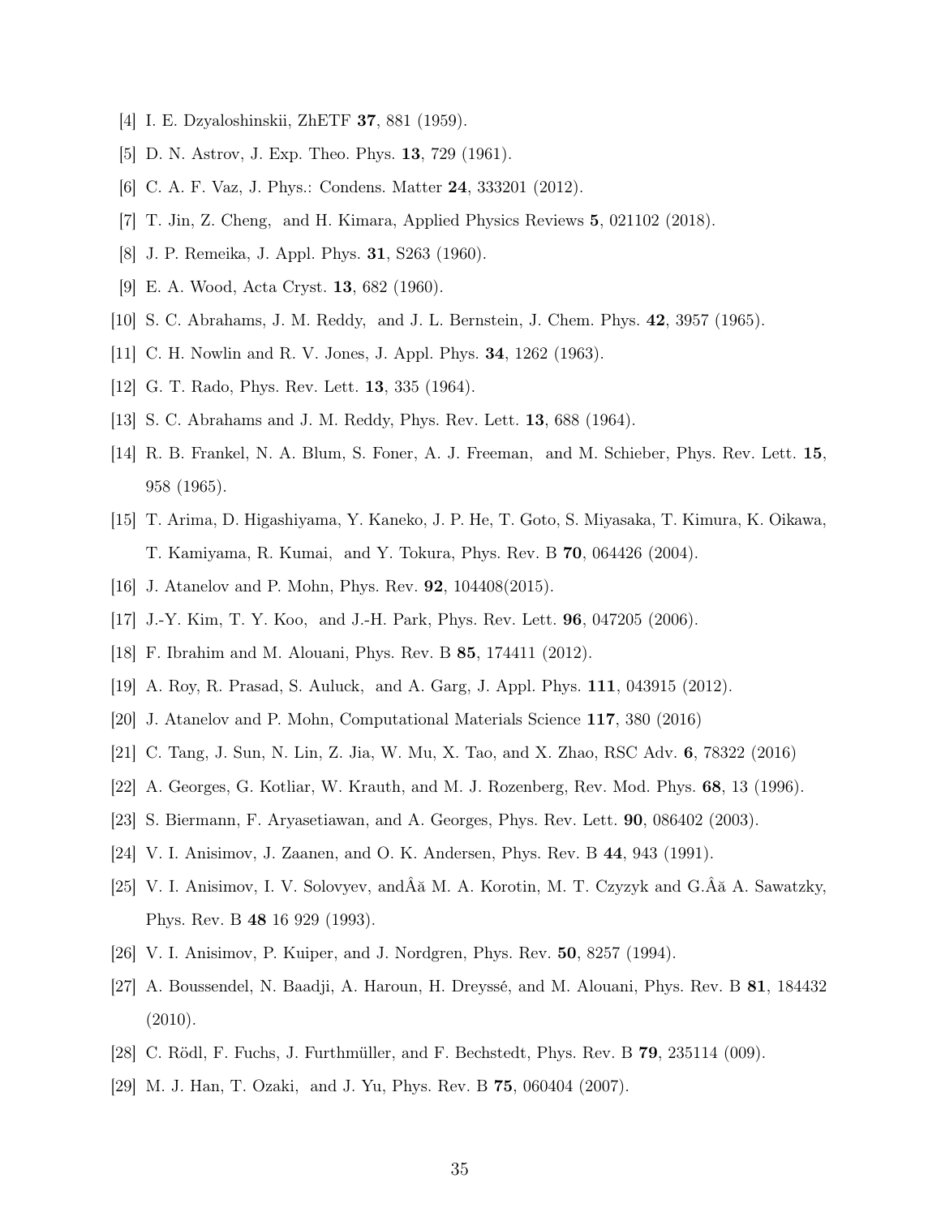[4] I. E. Dzyaloshinskii, ZhETF **37**, 881 (1959).

[5] D. N. Astrov, J. Exp. Theo. Phys. **13**, 729 (1961).

[6] C. A. F. Vaz, J. Phys.: Condens. Matter **24**, 333201 (2012).

[7] T. Jin, Z. Cheng, and H. Kimara, Applied Physics Reviews **5**, 021102 (2018).

[8] J. P. Remeika, J. Appl. Phys. **31**, S263 (1960).

[9] E. A. Wood, Acta Cryst. **13**, 682 (1960).

[10] S. C. Abrahams, J. M. Reddy, and J. L. Bernstein, J. Chem. Phys. **42**, 3957 (1965).

[11] C. H. Nowlin and R. V. Jones, J. Appl. Phys. **34**, 1262 (1963).

[12] G. T. Rado, Phys. Rev. Lett. **13**, 335 (1964).

[13] S. C. Abrahams and J. M. Reddy, Phys. Rev. Lett. **13**, 688 (1964).

[14] R. B. Frankel, N. A. Blum, S. Foner, A. J. Freeman, and M. Schieber, Phys. Rev. Lett. **15**, 958 (1965).

[15] T. Arima, D. Higashiyama, Y. Kaneko, J. P. He, T. Goto, S. Miyasaka, T. Kimura, K. Oikawa, T. Kamiyama, R. Kumai, and Y. Tokura, Phys. Rev. B **70**, 064426 (2004).

[16] J. Atanelov and P. Mohn, Phys. Rev. **92**, 104408(2015).

[17] J.-Y. Kim, T. Y. Koo, and J.-H. Park, Phys. Rev. Lett. **96**, 047205 (2006).

[18] F. Ibrahim and M. Alouani, Phys. Rev. B **85**, 174411 (2012).

[19] A. Roy, R. Prasad, S. Auluck, and A. Garg, J. Appl. Phys. **111**, 043915 (2012).

[20] J. Atanelov and P. Mohn, Computational Materials Science **117**, 380 (2016)

[21] C. Tang, J. Sun, N. Lin, Z. Jia, W. Mu, X. Tao, and X. Zhao, RSC Adv. **6**, 78322 (2016)

[22] A. Georges, G. Kotliar, W. Krauth, and M. J. Rozenberg, Rev. Mod. Phys. **68**, 13 (1996).

[23] S. Biermann, F. Aryasetiawan, and A. Georges, Phys. Rev. Lett. **90**, 086402 (2003).

[24] V. I. Anisimov, J. Zaanen, and O. K. Andersen, Phys. Rev. B **44**, 943 (1991).

[25] V. I. Anisimov, I. V. Solovyev, andÂă M. A. Korotin, M. T. Czyzyk and G.Âă A. Sawatzky, Phys. Rev. B **48** 16 929 (1993).

[26] V. I. Anisimov, P. Kuiper, and J. Nordgren, Phys. Rev. **50**, 8257 (1994).

[27] A. Boussendel, N. Baadji, A. Haroun, H. Dreyssé, and M. Alouani, Phys. Rev. B **81**, 184432 (2010).

[28] C. Rödl, F. Fuchs, J. Furthmüller, and F. Bechstedt, Phys. Rev. B **79**, 235114 (009).

[29] M. J. Han, T. Ozaki, and J. Yu, Phys. Rev. B **75**, 060404 (2007).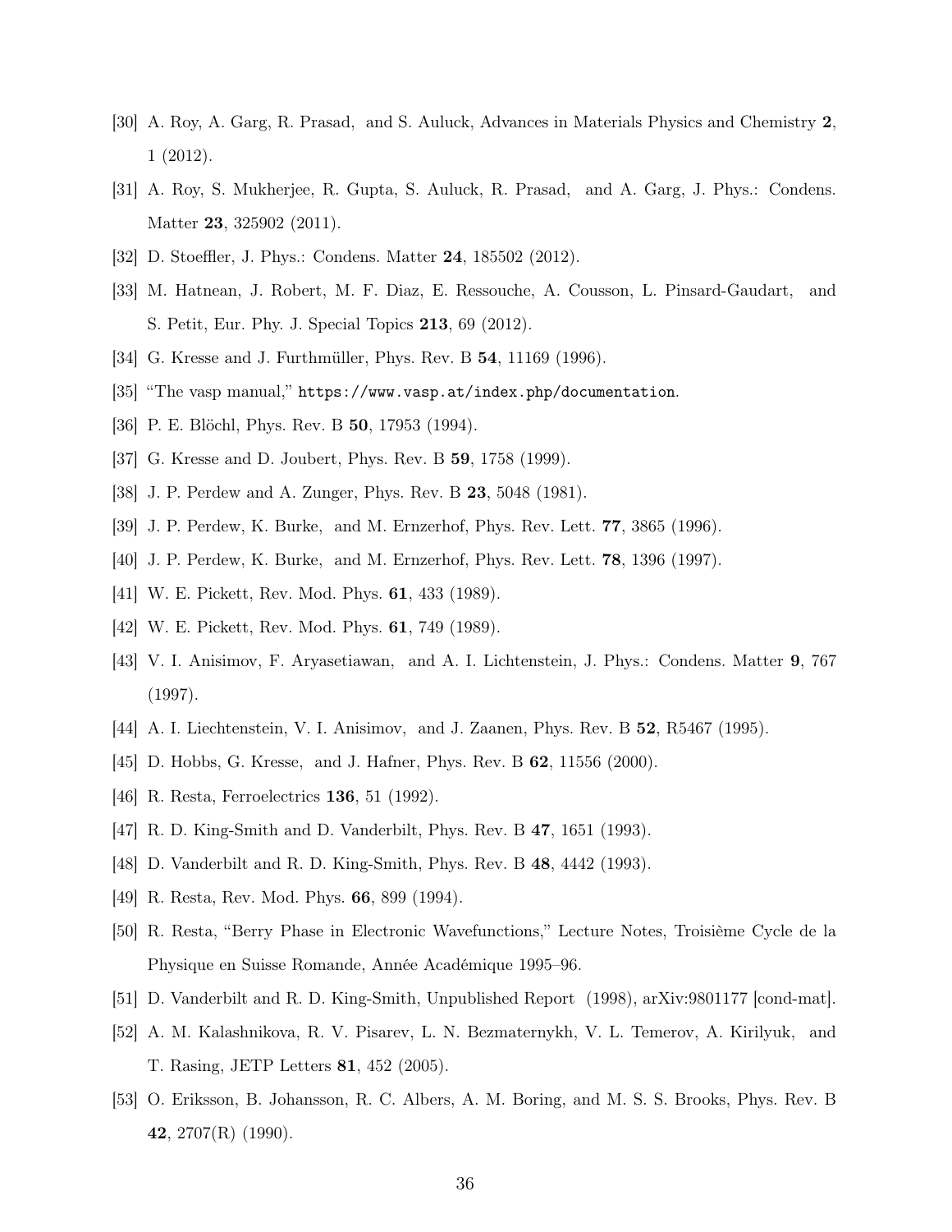[30] A. Roy, A. Garg, R. Prasad, and S. Auluck, Advances in Materials Physics and Chemistry **2**, 1 (2012).

[31] A. Roy, S. Mukherjee, R. Gupta, S. Auluck, R. Prasad, and A. Garg, J. Phys.: Condens. Matter **23**, 325902 (2011).

[32] D. Stoeffler, J. Phys.: Condens. Matter **24**, 185502 (2012).

[33] M. Hatnean, J. Robert, M. F. Diaz, E. Ressouche, A. Cousson, L. Pinsard-Gaudart, and S. Petit, Eur. Phy. J. Special Topics **213**, 69 (2012).

[34] G. Kresse and J. Furthmüller, Phys. Rev. B **54**, 11169 (1996).

[35] "The vasp manual," `https://www.vasp.at/index.php/documentation`.

[36] P. E. Blöchl, Phys. Rev. B **50**, 17953 (1994).

[37] G. Kresse and D. Joubert, Phys. Rev. B **59**, 1758 (1999).

[38] J. P. Perdew and A. Zunger, Phys. Rev. B **23**, 5048 (1981).

[39] J. P. Perdew, K. Burke, and M. Ernzerhof, Phys. Rev. Lett. **77**, 3865 (1996).

[40] J. P. Perdew, K. Burke, and M. Ernzerhof, Phys. Rev. Lett. **78**, 1396 (1997).

[41] W. E. Pickett, Rev. Mod. Phys. **61**, 433 (1989).

[42] W. E. Pickett, Rev. Mod. Phys. **61**, 749 (1989).

[43] V. I. Anisimov, F. Aryasetiawan, and A. I. Lichtenstein, J. Phys.: Condens. Matter **9**, 767 (1997).

[44] A. I. Liechtenstein, V. I. Anisimov, and J. Zaanen, Phys. Rev. B **52**, R5467 (1995).

[45] D. Hobbs, G. Kresse, and J. Hafner, Phys. Rev. B **62**, 11556 (2000).

[46] R. Resta, Ferroelectrics **136**, 51 (1992).

[47] R. D. King-Smith and D. Vanderbilt, Phys. Rev. B **47**, 1651 (1993).

[48] D. Vanderbilt and R. D. King-Smith, Phys. Rev. B **48**, 4442 (1993).

[49] R. Resta, Rev. Mod. Phys. **66**, 899 (1994).

[50] R. Resta, "Berry Phase in Electronic Wavefunctions," Lecture Notes, Troisième Cycle de la Physique en Suisse Romande, Année Académique 1995–96.

[51] D. Vanderbilt and R. D. King-Smith, Unpublished Report (1998), arXiv:9801177 [cond-mat].

[52] A. M. Kalashnikova, R. V. Pisarev, L. N. Bezmaternykh, V. L. Temerov, A. Kirilyuk, and T. Rasing, JETP Letters **81**, 452 (2005).

[53] O. Eriksson, B. Johansson, R. C. Albers, A. M. Boring, and M. S. S. Brooks, Phys. Rev. B **42**, 2707(R) (1990).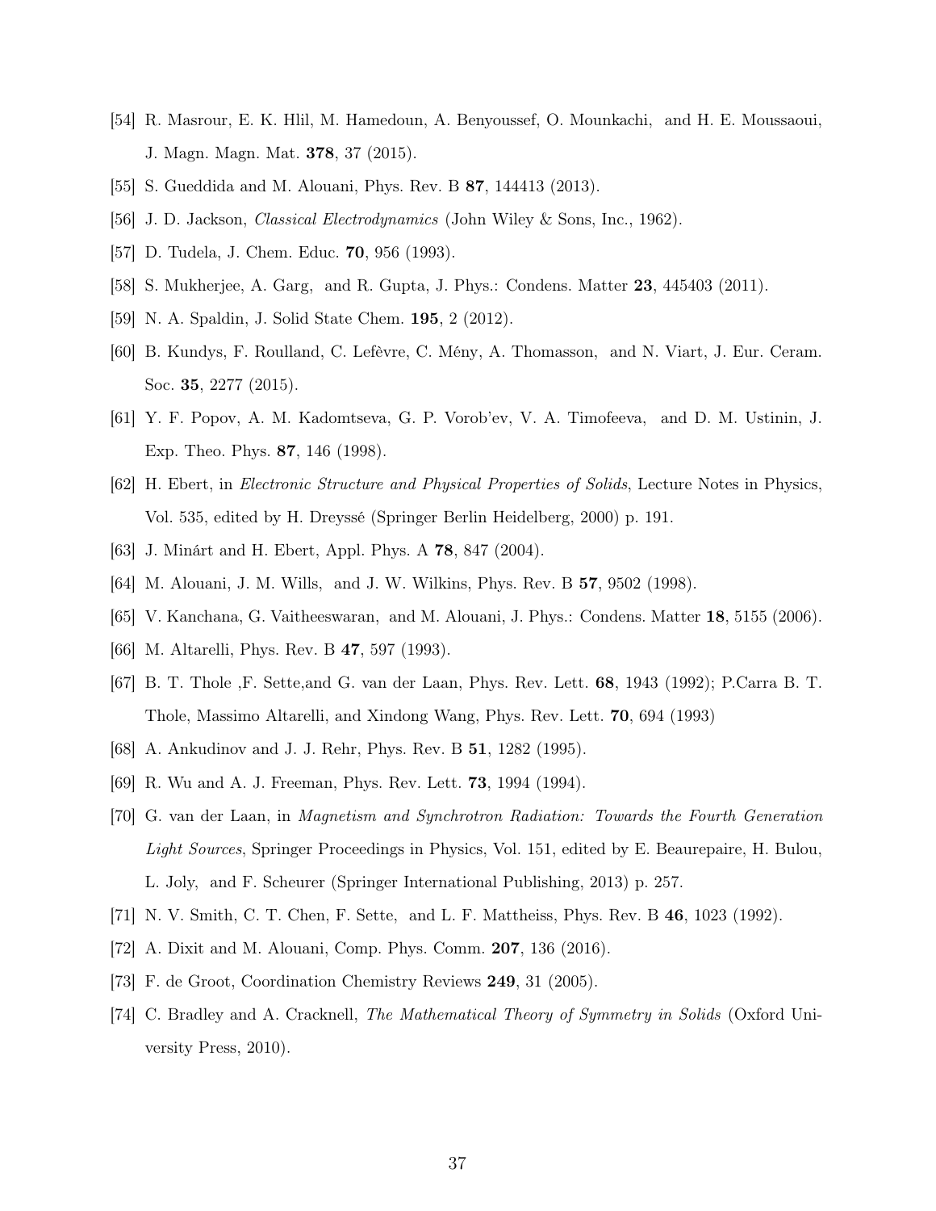[54] R. Masrour, E. K. Hlil, M. Hamedoun, A. Benyoussef, O. Mounkachi, and H. E. Moussaoui, J. Magn. Magn. Mat. **378**, 37 (2015).

[55] S. Gueddida and M. Alouani, Phys. Rev. B **87**, 144413 (2013).

[56] J. D. Jackson, *Classical Electrodynamics* (John Wiley & Sons, Inc., 1962).

[57] D. Tudela, J. Chem. Educ. **70**, 956 (1993).

[58] S. Mukherjee, A. Garg, and R. Gupta, J. Phys.: Condens. Matter **23**, 445403 (2011).

[59] N. A. Spaldin, J. Solid State Chem. **195**, 2 (2012).

[60] B. Kundys, F. Roulland, C. Lefèvre, C. Mény, A. Thomasson, and N. Viart, J. Eur. Ceram. Soc. **35**, 2277 (2015).

[61] Y. F. Popov, A. M. Kadomtseva, G. P. Vorob'ev, V. A. Timofeeva, and D. M. Ustinin, J. Exp. Theo. Phys. **87**, 146 (1998).

[62] H. Ebert, in *Electronic Structure and Physical Properties of Solids*, Lecture Notes in Physics, Vol. 535, edited by H. Dreyssé (Springer Berlin Heidelberg, 2000) p. 191.

[63] J. Minárt and H. Ebert, Appl. Phys. A **78**, 847 (2004).

[64] M. Alouani, J. M. Wills, and J. W. Wilkins, Phys. Rev. B **57**, 9502 (1998).

[65] V. Kanchana, G. Vaitheeswaran, and M. Alouani, J. Phys.: Condens. Matter **18**, 5155 (2006).

[66] M. Altarelli, Phys. Rev. B **47**, 597 (1993).

[67] B. T. Thole ,F. Sette,and G. van der Laan, Phys. Rev. Lett. **68**, 1943 (1992); P.Carra B. T. Thole, Massimo Altarelli, and Xindong Wang, Phys. Rev. Lett. **70**, 694 (1993)

[68] A. Ankudinov and J. J. Rehr, Phys. Rev. B **51**, 1282 (1995).

[69] R. Wu and A. J. Freeman, Phys. Rev. Lett. **73**, 1994 (1994).

[70] G. van der Laan, in *Magnetism and Synchrotron Radiation: Towards the Fourth Generation Light Sources*, Springer Proceedings in Physics, Vol. 151, edited by E. Beaurepaire, H. Bulou, L. Joly, and F. Scheurer (Springer International Publishing, 2013) p. 257.

[71] N. V. Smith, C. T. Chen, F. Sette, and L. F. Mattheiss, Phys. Rev. B **46**, 1023 (1992).

[72] A. Dixit and M. Alouani, Comp. Phys. Comm. **207**, 136 (2016).

[73] F. de Groot, Coordination Chemistry Reviews **249**, 31 (2005).

[74] C. Bradley and A. Cracknell, *The Mathematical Theory of Symmetry in Solids* (Oxford University Press, 2010).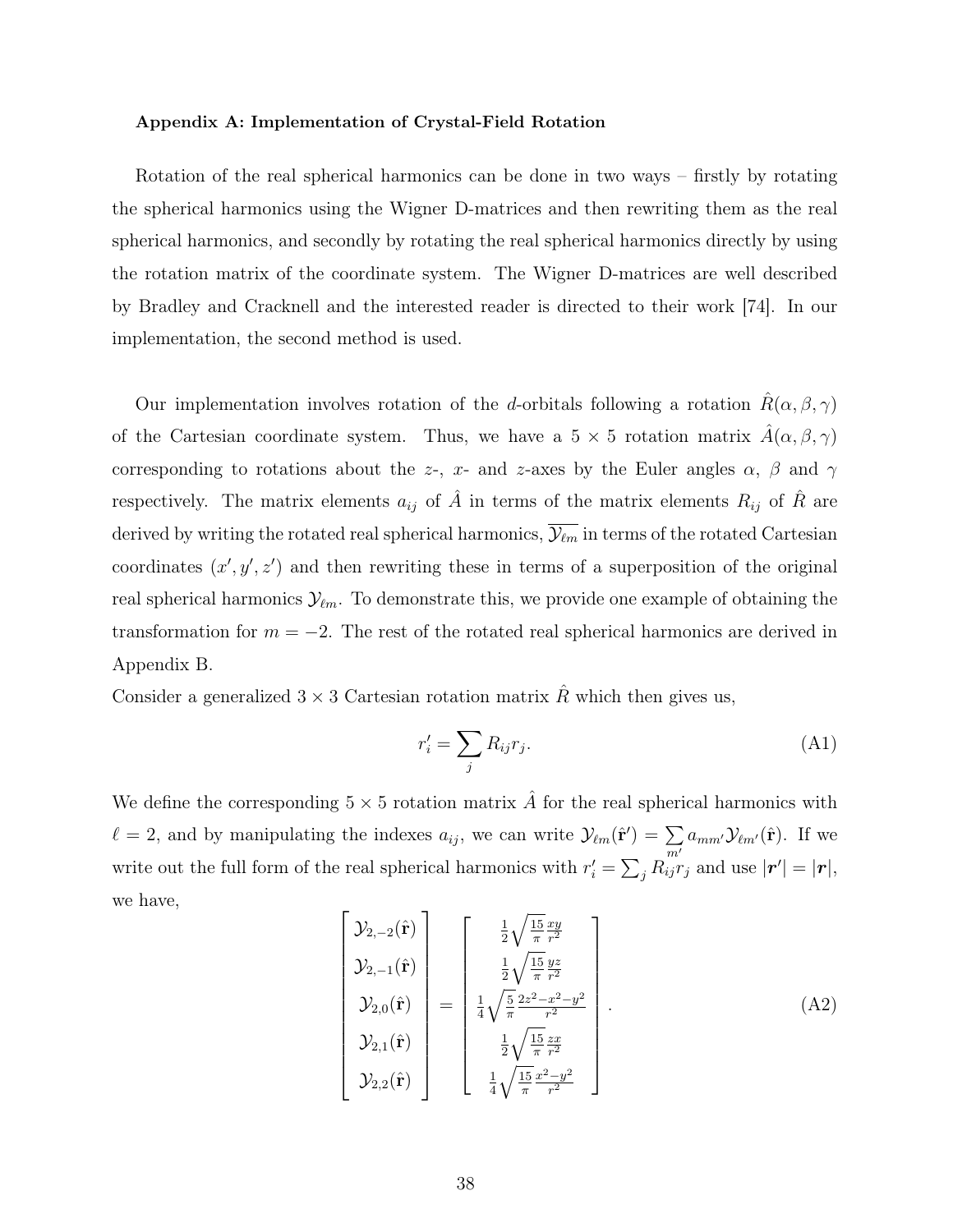**Appendix A: Implementation of Crystal-Field Rotation**

Rotation of the real spherical harmonics can be done in two ways – firstly by rotating the spherical harmonics using the Wigner D-matrices and then rewriting them as the real spherical harmonics, and secondly by rotating the real spherical harmonics directly by using the rotation matrix of the coordinate system. The Wigner D-matrices are well described by Bradley and Cracknell and the interested reader is directed to their work [74]. In our implementation, the second method is used.

Our implementation involves rotation of the $d$-orbitals following a rotation $\hat{R}(\alpha, \beta, \gamma)$ of the Cartesian coordinate system. Thus, we have a $5 \times 5$ rotation matrix $\hat{A}(\alpha, \beta, \gamma)$ corresponding to rotations about the $z$-, $x$- and $z$-axes by the Euler angles $\alpha$, $\beta$ and $\gamma$ respectively. The matrix elements $a_{ij}$ of $\hat{A}$ in terms of the matrix elements $R_{ij}$ of $\hat{R}$ are derived by writing the rotated real spherical harmonics, $\overline{\mathcal{Y}_{\ell m}}$ in terms of the rotated Cartesian coordinates $(x', y', z')$ and then rewriting these in terms of a superposition of the original real spherical harmonics $\mathcal{Y}_{\ell m}$. To demonstrate this, we provide one example of obtaining the transformation for $m = -2$. The rest of the rotated real spherical harmonics are derived in Appendix B.

Consider a generalized $3 \times 3$ Cartesian rotation matrix $\hat{R}$ which then gives us,

$$r'_i = \sum_j R_{ij} r_j. \tag{A1}$$

We define the corresponding $5 \times 5$ rotation matrix $\hat{A}$ for the real spherical harmonics with $\ell = 2$, and by manipulating the indexes $a_{ij}$, we can write $\mathcal{Y}_{\ell m}(\hat{\mathbf{r}}') = \sum_{m'} a_{mm'} \mathcal{Y}_{\ell m'}(\hat{\mathbf{r}})$. If we write out the full form of the real spherical harmonics with $r'_i = \sum_j R_{ij} r_j$ and use $|\boldsymbol{r}'| = |\boldsymbol{r}|$, we have,

$$\begin{bmatrix} \mathcal{Y}_{2,-2}(\hat{\mathbf{r}}) \\ \mathcal{Y}_{2,-1}(\hat{\mathbf{r}}) \\ \mathcal{Y}_{2,0}(\hat{\mathbf{r}}) \\ \mathcal{Y}_{2,1}(\hat{\mathbf{r}}) \\ \mathcal{Y}_{2,2}(\hat{\mathbf{r}}) \end{bmatrix} = \begin{bmatrix} \frac{1}{2}\sqrt{\frac{15}{\pi}}\frac{xy}{r^2} \\ \frac{1}{2}\sqrt{\frac{15}{\pi}}\frac{yz}{r^2} \\ \frac{1}{4}\sqrt{\frac{5}{\pi}}\frac{2z^2-x^2-y^2}{r^2} \\ \frac{1}{2}\sqrt{\frac{15}{\pi}}\frac{zx}{r^2} \\ \frac{1}{4}\sqrt{\frac{15}{\pi}}\frac{x^2-y^2}{r^2} \end{bmatrix}. \tag{A2}$$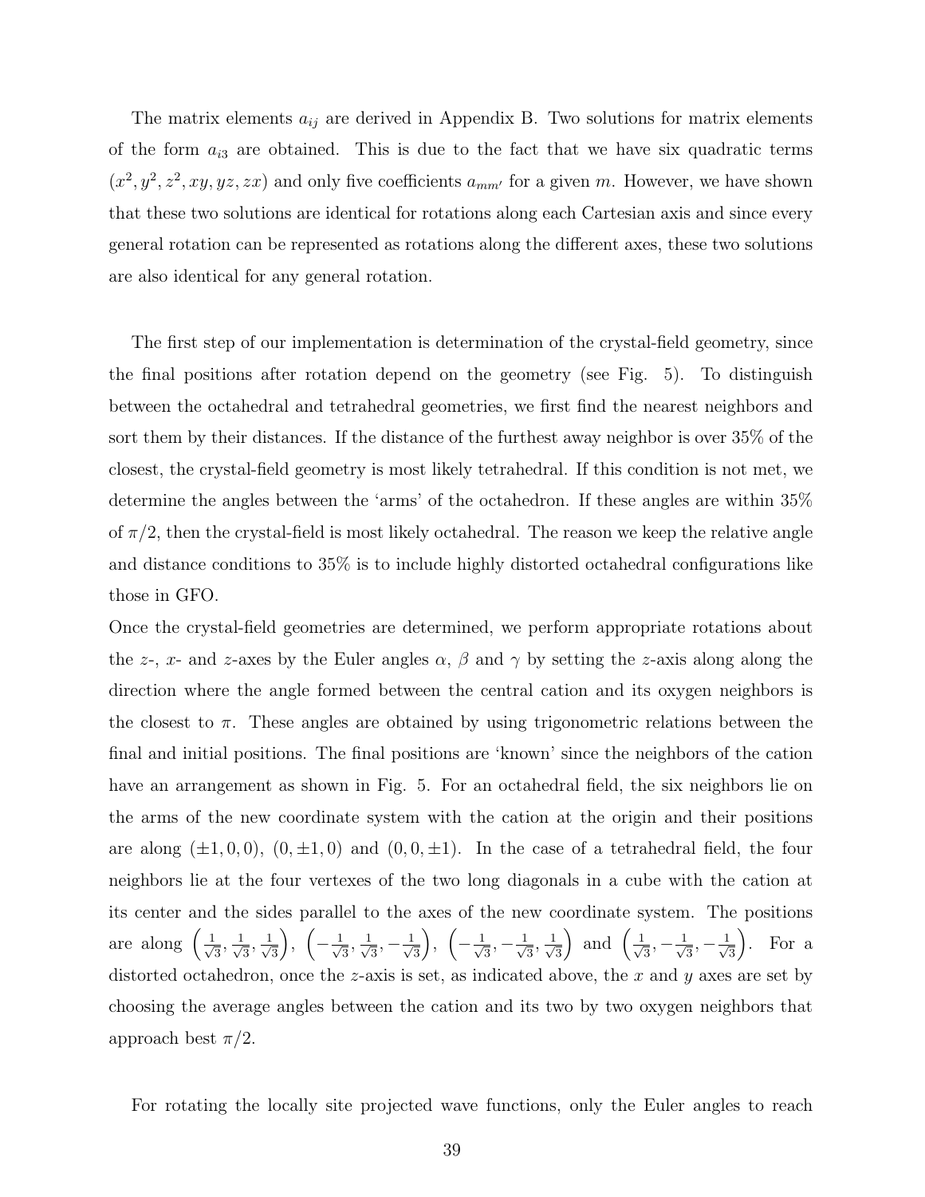The matrix elements $a_{ij}$ are derived in Appendix B. Two solutions for matrix elements of the form $a_{i3}$ are obtained. This is due to the fact that we have six quadratic terms $(x^2, y^2, z^2, xy, yz, zx)$ and only five coefficients $a_{mm'}$ for a given $m$. However, we have shown that these two solutions are identical for rotations along each Cartesian axis and since every general rotation can be represented as rotations along the different axes, these two solutions are also identical for any general rotation.

The first step of our implementation is determination of the crystal-field geometry, since the final positions after rotation depend on the geometry (see Fig. 5). To distinguish between the octahedral and tetrahedral geometries, we first find the nearest neighbors and sort them by their distances. If the distance of the furthest away neighbor is over 35% of the closest, the crystal-field geometry is most likely tetrahedral. If this condition is not met, we determine the angles between the 'arms' of the octahedron. If these angles are within 35% of $\pi/2$, then the crystal-field is most likely octahedral. The reason we keep the relative angle and distance conditions to 35% is to include highly distorted octahedral configurations like those in GFO.

Once the crystal-field geometries are determined, we perform appropriate rotations about the $z$-, $x$- and $z$-axes by the Euler angles $\alpha$, $\beta$ and $\gamma$ by setting the $z$-axis along along the direction where the angle formed between the central cation and its oxygen neighbors is the closest to $\pi$. These angles are obtained by using trigonometric relations between the final and initial positions. The final positions are 'known' since the neighbors of the cation have an arrangement as shown in Fig. 5. For an octahedral field, the six neighbors lie on the arms of the new coordinate system with the cation at the origin and their positions are along $(\pm 1, 0, 0)$, $(0, \pm 1, 0)$ and $(0, 0, \pm 1)$. In the case of a tetrahedral field, the four neighbors lie at the four vertexes of the two long diagonals in a cube with the cation at its center and the sides parallel to the axes of the new coordinate system. The positions are along $\left(\frac{1}{\sqrt{3}}, \frac{1}{\sqrt{3}}, \frac{1}{\sqrt{3}}\right)$, $\left(-\frac{1}{\sqrt{3}}, \frac{1}{\sqrt{3}}, -\frac{1}{\sqrt{3}}\right)$, $\left(-\frac{1}{\sqrt{3}}, -\frac{1}{\sqrt{3}}, \frac{1}{\sqrt{3}}\right)$ and $\left(\frac{1}{\sqrt{3}}, -\frac{1}{\sqrt{3}}, -\frac{1}{\sqrt{3}}\right)$. For a distorted octahedron, once the $z$-axis is set, as indicated above, the $x$ and $y$ axes are set by choosing the average angles between the cation and its two by two oxygen neighbors that approach best $\pi/2$.

For rotating the locally site projected wave functions, only the Euler angles to reach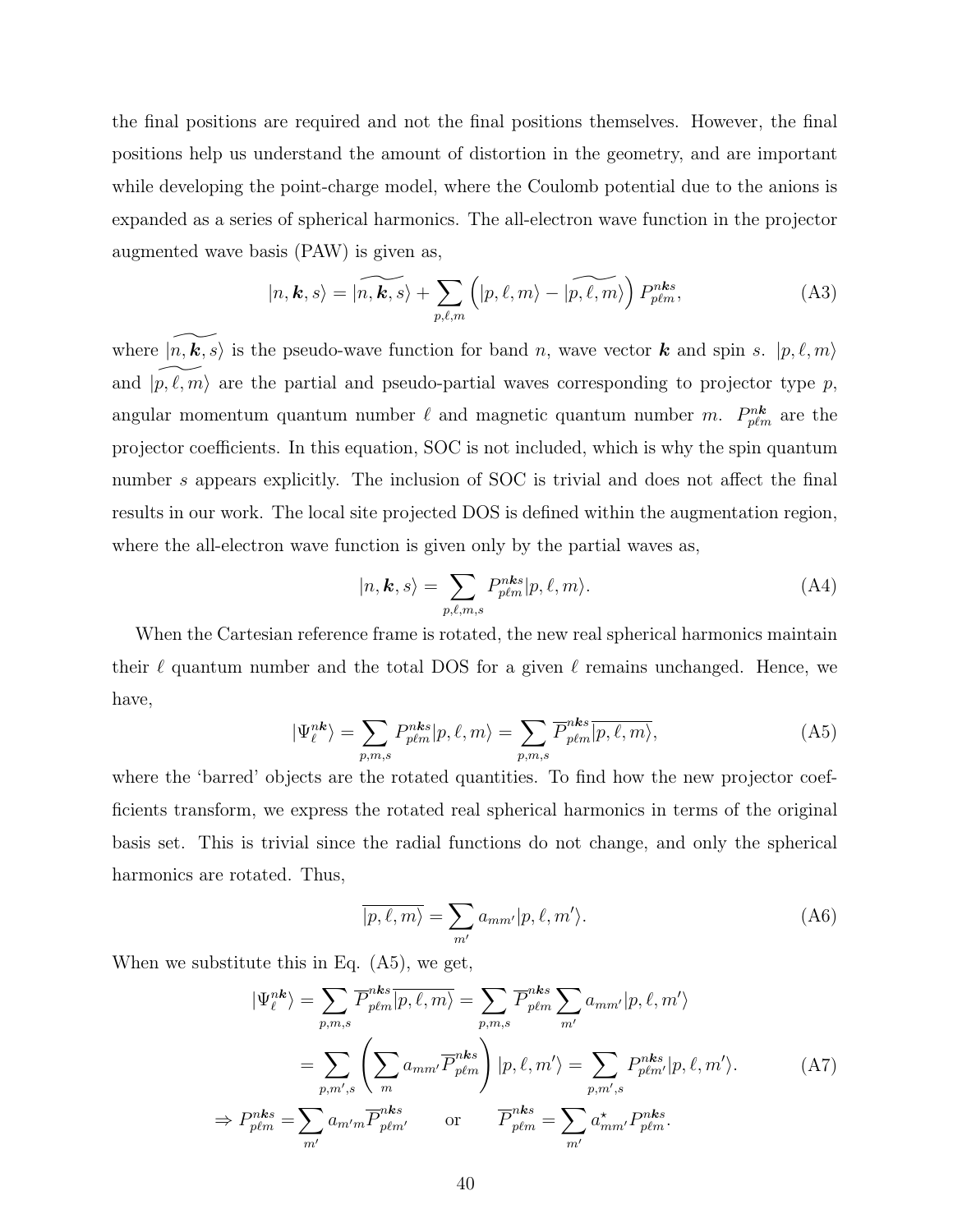the final positions are required and not the final positions themselves. However, the final positions help us understand the amount of distortion in the geometry, and are important while developing the point-charge model, where the Coulomb potential due to the anions is expanded as a series of spherical harmonics. The all-electron wave function in the projector augmented wave basis (PAW) is given as,

$$|n, \boldsymbol{k}, s\rangle = \widetilde{|n, \boldsymbol{k}, s\rangle} + \sum_{p,\ell,m} \left( |p, \ell, m\rangle - \widetilde{|p, \ell, m\rangle} \right) P^{n\boldsymbol{k}s}_{p\ell m}, \tag{A3}$$

where $\widetilde{|n, \boldsymbol{k}, s\rangle}$ is the pseudo-wave function for band $n$, wave vector $\boldsymbol{k}$ and spin $s$. $|p, \ell, m\rangle$ and $\widetilde{|p, \ell, m\rangle}$ are the partial and pseudo-partial waves corresponding to projector type $p$, angular momentum quantum number $\ell$ and magnetic quantum number $m$. $P^{n\boldsymbol{k}}_{p\ell m}$ are the projector coefficients. In this equation, SOC is not included, which is why the spin quantum number $s$ appears explicitly. The inclusion of SOC is trivial and does not affect the final results in our work. The local site projected DOS is defined within the augmentation region, where the all-electron wave function is given only by the partial waves as,

$$|n, \boldsymbol{k}, s\rangle = \sum_{p,\ell,m,s} P^{n\boldsymbol{k}s}_{p\ell m} |p, \ell, m\rangle. \tag{A4}$$

When the Cartesian reference frame is rotated, the new real spherical harmonics maintain their $\ell$ quantum number and the total DOS for a given $\ell$ remains unchanged. Hence, we have,

$$|\Psi^{n\boldsymbol{k}}_{\ell}\rangle = \sum_{p,m,s} P^{n\boldsymbol{k}s}_{p\ell m} |p, \ell, m\rangle = \sum_{p,m,s} \overline{P}^{n\boldsymbol{k}s}_{p\ell m} \overline{|p, \ell, m\rangle}, \tag{A5}$$

where the 'barred' objects are the rotated quantities. To find how the new projector coefficients transform, we express the rotated real spherical harmonics in terms of the original basis set. This is trivial since the radial functions do not change, and only the spherical harmonics are rotated. Thus,

$$\overline{|p, \ell, m\rangle} = \sum_{m'} a_{mm'} |p, \ell, m'\rangle. \tag{A6}$$

When we substitute this in Eq. (A5), we get,

$$\begin{aligned}
|\Psi^{n\boldsymbol{k}}_{\ell}\rangle &= \sum_{p,m,s} \overline{P}^{n\boldsymbol{k}s}_{p\ell m} \overline{|p, \ell, m\rangle} = \sum_{p,m,s} \overline{P}^{n\boldsymbol{k}s}_{p\ell m} \sum_{m'} a_{mm'} |p, \ell, m'\rangle \\
&= \sum_{p,m',s} \left( \sum_{m} a_{mm'} \overline{P}^{n\boldsymbol{k}s}_{p\ell m} \right) |p, \ell, m'\rangle = \sum_{p,m',s} P^{n\boldsymbol{k}s}_{p\ell m'} |p, \ell, m'\rangle. \qquad \text{(A7)} \\
\Rightarrow P^{n\boldsymbol{k}s}_{p\ell m} &= \sum_{m'} a_{m'm} \overline{P}^{n\boldsymbol{k}s}_{p\ell m'} \qquad \text{or} \qquad \overline{P}^{n\boldsymbol{k}s}_{p\ell m} = \sum_{m'} a^{\star}_{mm'} P^{n\boldsymbol{k}s}_{p\ell m}.
\end{aligned}$$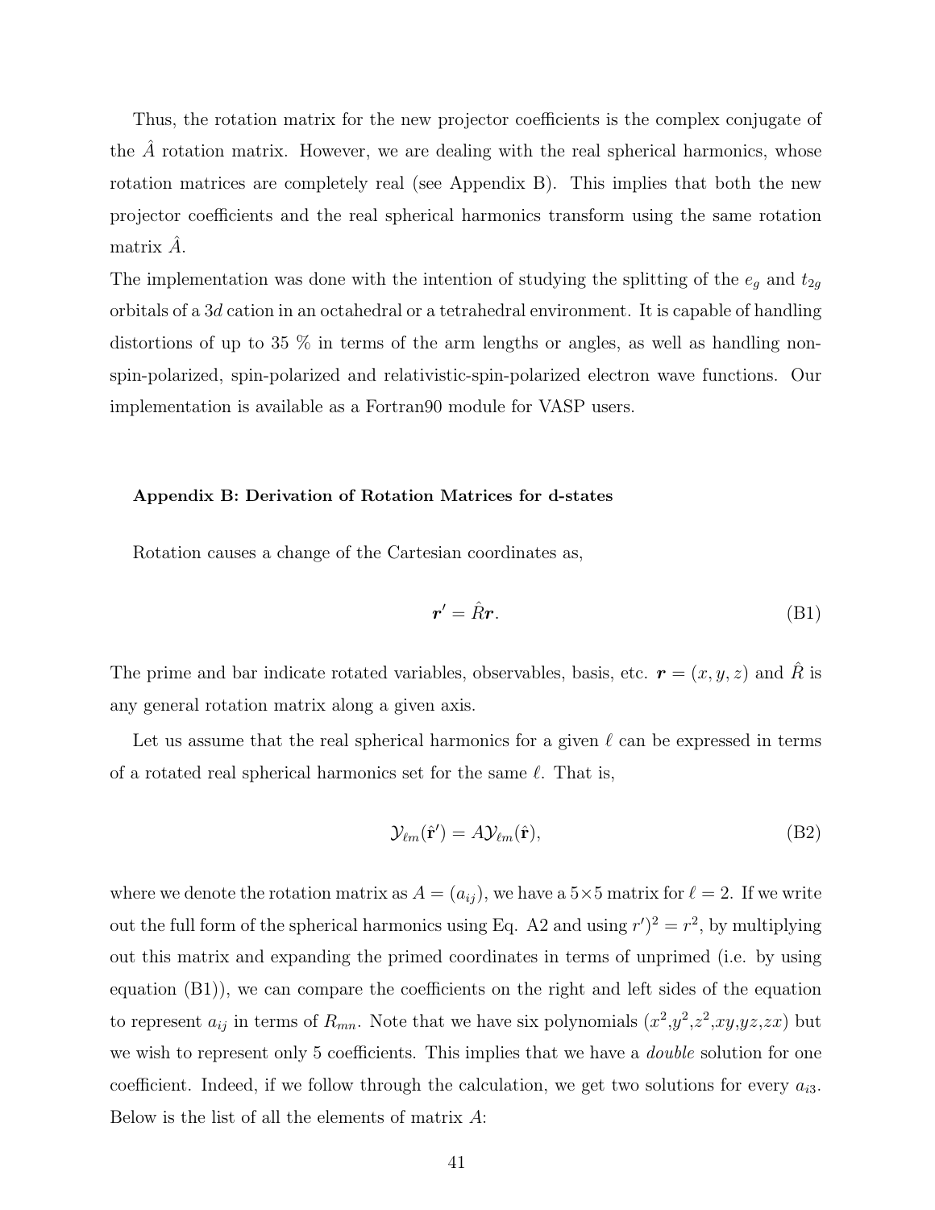Thus, the rotation matrix for the new projector coefficients is the complex conjugate of the $\hat{A}$ rotation matrix. However, we are dealing with the real spherical harmonics, whose rotation matrices are completely real (see Appendix B). This implies that both the new projector coefficients and the real spherical harmonics transform using the same rotation matrix $\hat{A}$.

The implementation was done with the intention of studying the splitting of the $e_g$ and $t_{2g}$ orbitals of a $3d$ cation in an octahedral or a tetrahedral environment. It is capable of handling distortions of up to 35 % in terms of the arm lengths or angles, as well as handling non-spin-polarized, spin-polarized and relativistic-spin-polarized electron wave functions. Our implementation is available as a Fortran90 module for VASP users.

#### Appendix B: Derivation of Rotation Matrices for d-states

Rotation causes a change of the Cartesian coordinates as,

$$\boldsymbol{r}' = \hat{R}\boldsymbol{r}. \tag{B1}$$

The prime and bar indicate rotated variables, observables, basis, etc. $\boldsymbol{r} = (x, y, z)$ and $\hat{R}$ is any general rotation matrix along a given axis.

Let us assume that the real spherical harmonics for a given $\ell$ can be expressed in terms of a rotated real spherical harmonics set for the same $\ell$. That is,

$$\mathcal{Y}_{\ell m}(\hat{\mathbf{r}}') = A\mathcal{Y}_{\ell m}(\hat{\mathbf{r}}), \tag{B2}$$

where we denote the rotation matrix as $A = (a_{ij})$, we have a $5 \times 5$ matrix for $\ell = 2$. If we write out the full form of the spherical harmonics using Eq. A2 and using $r')^2 = r^2$, by multiplying out this matrix and expanding the primed coordinates in terms of unprimed (i.e. by using equation (B1)), we can compare the coefficients on the right and left sides of the equation to represent $a_{ij}$ in terms of $R_{mn}$. Note that we have six polynomials ($x^2$,$y^2$,$z^2$,$xy$,$yz$,$zx$) but we wish to represent only 5 coefficients. This implies that we have a *double* solution for one coefficient. Indeed, if we follow through the calculation, we get two solutions for every $a_{i3}$. Below is the list of all the elements of matrix $A$: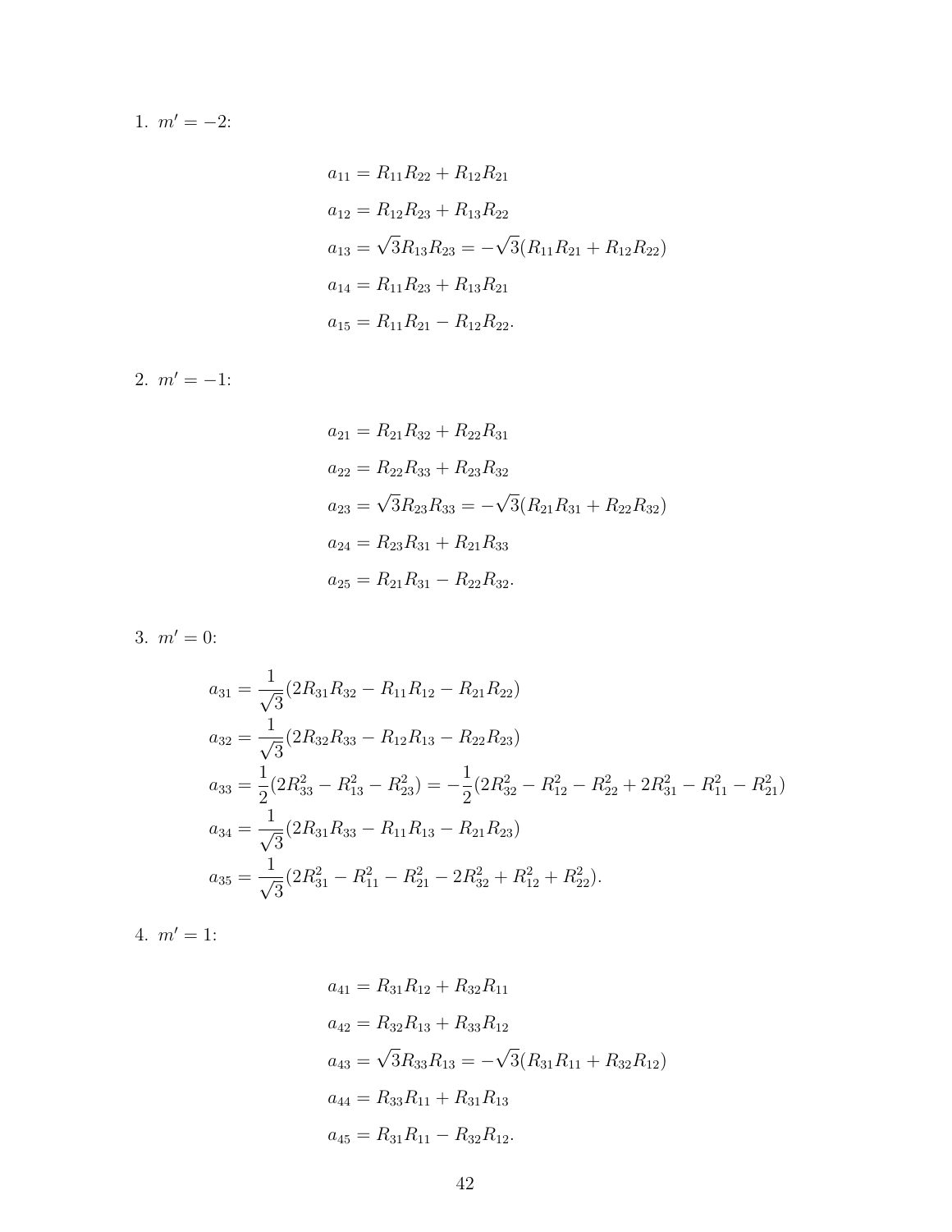1. $m' = -2$:

$$
\begin{aligned}
a_{11} &= R_{11}R_{22} + R_{12}R_{21} \\
a_{12} &= R_{12}R_{23} + R_{13}R_{22} \\
a_{13} &= \sqrt{3}R_{13}R_{23} = -\sqrt{3}(R_{11}R_{21} + R_{12}R_{22}) \\
a_{14} &= R_{11}R_{23} + R_{13}R_{21} \\
a_{15} &= R_{11}R_{21} - R_{12}R_{22}.
\end{aligned}
$$

2. $m' = -1$:

$$
\begin{aligned}
a_{21} &= R_{21}R_{32} + R_{22}R_{31} \\
a_{22} &= R_{22}R_{33} + R_{23}R_{32} \\
a_{23} &= \sqrt{3}R_{23}R_{33} = -\sqrt{3}(R_{21}R_{31} + R_{22}R_{32}) \\
a_{24} &= R_{23}R_{31} + R_{21}R_{33} \\
a_{25} &= R_{21}R_{31} - R_{22}R_{32}.
\end{aligned}
$$

3. $m' = 0$:

$$
\begin{aligned}
a_{31} &= \frac{1}{\sqrt{3}}(2R_{31}R_{32} - R_{11}R_{12} - R_{21}R_{22}) \\
a_{32} &= \frac{1}{\sqrt{3}}(2R_{32}R_{33} - R_{12}R_{13} - R_{22}R_{23}) \\
a_{33} &= \frac{1}{2}(2R_{33}^2 - R_{13}^2 - R_{23}^2) = -\frac{1}{2}(2R_{32}^2 - R_{12}^2 - R_{22}^2 + 2R_{31}^2 - R_{11}^2 - R_{21}^2) \\
a_{34} &= \frac{1}{\sqrt{3}}(2R_{31}R_{33} - R_{11}R_{13} - R_{21}R_{23}) \\
a_{35} &= \frac{1}{\sqrt{3}}(2R_{31}^2 - R_{11}^2 - R_{21}^2 - 2R_{32}^2 + R_{12}^2 + R_{22}^2).
\end{aligned}
$$

4. $m' = 1$:

$$
\begin{aligned}
a_{41} &= R_{31}R_{12} + R_{32}R_{11} \\
a_{42} &= R_{32}R_{13} + R_{33}R_{12} \\
a_{43} &= \sqrt{3}R_{33}R_{13} = -\sqrt{3}(R_{31}R_{11} + R_{32}R_{12}) \\
a_{44} &= R_{33}R_{11} + R_{31}R_{13} \\
a_{45} &= R_{31}R_{11} - R_{32}R_{12}.
\end{aligned}
$$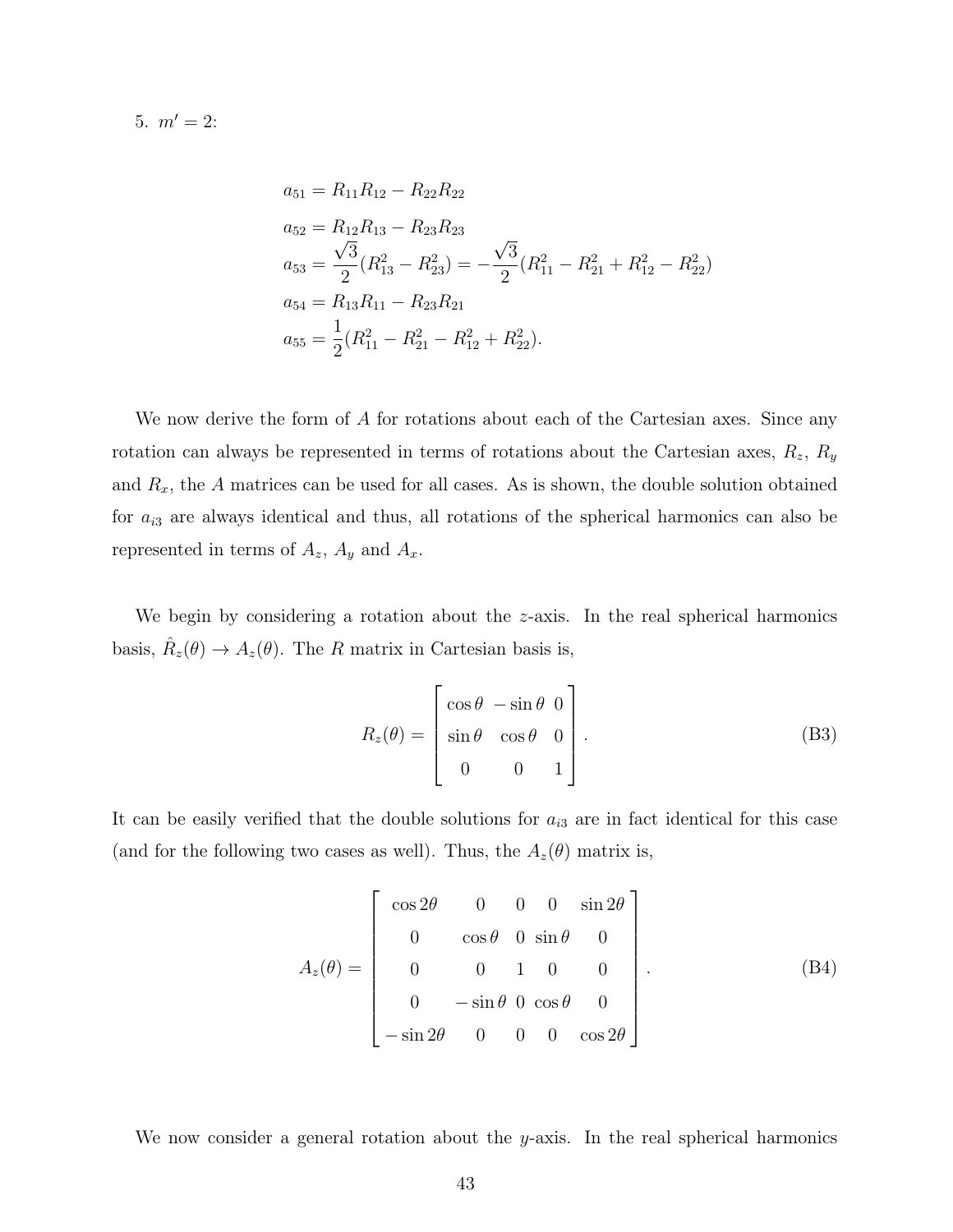5. $m' = 2$:

$$
\begin{aligned}
a_{51} &= R_{11}R_{12} - R_{22}R_{22} \\
a_{52} &= R_{12}R_{13} - R_{23}R_{23} \\
a_{53} &= \frac{\sqrt{3}}{2}(R_{13}^2 - R_{23}^2) = -\frac{\sqrt{3}}{2}(R_{11}^2 - R_{21}^2 + R_{12}^2 - R_{22}^2) \\
a_{54} &= R_{13}R_{11} - R_{23}R_{21} \\
a_{55} &= \frac{1}{2}(R_{11}^2 - R_{21}^2 - R_{12}^2 + R_{22}^2).
\end{aligned}
$$

We now derive the form of $A$ for rotations about each of the Cartesian axes. Since any rotation can always be represented in terms of rotations about the Cartesian axes, $R_z$, $R_y$ and $R_x$, the $A$ matrices can be used for all cases. As is shown, the double solution obtained for $a_{i3}$ are always identical and thus, all rotations of the spherical harmonics can also be represented in terms of $A_z$, $A_y$ and $A_x$.

We begin by considering a rotation about the $z$-axis. In the real spherical harmonics basis, $\hat{R}_z(\theta) \rightarrow A_z(\theta)$. The $R$ matrix in Cartesian basis is,

$$
R_z(\theta) = \begin{bmatrix} \cos\theta & -\sin\theta & 0 \\ \sin\theta & \cos\theta & 0 \\ 0 & 0 & 1 \end{bmatrix}. \tag{B3}
$$

It can be easily verified that the double solutions for $a_{i3}$ are in fact identical for this case (and for the following two cases as well). Thus, the $A_z(\theta)$ matrix is,

$$
A_z(\theta) = \begin{bmatrix} \cos 2\theta & 0 & 0 & 0 & \sin 2\theta \\ 0 & \cos\theta & 0 & \sin\theta & 0 \\ 0 & 0 & 1 & 0 & 0 \\ 0 & -\sin\theta & 0 & \cos\theta & 0 \\ -\sin 2\theta & 0 & 0 & 0 & \cos 2\theta \end{bmatrix}. \tag{B4}
$$

We now consider a general rotation about the $y$-axis. In the real spherical harmonics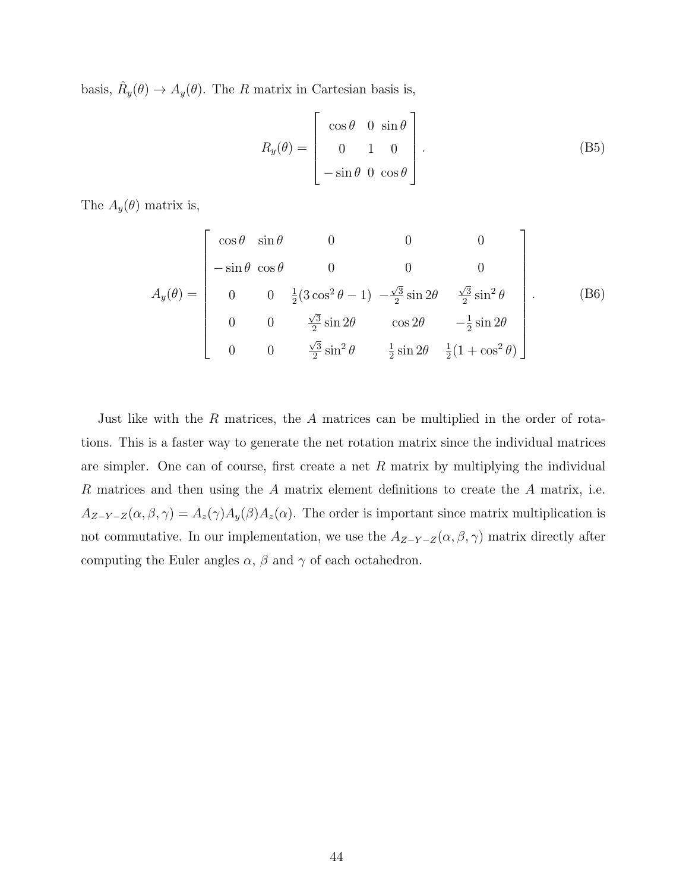basis, $\hat{R}_y(\theta) \rightarrow A_y(\theta)$. The $R$ matrix in Cartesian basis is,

$$R_y(\theta) = \begin{bmatrix} \cos\theta & 0 & \sin\theta \\ 0 & 1 & 0 \\ -\sin\theta & 0 & \cos\theta \end{bmatrix}. \tag{B5}$$

The $A_y(\theta)$ matrix is,

$$A_y(\theta) = \begin{bmatrix} \cos\theta & \sin\theta & 0 & 0 & 0 \\ -\sin\theta & \cos\theta & 0 & 0 & 0 \\ 0 & 0 & \frac{1}{2}(3\cos^2\theta - 1) & -\frac{\sqrt{3}}{2}\sin 2\theta & \frac{\sqrt{3}}{2}\sin^2\theta \\ 0 & 0 & \frac{\sqrt{3}}{2}\sin 2\theta & \cos 2\theta & -\frac{1}{2}\sin 2\theta \\ 0 & 0 & \frac{\sqrt{3}}{2}\sin^2\theta & \frac{1}{2}\sin 2\theta & \frac{1}{2}(1+\cos^2\theta) \end{bmatrix}. \tag{B6}$$

Just like with the $R$ matrices, the $A$ matrices can be multiplied in the order of rotations. This is a faster way to generate the net rotation matrix since the individual matrices are simpler. One can of course, first create a net $R$ matrix by multiplying the individual $R$ matrices and then using the $A$ matrix element definitions to create the $A$ matrix, i.e. $A_{Z-Y-Z}(\alpha, \beta, \gamma) = A_z(\gamma)A_y(\beta)A_z(\alpha)$. The order is important since matrix multiplication is not commutative. In our implementation, we use the $A_{Z-Y-Z}(\alpha, \beta, \gamma)$ matrix directly after computing the Euler angles $\alpha$, $\beta$ and $\gamma$ of each octahedron.